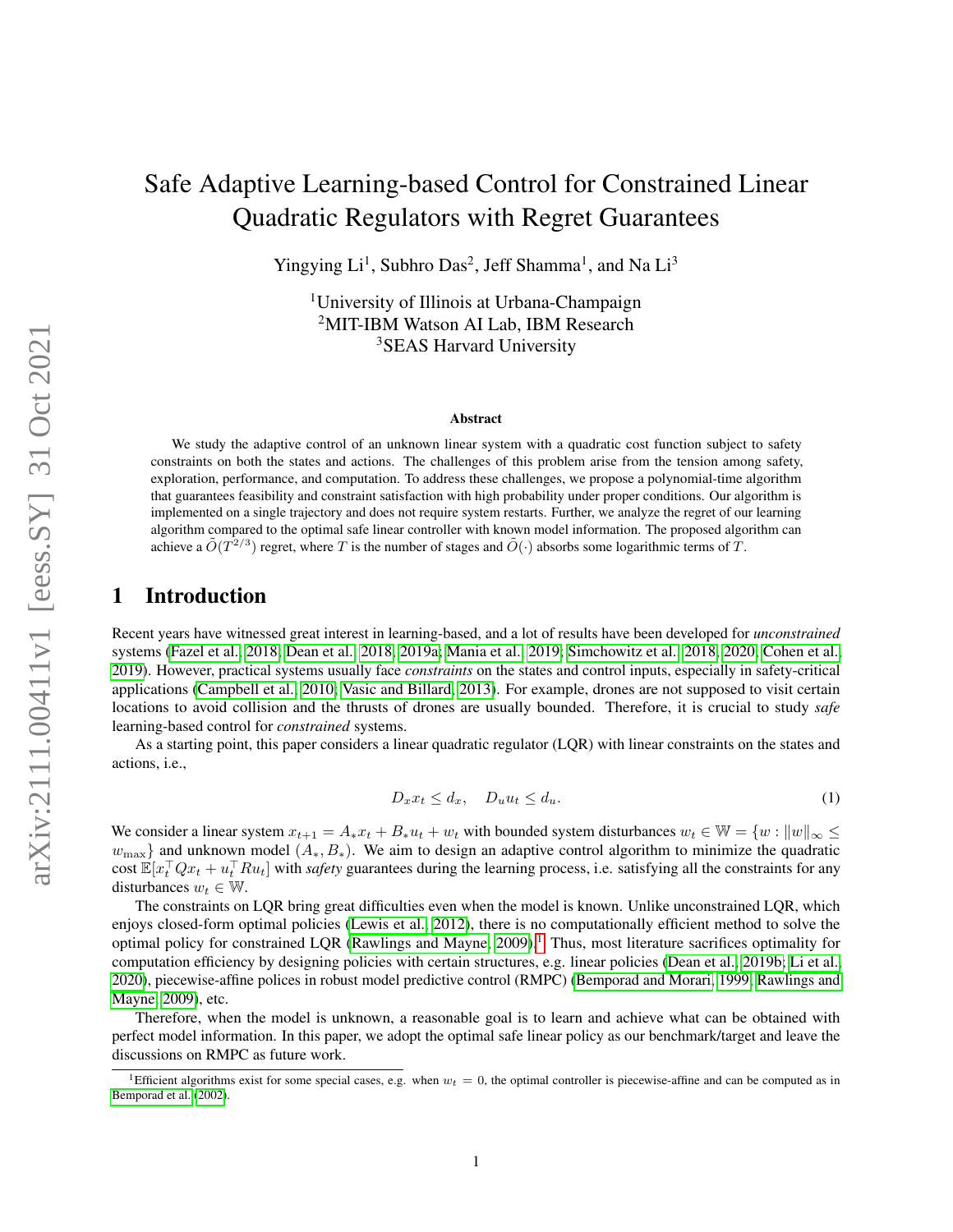# Safe Adaptive Learning-based Control for Constrained Linear Quadratic Regulators with Regret Guarantees

Yingying Li[1], Subhro Das[2], Jeff Shamma[1], and Na Li[3]

[1]University of Illinois at Urbana-Champaign
[2]MIT-IBM Watson AI Lab, IBM Research
[3]SEAS Harvard University

### Abstract

We study the adaptive control of an unknown linear system with a quadratic cost function subject to safety constraints on both the states and actions. The challenges of this problem arise from the tension among safety, exploration, performance, and computation. To address these challenges, we propose a polynomial-time algorithm that guarantees feasibility and constraint satisfaction with high probability under proper conditions. Our algorithm is implemented on a single trajectory and does not require system restarts. Further, we analyze the regret of our learning algorithm compared to the optimal safe linear controller with known model information. The proposed algorithm can achieve a $\tilde{O}(T^{2/3})$ regret, where $T$ is the number of stages and $\tilde{O}(\cdot)$ absorbs some logarithmic terms of $T$.

## 1 Introduction

Recent years have witnessed great interest in learning-based, and a lot of results have been developed for *unconstrained* systems (Fazel et al., 2018; Dean et al., 2018, 2019a; Mania et al., 2019; Simchowitz et al., 2018, 2020; Cohen et al., 2019). However, practical systems usually face *constraints* on the states and control inputs, especially in safety-critical applications (Campbell et al., 2010; Vasic and Billard, 2013). For example, drones are not supposed to visit certain locations to avoid collision and the thrusts of drones are usually bounded. Therefore, it is crucial to study *safe* learning-based control for *constrained* systems.

As a starting point, this paper considers a linear quadratic regulator (LQR) with linear constraints on the states and actions, i.e.,

$$D_x x_t \leq d_x, \quad D_u u_t \leq d_u. \tag{1}$$

We consider a linear system $x_{t+1} = A_* x_t + B_* u_t + w_t$ with bounded system disturbances $w_t \in \mathbb{W} = \{w : \|w\|_\infty \leq w_{\max}\}$ and unknown model $(A_*, B_*)$. We aim to design an adaptive control algorithm to minimize the quadratic cost $\mathbb{E}[x_t^\top Q x_t + u_t^\top R u_t]$ with *safety* guarantees during the learning process, i.e. satisfying all the constraints for any disturbances $w_t \in \mathbb{W}$.

The constraints on LQR bring great difficulties even when the model is known. Unlike unconstrained LQR, which enjoys closed-form optimal policies (Lewis et al., 2012), there is no computationally efficient method to solve the optimal policy for constrained LQR (Rawlings and Mayne, 2009).[1] Thus, most literature sacrifices optimality for computation efficiency by designing policies with certain structures, e.g. linear policies (Dean et al., 2019b; Li et al., 2020), piecewise-affine polices in robust model predictive control (RMPC) (Bemporad and Morari, 1999; Rawlings and Mayne, 2009), etc.

Therefore, when the model is unknown, a reasonable goal is to learn and achieve what can be obtained with perfect model information. In this paper, we adopt the optimal safe linear policy as our benchmark/target and leave the discussions on RMPC as future work.

[1]Efficient algorithms exist for some special cases, e.g. when $w_t = 0$, the optimal controller is piecewise-affine and can be computed as in Bemporad et al. (2002).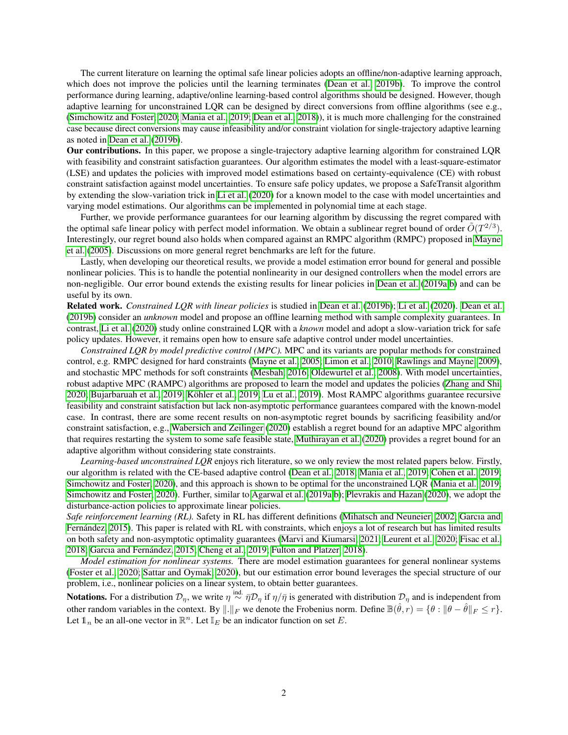The current literature on learning the optimal safe linear policies adopts an offline/non-adaptive learning approach, which does not improve the policies until the learning terminates (Dean et al., 2019b). To improve the control performance during learning, adaptive/online learning-based control algorithms should be designed. However, though adaptive learning for unconstrained LQR can be designed by direct conversions from offline algorithms (see e.g., (Simchowitz and Foster, 2020; Mania et al., 2019; Dean et al., 2018)), it is much more challenging for the constrained case because direct conversions may cause infeasibility and/or constraint violation for single-trajectory adaptive learning as noted in Dean et al. (2019b).

**Our contributions.** In this paper, we propose a single-trajectory adaptive learning algorithm for constrained LQR with feasibility and constraint satisfaction guarantees. Our algorithm estimates the model with a least-square-estimator (LSE) and updates the policies with improved model estimations based on certainty-equivalence (CE) with robust constraint satisfaction against model uncertainties. To ensure safe policy updates, we propose a SafeTransit algorithm by extending the slow-variation trick in Li et al. (2020) for a known model to the case with model uncertainties and varying model estimations. Our algorithms can be implemented in polynomial time at each stage.

Further, we provide performance guarantees for our learning algorithm by discussing the regret compared with the optimal safe linear policy with perfect model information. We obtain a sublinear regret bound of order $\tilde{O}(T^{2/3})$. Interestingly, our regret bound also holds when compared against an RMPC algorithm (RMPC) proposed in Mayne et al. (2005). Discussions on more general regret benchmarks are left for the future.

Lastly, when developing our theoretical results, we provide a model estimation error bound for general and possible nonlinear policies. This is to handle the potential nonlinearity in our designed controllers when the model errors are non-negligible. Our error bound extends the existing results for linear policies in Dean et al. (2019a,b) and can be useful by its own.

**Related work.** *Constrained LQR with linear policies* is studied in Dean et al. (2019b); Li et al. (2020). Dean et al. (2019b) consider an *unknown* model and propose an offline learning method with sample complexity guarantees. In contrast, Li et al. (2020) study online constrained LQR with a *known* model and adopt a slow-variation trick for safe policy updates. However, it remains open how to ensure safe adaptive control under model uncertainties.

*Constrained LQR by model predictive control (MPC).* MPC and its variants are popular methods for constrained control, e.g. RMPC designed for hard constraints (Mayne et al., 2005; Limon et al., 2010; Rawlings and Mayne, 2009), and stochastic MPC methods for soft constraints (Mesbah, 2016; Oldewurtel et al., 2008). With model uncertainties, robust adaptive MPC (RAMPC) algorithms are proposed to learn the model and updates the policies (Zhang and Shi, 2020; Bujarbaruah et al., 2019; Köhler et al., 2019; Lu et al., 2019). Most RAMPC algorithms guarantee recursive feasibility and constraint satisfaction but lack non-asymptotic performance guarantees compared with the known-model case. In contrast, there are some recent results on non-asymptotic regret bounds by sacrificing feasibility and/or constraint satisfaction, e.g., Wabersich and Zeilinger (2020) establish a regret bound for an adaptive MPC algorithm that requires restarting the system to some safe feasible state, Muthirayan et al. (2020) provides a regret bound for an adaptive algorithm without considering state constraints.

*Learning-based unconstrained LQR* enjoys rich literature, so we only review the most related papers below. Firstly, our algorithm is related with the CE-based adaptive control (Dean et al., 2018; Mania et al., 2019; Cohen et al., 2019; Simchowitz and Foster, 2020), and this approach is shown to be optimal for the unconstrained LQR (Mania et al., 2019; Simchowitz and Foster, 2020). Further, similar to Agarwal et al. (2019a,b); Plevrakis and Hazan (2020), we adopt the disturbance-action policies to approximate linear policies.

*Safe reinforcement learning (RL).* Safety in RL has different definitions (Mihatsch and Neuneier, 2002; Garcıa and Fernández, 2015). This paper is related with RL with constraints, which enjoys a lot of research but has limited results on both safety and non-asymptotic optimality guarantees (Marvi and Kiumarsi, 2021; Leurent et al., 2020; Fisac et al., 2018; Garcıa and Fernández, 2015; Cheng et al., 2019; Fulton and Platzer, 2018).

*Model estimation for nonlinear systems.* There are model estimation guarantees for general nonlinear systems (Foster et al., 2020; Sattar and Oymak, 2020), but our estimation error bound leverages the special structure of our problem, i.e., nonlinear policies on a linear system, to obtain better guarantees.

**Notations.** For a distribution $\mathcal{D}_\eta$, we write $\eta \overset{\text{ind.}}{\sim} \bar{\eta}\mathcal{D}_\eta$ if $\eta/\bar{\eta}$ is generated with distribution $\mathcal{D}_\eta$ and is independent from other random variables in the context. By $\|.\|_F$ we denote the Frobenius norm. Define $\mathbb{B}(\hat{\theta}, r) = \{\theta : \|\theta - \hat{\theta}\|_F \leq r\}$. Let $\mathbb{1}_n$ be an all-one vector in $\mathbb{R}^n$. Let $\mathbb{I}_E$ be an indicator function on set $E$.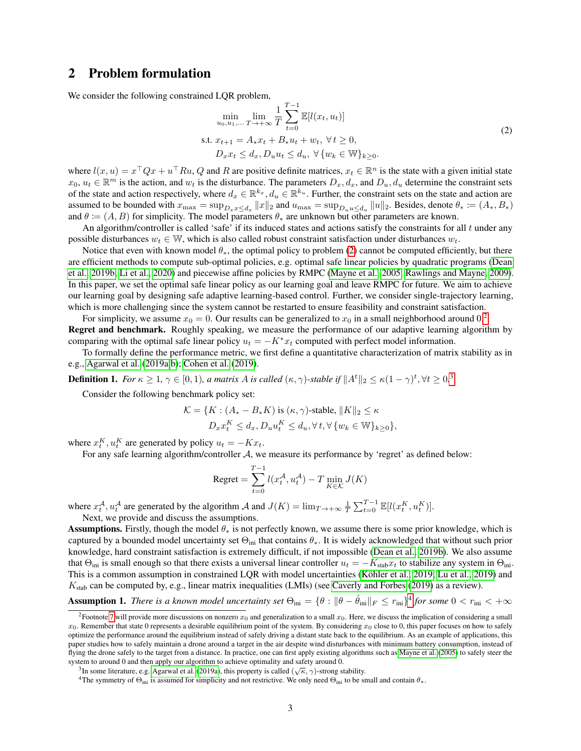## 2 Problem formulation

We consider the following constrained LQR problem,

$$
\begin{aligned}
\min_{u_0,u_1,\dots} \lim_{T\to+\infty} & \frac{1}{T}\sum_{t=0}^{T-1} \mathbb{E}[l(x_t,u_t)] \\
\text{s.t. } & x_{t+1} = A_* x_t + B_* u_t + w_t, \ \forall\, t\geq 0, \\
& D_x x_t \leq d_x, D_u u_t \leq d_u, \ \forall\, \{w_k \in \mathbb{W}\}_{k\geq 0}.
\end{aligned} \tag{2}
$$

where $l(x,u) = x^\top Q x + u^\top R u$, $Q$ and $R$ are positive definite matrices, $x_t \in \mathbb{R}^n$ is the state with a given initial state $x_0$, $u_t \in \mathbb{R}^m$ is the action, and $w_t$ is the disturbance. The parameters $D_x, d_x$, and $D_u, d_u$ determine the constraint sets of the state and action respectively, where $d_x \in \mathbb{R}^{k_x}, d_u \in \mathbb{R}^{k_u}$. Further, the constraint sets on the state and action are assumed to be bounded with $x_{\max} = \sup_{D_x x \leq d_x} \|x\|_2$ and $u_{\max} = \sup_{D_u u \leq d_u} \|u\|_2$. Besides, denote $\theta_* := (A_*, B_*)$ and $\theta := (A, B)$ for simplicity. The model parameters $\theta_*$ are unknown but other parameters are known.

An algorithm/controller is called 'safe' if its induced states and actions satisfy the constraints for all $t$ under any possible disturbances $w_t \in \mathbb{W}$, which is also called robust constraint satisfaction under disturbances $w_t$.

Notice that even with known model $\theta_*$, the optimal policy to problem (2) cannot be computed efficiently, but there are efficient methods to compute sub-optimal policies, e.g. optimal safe linear policies by quadratic programs (Dean et al., 2019b; Li et al., 2020) and piecewise affine policies by RMPC (Mayne et al., 2005; Rawlings and Mayne, 2009). In this paper, we set the optimal safe linear policy as our learning goal and leave RMPC for future. We aim to achieve our learning goal by designing safe adaptive learning-based control. Further, we consider single-trajectory learning, which is more challenging since the system cannot be restarted to ensure feasibility and constraint satisfaction.

For simplicity, we assume $x_0 = 0$. Our results can be generalized to $x_0$ in a small neighborhood around 0.[2]

**Regret and benchmark.** Roughly speaking, we measure the performance of our adaptive learning algorithm by comparing with the optimal safe linear policy $u_t = -K^* x_t$ computed with perfect model information.

To formally define the performance metric, we first define a quantitative characterization of matrix stability as in e.g., Agarwal et al. (2019a,b); Cohen et al. (2019).

**Definition 1.** *For $\kappa \geq 1$, $\gamma \in [0, 1)$, a matrix $A$ is called $(\kappa, \gamma)$-stable if $\|A^t\|_2 \leq \kappa(1-\gamma)^t, \forall t \geq 0$.*[3]

Consider the following benchmark policy set:

$$
\begin{aligned}
\mathcal{K} = \{K : (A_* - B_* K) \text{ is } (\kappa,\gamma)\text{-stable}, \|K\|_2 \leq \kappa \\
D_x x_t^K \leq d_x, D_u u_t^K \leq d_u, \forall\, t, \forall\, \{w_k \in \mathbb{W}\}_{k\geq 0}\},
\end{aligned}
$$

where $x_t^K, u_t^K$ are generated by policy $u_t = -K x_t$.

For any safe learning algorithm/controller $\mathcal{A}$, we measure its performance by 'regret' as defined below:

$$
\text{Regret} = \sum_{t=0}^{T-1} l(x_t^{\mathcal{A}}, u_t^{\mathcal{A}}) - T \min_{K\in\mathcal{K}} J(K)
$$

where $x_t^{\mathcal{A}}, u_t^{\mathcal{A}}$ are generated by the algorithm $\mathcal{A}$ and $J(K) = \lim_{T\to+\infty} \frac{1}{T}\sum_{t=0}^{T-1} \mathbb{E}[l(x_t^K, u_t^K)]$.

Next, we provide and discuss the assumptions.

**Assumptions.** Firstly, though the model $\theta_*$ is not perfectly known, we assume there is some prior knowledge, which is captured by a bounded model uncertainty set $\Theta_{\text{ini}}$ that contains $\theta_*$. It is widely acknowledged that without such prior knowledge, hard constraint satisfaction is extremely difficult, if not impossible (Dean et al., 2019b). We also assume that $\Theta_{\text{ini}}$ is small enough so that there exists a universal linear controller $u_t = -K_{\text{stab}} x_t$ to stabilize any system in $\Theta_{\text{ini}}$. This is a common assumption in constrained LQR with model uncertainties (Köhler et al., 2019; Lu et al., 2019) and $K_{\text{stab}}$ can be computed by, e.g., linear matrix inequalities (LMIs) (see Caverly and Forbes (2019) as a review).

**Assumption 1.** *There is a known model uncertainty set $\Theta_{\text{ini}} = \{\theta : \|\theta - \hat{\theta}_{\text{ini}}\|_F \leq r_{\text{ini}}\}$*[4] *for some $0 < r_{\text{ini}} < +\infty$*

---

[2] Footnote 7 will provide more discussions on nonzero $x_0$ and generalization to a small $x_0$. Here, we discuss the implication of considering a small $x_0$. Remember that state 0 represents a desirable equilibrium point of the system. By considering $x_0$ close to 0, this paper focuses on how to safely optimize the performance around the equilibrium instead of safely driving a distant state back to the equilibrium. As an example of applications, this paper studies how to safely maintain a drone around a target in the air despite wind disturbances with minimum battery consumption, instead of flying the drone safely to the target from a distance. In practice, one can first apply existing algorithms such as Mayne et al. (2005) to safely steer the system to around 0 and then apply our algorithm to achieve optimality and safety around 0.

[3] In some literature, e.g. Agarwal et al. (2019a), this property is called $(\sqrt{\kappa}, \gamma)$-strong stability.

[4] The symmetry of $\Theta_{\text{ini}}$ is assumed for simplicity and not restrictive. We only need $\Theta_{\text{ini}}$ to be small and contain $\theta_*$.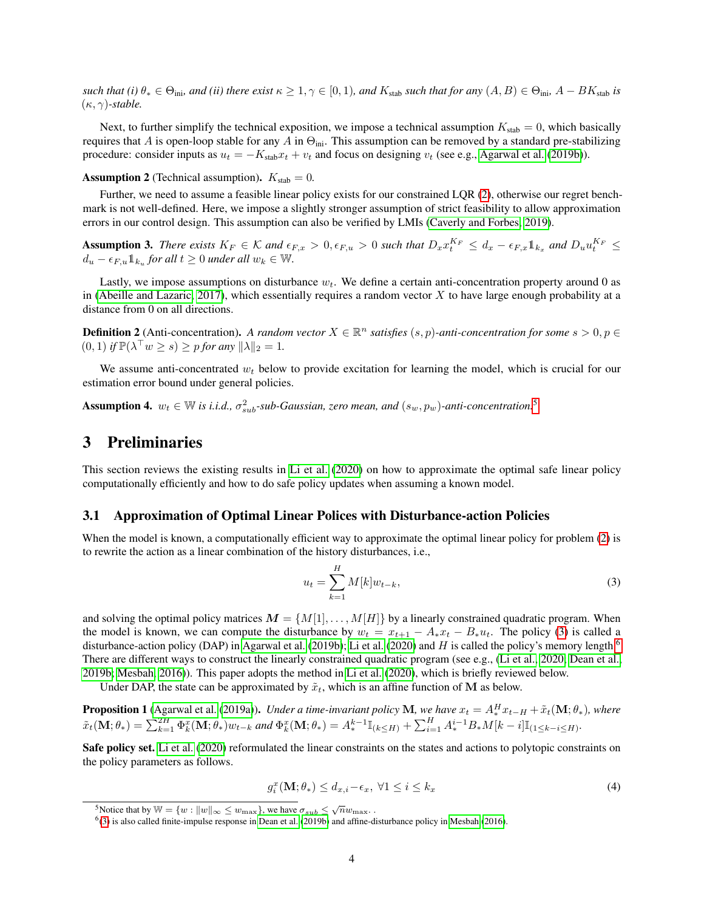*such that (i) $\theta_* \in \Theta_{\text{ini}}$, and (ii) there exist $\kappa \geq 1, \gamma \in [0, 1)$, and $K_{\text{stab}}$ such that for any $(A, B) \in \Theta_{\text{ini}}$, $A - BK_{\text{stab}}$ is $(\kappa, \gamma)$-stable.*

Next, to further simplify the technical exposition, we impose a technical assumption $K_{\text{stab}} = 0$, which basically requires that $A$ is open-loop stable for any $A$ in $\Theta_{\text{ini}}$. This assumption can be removed by a standard pre-stabilizing procedure: consider inputs as $u_t = -K_{\text{stab}} x_t + v_t$ and focus on designing $v_t$ (see e.g., Agarwal et al. (2019b)).

**Assumption 2** (Technical assumption). $K_{\text{stab}} = 0$.

Further, we need to assume a feasible linear policy exists for our constrained LQR (2), otherwise our regret benchmark is not well-defined. Here, we impose a slightly stronger assumption of strict feasibility to allow approximation errors in our control design. This assumption can also be verified by LMIs (Caverly and Forbes, 2019).

**Assumption 3.** *There exists $K_F \in \mathcal{K}$ and $\epsilon_{F,x} > 0, \epsilon_{F,u} > 0$ such that $D_x x_t^{K_F} \leq d_x - \epsilon_{F,x} \mathbb{1}_{k_x}$ and $D_u u_t^{K_F} \leq d_u - \epsilon_{F,u} \mathbb{1}_{k_u}$ for all $t \geq 0$ under all $w_k \in \mathbb{W}$.*

Lastly, we impose assumptions on disturbance $w_t$. We define a certain anti-concentration property around 0 as in (Abeille and Lazaric, 2017), which essentially requires a random vector $X$ to have large enough probability at a distance from 0 on all directions.

**Definition 2** (Anti-concentration). *A random vector $X \in \mathbb{R}^n$ satisfies $(s, p)$-anti-concentration for some $s > 0, p \in (0, 1)$ if $\mathbb{P}(\lambda^\top w \geq s) \geq p$ for any $\|\lambda\|_2 = 1$.*

We assume anti-concentrated $w_t$ below to provide excitation for learning the model, which is crucial for our estimation error bound under general policies.

**Assumption 4.** *$w_t \in \mathbb{W}$ is i.i.d., $\sigma_{sub}^2$-sub-Gaussian, zero mean, and $(s_w, p_w)$-anti-concentration.*[5]

# 3 Preliminaries

This section reviews the existing results in Li et al. (2020) on how to approximate the optimal safe linear policy computationally efficiently and how to do safe policy updates when assuming a known model.

## 3.1 Approximation of Optimal Linear Polices with Disturbance-action Policies

When the model is known, a computationally efficient way to approximate the optimal linear policy for problem (2) is to rewrite the action as a linear combination of the history disturbances, i.e.,

$$u_t = \sum_{k=1}^{H} M[k] w_{t-k}, \tag{3}$$

and solving the optimal policy matrices $\boldsymbol{M} = \{M[1], \ldots, M[H]\}$ by a linearly constrained quadratic program. When the model is known, we can compute the disturbance by $w_t = x_{t+1} - A_* x_t - B_* u_t$. The policy (3) is called a disturbance-action policy (DAP) in Agarwal et al. (2019b); Li et al. (2020) and $H$ is called the policy's memory length.[6] There are different ways to construct the linearly constrained quadratic program (see e.g., (Li et al., 2020; Dean et al., 2019b; Mesbah, 2016)). This paper adopts the method in Li et al. (2020), which is briefly reviewed below.

Under DAP, the state can be approximated by $\tilde{x}_t$, which is an affine function of $\mathbf{M}$ as below.

**Proposition 1** (Agarwal et al. (2019a)). *Under a time-invariant policy $\mathbf{M}$, we have $x_t = A_*^H x_{t-H} + \tilde{x}_t(\mathbf{M}; \theta_*)$, where $\tilde{x}_t(\mathbf{M}; \theta_*) = \sum_{k=1}^{2H} \Phi_k^x(\mathbf{M}; \theta_*) w_{t-k}$ and $\Phi_k^x(\mathbf{M}; \theta_*) = A_*^{k-1} \mathbb{I}_{(k \leq H)} + \sum_{i=1}^{H} A_*^{i-1} B_* M[k-i] \mathbb{I}_{(1 \leq k-i \leq H)}$.*

**Safe policy set.** Li et al. (2020) reformulated the linear constraints on the states and actions to polytopic constraints on the policy parameters as follows.

$$g_i^x(\mathbf{M}; \theta_*) \leq d_{x,i} - \epsilon_x, \; \forall 1 \leq i \leq k_x \tag{4}$$

[5] Notice that by $\mathbb{W} = \{w : \|w\|_\infty \leq w_{\max}\}$, we have $\sigma_{sub} \leq \sqrt{n} w_{\max}$. .

[6] (3) is also called finite-impulse response in Dean et al. (2019b) and affine-disturbance policy in Mesbah (2016).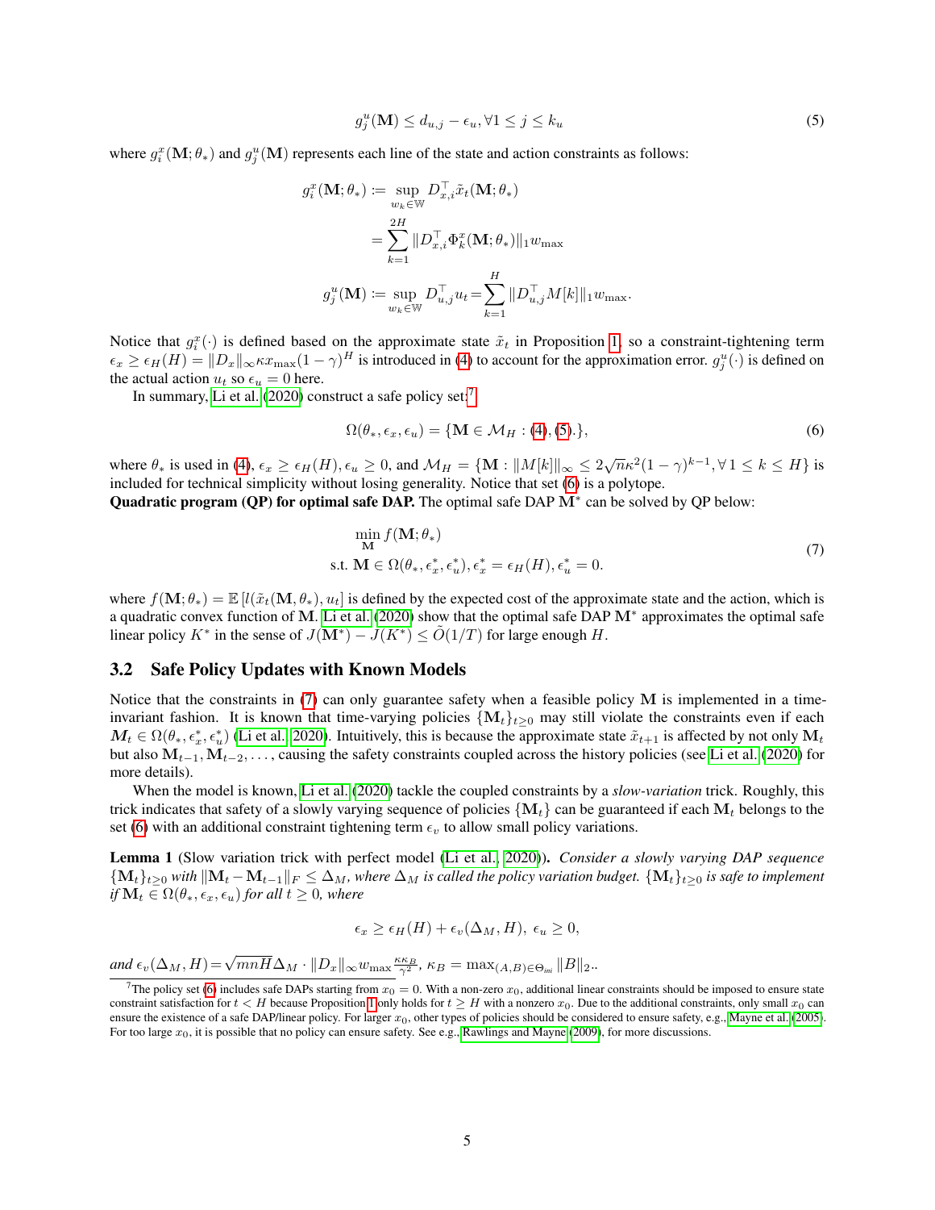$$g_j^u(\mathbf{M}) \leq d_{u,j} - \epsilon_u, \forall 1 \leq j \leq k_u \tag{5}$$

where $g_i^x(\mathbf{M};\theta_*)$ and $g_j^u(\mathbf{M})$ represents each line of the state and action constraints as follows:

$$\begin{aligned} g_i^x(\mathbf{M};\theta_*) &:= \sup_{w_k \in \mathbb{W}} D_{x,i}^\top \tilde{x}_t(\mathbf{M};\theta_*) \\ &= \sum_{k=1}^{2H} \|D_{x,i}^\top \Phi_k^x(\mathbf{M};\theta_*)\|_1 w_{\max} \\ g_j^u(\mathbf{M}) &:= \sup_{w_k \in \mathbb{W}} D_{u,j}^\top u_t = \sum_{k=1}^{H} \|D_{u,j}^\top M[k]\|_1 w_{\max}. \end{aligned}$$

Notice that $g_i^x(\cdot)$ is defined based on the approximate state $\tilde{x}_t$ in Proposition 1, so a constraint-tightening term $\epsilon_x \geq \epsilon_H(H) = \|D_x\|_\infty \kappa x_{\max}(1-\gamma)^H$ is introduced in (4) to account for the approximation error. $g_j^u(\cdot)$ is defined on the actual action $u_t$ so $\epsilon_u = 0$ here.

In summary, Li et al. (2020) construct a safe policy set:[7]

$$\Omega(\theta_*, \epsilon_x, \epsilon_u) = \{\mathbf{M} \in \mathcal{M}_H : (4), (5).\}, \tag{6}$$

where $\theta_*$ is used in (4), $\epsilon_x \geq \epsilon_H(H), \epsilon_u \geq 0$, and $\mathcal{M}_H = \{\mathbf{M} : \|M[k]\|_\infty \leq 2\sqrt{n}\kappa^2(1-\gamma)^{k-1}, \forall 1 \leq k \leq H\}$ is included for technical simplicity without losing generality. Notice that set (6) is a polytope.

**Quadratic program (QP) for optimal safe DAP.** The optimal safe DAP $\mathbf{M}^*$ can be solved by QP below:

$$\begin{aligned} &\min_{\mathbf{M}} f(\mathbf{M};\theta_*) \\ &\text{s.t. } \mathbf{M} \in \Omega(\theta_*, \epsilon_x^*, \epsilon_u^*), \epsilon_x^* = \epsilon_H(H), \epsilon_u^* = 0. \end{aligned} \tag{7}$$

where $f(\mathbf{M};\theta_*) = \mathbb{E}\left[l(\tilde{x}_t(\mathbf{M},\theta_*), u_t\right]$ is defined by the expected cost of the approximate state and the action, which is a quadratic convex function of $\mathbf{M}$. Li et al. (2020) show that the optimal safe DAP $\mathbf{M}^*$ approximates the optimal safe linear policy $K^*$ in the sense of $J(\mathbf{M}^*) - J(K^*) \leq \tilde{O}(1/T)$ for large enough $H$.

## 3.2 Safe Policy Updates with Known Models

Notice that the constraints in (7) can only guarantee safety when a feasible policy $\mathbf{M}$ is implemented in a time-invariant fashion. It is known that time-varying policies $\{\mathbf{M}_t\}_{t\geq 0}$ may still violate the constraints even if each $M_t \in \Omega(\theta_*, \epsilon_x^*, \epsilon_u^*)$ (Li et al., 2020). Intuitively, this is because the approximate state $\tilde{x}_{t+1}$ is affected by not only $\mathbf{M}_t$ but also $\mathbf{M}_{t-1}, \mathbf{M}_{t-2}, \ldots$, causing the safety constraints coupled across the history policies (see Li et al. (2020) for more details).

When the model is known, Li et al. (2020) tackle the coupled constraints by a *slow-variation* trick. Roughly, this trick indicates that safety of a slowly varying sequence of policies $\{\mathbf{M}_t\}$ can be guaranteed if each $\mathbf{M}_t$ belongs to the set (6) with an additional constraint tightening term $\epsilon_v$ to allow small policy variations.

**Lemma 1** (Slow variation trick with perfect model (Li et al., 2020)). *Consider a slowly varying DAP sequence $\{\mathbf{M}_t\}_{t\geq 0}$ with $\|\mathbf{M}_t - \mathbf{M}_{t-1}\|_F \leq \Delta_M$, where $\Delta_M$ is called the policy variation budget. $\{\mathbf{M}_t\}_{t\geq 0}$ is safe to implement if $\mathbf{M}_t \in \Omega(\theta_*, \epsilon_x, \epsilon_u)$ for all $t \geq 0$, where*

$$\epsilon_x \geq \epsilon_H(H) + \epsilon_v(\Delta_M, H),\ \epsilon_u \geq 0,$$

*and $\epsilon_v(\Delta_M, H) = \sqrt{mnH}\Delta_M \cdot \|D_x\|_\infty w_{\max} \frac{\kappa\kappa_B}{\gamma^2}$, $\kappa_B = \max_{(A,B)\in\Theta_{ini}} \|B\|_2$..*

[7] The policy set (6) includes safe DAPs starting from $x_0 = 0$. With a non-zero $x_0$, additional linear constraints should be imposed to ensure state constraint satisfaction for $t < H$ because Proposition 1 only holds for $t \geq H$ with a nonzero $x_0$. Due to the additional constraints, only small $x_0$ can ensure the existence of a safe DAP/linear policy. For larger $x_0$, other types of policies should be considered to ensure safety, e.g., Mayne et al. (2005). For too large $x_0$, it is possible that no policy can ensure safety. See e.g., Rawlings and Mayne (2009), for more discussions.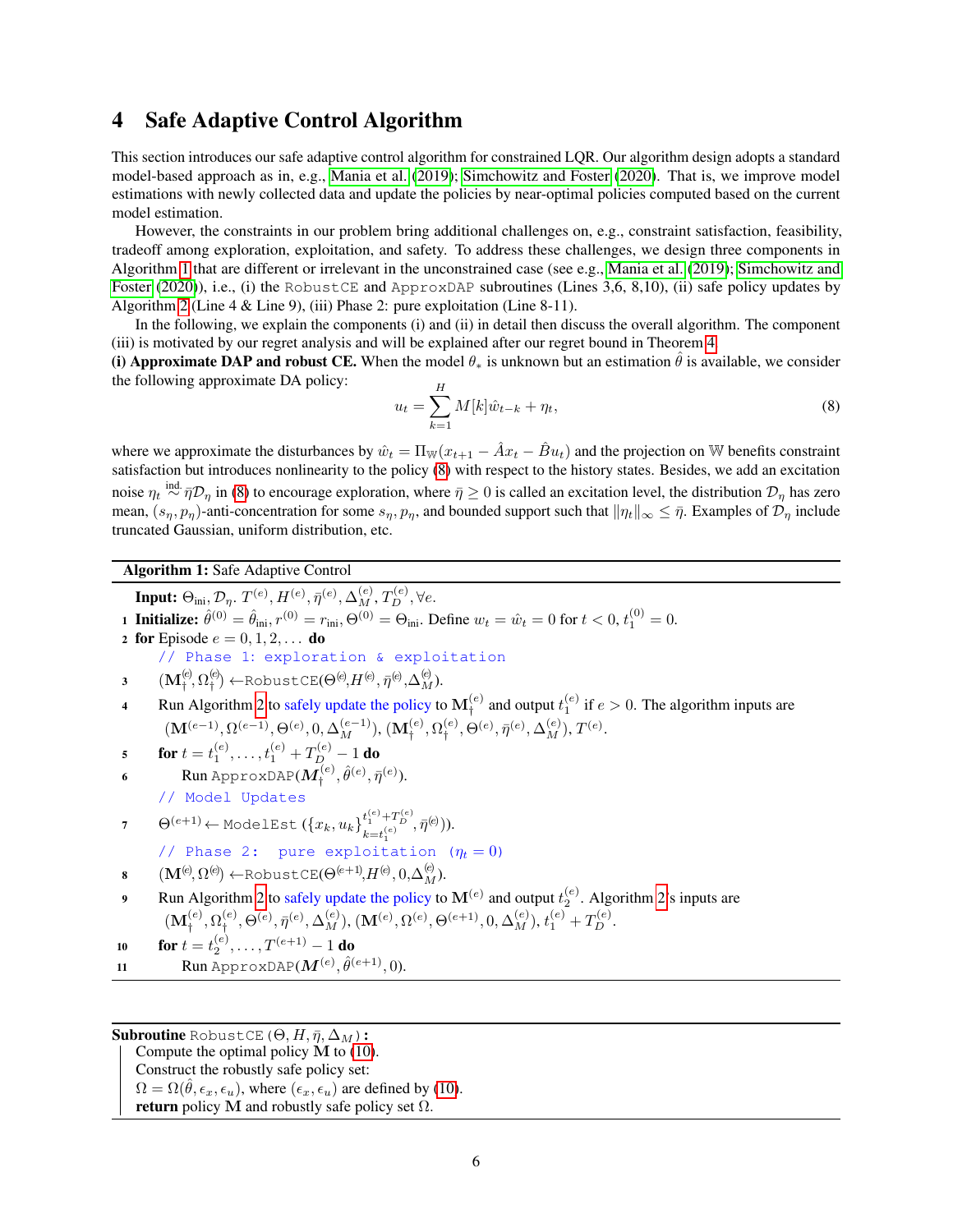# 4 Safe Adaptive Control Algorithm

This section introduces our safe adaptive control algorithm for constrained LQR. Our algorithm design adopts a standard model-based approach as in, e.g., Mania et al. (2019); Simchowitz and Foster (2020). That is, we improve model estimations with newly collected data and update the policies by near-optimal policies computed based on the current model estimation.

However, the constraints in our problem bring additional challenges on, e.g., constraint satisfaction, feasibility, tradeoff among exploration, exploitation, and safety. To address these challenges, we design three components in Algorithm 1 that are different or irrelevant in the unconstrained case (see e.g., Mania et al. (2019); Simchowitz and Foster (2020)), i.e., (i) the `RobustCE` and `ApproxDAP` subroutines (Lines 3,6, 8,10), (ii) safe policy updates by Algorithm 2 (Line 4 & Line 9), (iii) Phase 2: pure exploitation (Line 8-11).

In the following, we explain the components (i) and (ii) in detail then discuss the overall algorithm. The component (iii) is motivated by our regret analysis and will be explained after our regret bound in Theorem 4.

**(i) Approximate DAP and robust CE.** When the model $\theta_*$ is unknown but an estimation $\hat{\theta}$ is available, we consider the following approximate DA policy:

$$u_t = \sum_{k=1}^{H} M[k]\hat{w}_{t-k} + \eta_t, \tag{8}$$

where we approximate the disturbances by $\hat{w}_t = \Pi_{\mathbb{W}}(x_{t+1} - \hat{A}x_t - \hat{B}u_t)$ and the projection on $\mathbb{W}$ benefits constraint satisfaction but introduces nonlinearity to the policy (8) with respect to the history states. Besides, we add an excitation noise $\eta_t \overset{\text{ind.}}{\sim} \bar{\eta}\mathcal{D}_\eta$ in (8) to encourage exploration, where $\bar{\eta} \geq 0$ is called an excitation level, the distribution $\mathcal{D}_\eta$ has zero mean, $(s_\eta, p_\eta)$-anti-concentration for some $s_\eta, p_\eta$, and bounded support such that $\|\eta_t\|_\infty \leq \bar{\eta}$. Examples of $\mathcal{D}_\eta$ include truncated Gaussian, uniform distribution, etc.

---

**Algorithm 1:** Safe Adaptive Control

**Input:** $\Theta_{\text{ini}}, \mathcal{D}_\eta$. $T^{(e)}, H^{(e)}, \bar{\eta}^{(e)}, \Delta_M^{(e)}, T_D^{(e)}, \forall e$.

1. **Initialize:** $\hat{\theta}^{(0)} = \hat{\theta}_{\text{ini}}, r^{(0)} = r_{\text{ini}}, \Theta^{(0)} = \Theta_{\text{ini}}$. Define $w_t = \hat{w}_t = 0$ for $t < 0$, $t_1^{(0)} = 0$.
2. **for** Episode $e = 0, 1, 2, \ldots$ **do**
   - // Phase 1: exploration & exploitation
3. $(\mathbf{M}_\dagger^{(e)}, \Omega_\dagger^{(e)}) \leftarrow$ `RobustCE`$(\Theta^{(e)}, H^{(e)}, \bar{\eta}^{(e)}, \Delta_M^{(e)})$.
4. Run Algorithm 2 to safely update the policy to $\mathbf{M}_\dagger^{(e)}$ and output $t_1^{(e)}$ if $e > 0$. The algorithm inputs are $(\mathbf{M}^{(e-1)}, \Omega^{(e-1)}, \Theta^{(e)}, 0, \Delta_M^{(e-1)})$, $(\mathbf{M}_\dagger^{(e)}, \Omega_\dagger^{(e)}, \Theta^{(e)}, \bar{\eta}^{(e)}, \Delta_M^{(e)})$, $T^{(e)}$.
5. **for** $t = t_1^{(e)}, \ldots, t_1^{(e)} + T_D^{(e)} - 1$ **do**
6. Run `ApproxDAP`$(\boldsymbol{M}_\dagger^{(e)}, \hat{\theta}^{(e)}, \bar{\eta}^{(e)})$.
   - // Model Updates
7. $\Theta^{(e+1)} \leftarrow$ `ModelEst` $(\{x_k, u_k\}_{k=t_1^{(e)}}^{t_1^{(e)}+T_D^{(e)}}, \bar{\eta}^{(e)})$.
   - // Phase 2: pure exploitation ($\eta_t = 0$)
8. $(\mathbf{M}^{(e)}, \Omega^{(e)}) \leftarrow$ `RobustCE`$(\Theta^{(e+1)}, H^{(e)}, 0, \Delta_M^{(e)})$.
9. Run Algorithm 2 to safely update the policy to $\mathbf{M}^{(e)}$ and output $t_2^{(e)}$. Algorithm 2's inputs are $(\mathbf{M}_\dagger^{(e)}, \Omega_\dagger^{(e)}, \Theta^{(e)}, \bar{\eta}^{(e)}, \Delta_M^{(e)})$, $(\mathbf{M}^{(e)}, \Omega^{(e)}, \Theta^{(e+1)}, 0, \Delta_M^{(e)})$, $t_1^{(e)} + T_D^{(e)}$.
10. **for** $t = t_2^{(e)}, \ldots, T^{(e+1)} - 1$ **do**
11. Run `ApproxDAP`$(\boldsymbol{M}^{(e)}, \hat{\theta}^{(e+1)}, 0)$.

---

**Subroutine** `RobustCE` $(\Theta, H, \bar{\eta}, \Delta_M)$ **:**

- Compute the optimal policy $\mathbf{M}$ to (10).
- Construct the robustly safe policy set:
- $\Omega = \Omega(\hat{\theta}, \epsilon_x, \epsilon_u)$, where $(\epsilon_x, \epsilon_u)$ are defined by (10).
- **return** policy $\mathbf{M}$ and robustly safe policy set $\Omega$.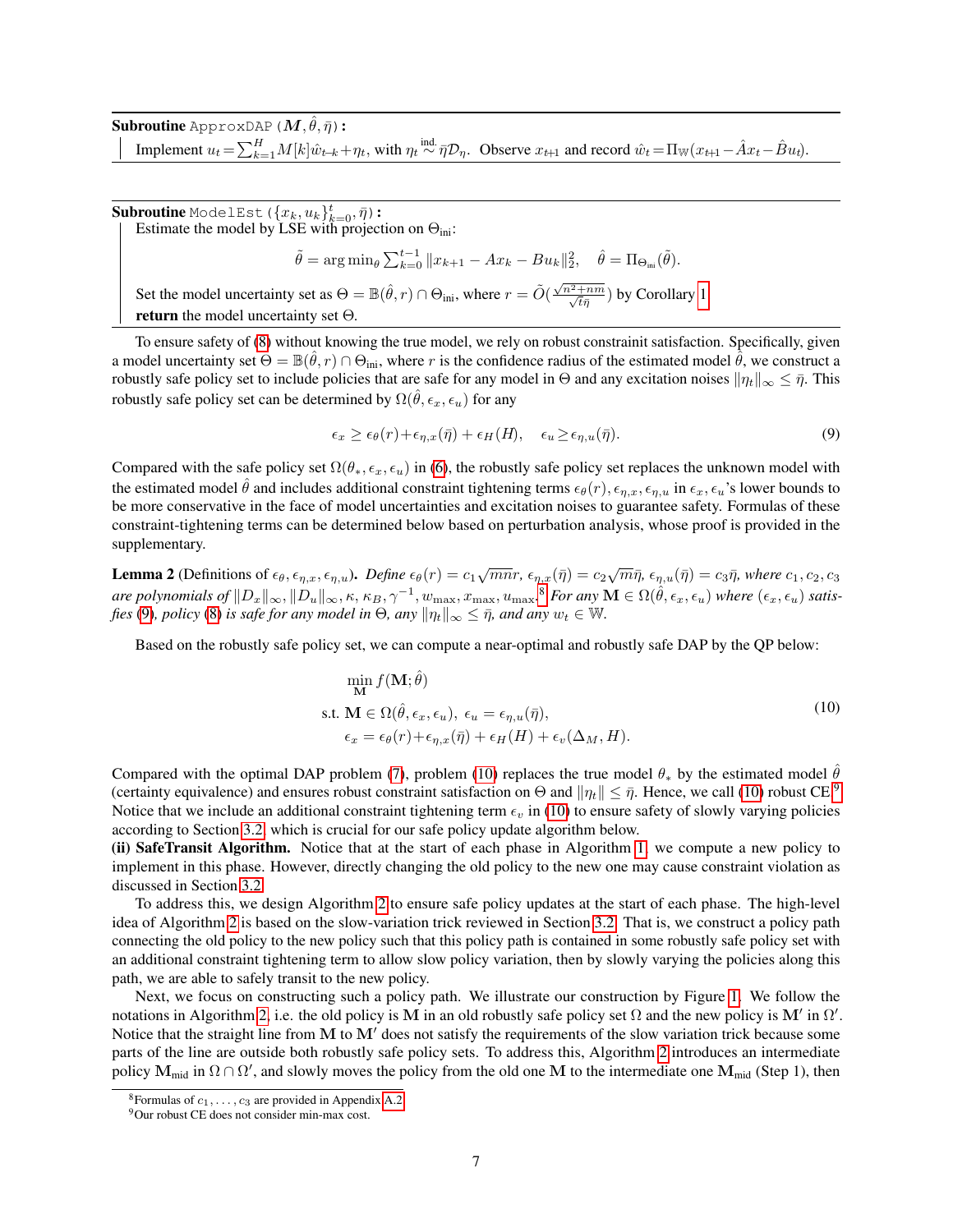**Subroutine** `ApproxDAP` $(\boldsymbol{M}, \hat{\theta}, \bar{\eta})$ **:**

Implement $u_t = \sum_{k=1}^{H} M[k]\hat{w}_{t-k} + \eta_t$, with $\eta_t \overset{\text{ind.}}{\sim} \bar{\eta}\mathcal{D}_\eta$. Observe $x_{t+1}$ and record $\hat{w}_t = \Pi_{\mathbb{W}}(x_{t+1} - \hat{A}x_t - \hat{B}u_t)$.

**Subroutine** `ModelEst` $(\{x_k, u_k\}_{k=0}^{t}, \bar{\eta})$ **:**

Estimate the model by LSE with projection on $\Theta_{\text{ini}}$:

$$\tilde{\theta} = \arg\min_\theta \sum_{k=0}^{t-1} \|x_{k+1} - Ax_k - Bu_k\|_2^2, \quad \hat{\theta} = \Pi_{\Theta_{\text{ini}}}(\tilde{\theta}).$$

Set the model uncertainty set as $\Theta = \mathbb{B}(\hat{\theta}, r) \cap \Theta_{\text{ini}}$, where $r = \tilde{O}(\frac{\sqrt{n^2+nm}}{\sqrt{t}\bar{\eta}})$ by Corollary 1.

**return** the model uncertainty set $\Theta$.

To ensure safety of (8) without knowing the true model, we rely on robust constrainit satisfaction. Specifically, given a model uncertainty set $\Theta = \mathbb{B}(\hat{\theta}, r) \cap \Theta_{\text{ini}}$, where $r$ is the confidence radius of the estimated model $\hat{\theta}$, we construct a robustly safe policy set to include policies that are safe for any model in $\Theta$ and any excitation noises $\|\eta_t\|_\infty \leq \bar{\eta}$. This robustly safe policy set can be determined by $\Omega(\hat{\theta}, \epsilon_x, \epsilon_u)$ for any

$$\epsilon_x \geq \epsilon_\theta(r) + \epsilon_{\eta,x}(\bar{\eta}) + \epsilon_H(H), \quad \epsilon_u \geq \epsilon_{\eta,u}(\bar{\eta}). \tag{9}$$

Compared with the safe policy set $\Omega(\theta_*, \epsilon_x, \epsilon_u)$ in (6), the robustly safe policy set replaces the unknown model with the estimated model $\hat{\theta}$ and includes additional constraint tightening terms $\epsilon_\theta(r), \epsilon_{\eta,x}, \epsilon_{\eta,u}$ in $\epsilon_x, \epsilon_u$'s lower bounds to be more conservative in the face of model uncertainties and excitation noises to guarantee safety. Formulas of these constraint-tightening terms can be determined below based on perturbation analysis, whose proof is provided in the supplementary.

**Lemma 2** (Definitions of $\epsilon_\theta, \epsilon_{\eta,x}, \epsilon_{\eta,u}$)**.** *Define $\epsilon_\theta(r) = c_1\sqrt{mn}r$, $\epsilon_{\eta,x}(\bar{\eta}) = c_2\sqrt{m}\bar{\eta}$, $\epsilon_{\eta,u}(\bar{\eta}) = c_3\bar{\eta}$, where $c_1, c_2, c_3$ are polynomials of $\|D_x\|_\infty, \|D_u\|_\infty, \kappa, \kappa_B, \gamma^{-1}, w_{\max}, x_{\max}, u_{\max}$.*[8] *For any $\mathbf{M} \in \Omega(\hat{\theta}, \epsilon_x, \epsilon_u)$ where $(\epsilon_x, \epsilon_u)$ satisfies (9), policy (8) is safe for any model in $\Theta$, any $\|\eta_t\|_\infty \leq \bar{\eta}$, and any $w_t \in \mathbb{W}$.*

Based on the robustly safe policy set, we can compute a near-optimal and robustly safe DAP by the QP below:

$$\begin{aligned} &\min_{\mathbf{M}} f(\mathbf{M}; \hat{\theta}) \\ &\text{s.t. } \mathbf{M} \in \Omega(\hat{\theta}, \epsilon_x, \epsilon_u),\ \epsilon_u = \epsilon_{\eta,u}(\bar{\eta}), \\ &\quad\ \ \epsilon_x = \epsilon_\theta(r) + \epsilon_{\eta,x}(\bar{\eta}) + \epsilon_H(H) + \epsilon_v(\Delta_M, H). \end{aligned} \tag{10}$$

Compared with the optimal DAP problem (7), problem (10) replaces the true model $\theta_*$ by the estimated model $\hat{\theta}$ (certainty equivalence) and ensures robust constraint satisfaction on $\Theta$ and $\|\eta_t\| \leq \bar{\eta}$. Hence, we call (10) robust CE.[9] Notice that we include an additional constraint tightening term $\epsilon_v$ in (10) to ensure safety of slowly varying policies according to Section 3.2, which is crucial for our safe policy update algorithm below.

**(ii) SafeTransit Algorithm.** Notice that at the start of each phase in Algorithm 1, we compute a new policy to implement in this phase. However, directly changing the old policy to the new one may cause constraint violation as discussed in Section 3.2.

To address this, we design Algorithm 2 to ensure safe policy updates at the start of each phase. The high-level idea of Algorithm 2 is based on the slow-variation trick reviewed in Section 3.2. That is, we construct a policy path connecting the old policy to the new policy such that this policy path is contained in some robustly safe policy set with an additional constraint tightening term to allow slow policy variation, then by slowly varying the policies along this path, we are able to safely transit to the new policy.

Next, we focus on constructing such a policy path. We illustrate our construction by Figure 1. We follow the notations in Algorithm 2, i.e. the old policy is $\mathbf{M}$ in an old robustly safe policy set $\Omega$ and the new policy is $\mathbf{M}'$ in $\Omega'$. Notice that the straight line from $\mathbf{M}$ to $\mathbf{M}'$ does not satisfy the requirements of the slow variation trick because some parts of the line are outside both robustly safe policy sets. To address this, Algorithm 2 introduces an intermediate policy $\mathbf{M}_{\text{mid}}$ in $\Omega \cap \Omega'$, and slowly moves the policy from the old one $\mathbf{M}$ to the intermediate one $\mathbf{M}_{\text{mid}}$ (Step 1), then

[8] Formulas of $c_1, \ldots, c_3$ are provided in Appendix A.2.

[9] Our robust CE does not consider min-max cost.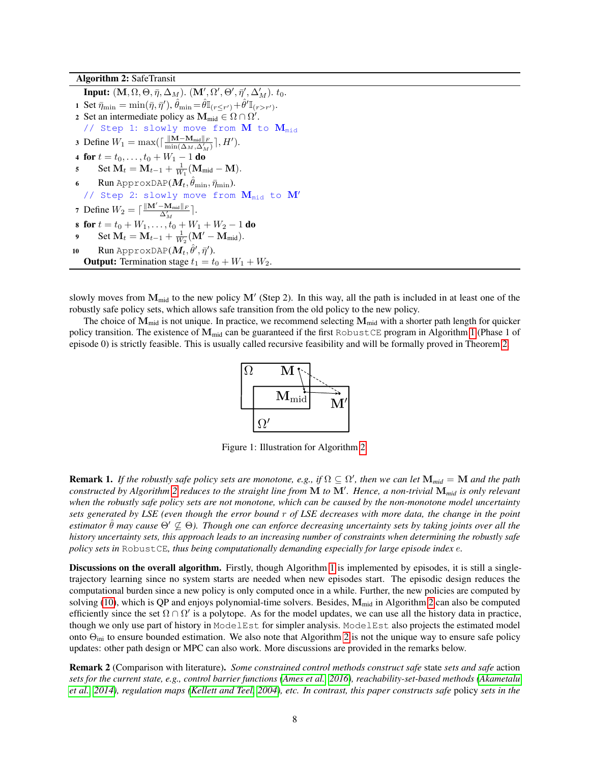**Algorithm 2:** SafeTransit

**Input:** $(\mathbf{M}, \Omega, \Theta, \bar{\eta}, \Delta_M)$. $(\mathbf{M}', \Omega', \Theta', \bar{\eta}', \Delta'_M)$. $t_0$.

1. Set $\bar{\eta}_{\min} = \min(\bar{\eta}, \bar{\eta}')$, $\hat{\theta}_{\min} = \hat{\theta}\mathbb{I}_{(r \leq r')} + \hat{\theta}'\mathbb{I}_{(r > r')}$.
2. Set an intermediate policy as $\mathbf{M}_{\text{mid}} \in \Omega \cap \Omega'$.

   `// Step 1: slowly move from` $\mathbf{M}$ `to` $\mathbf{M}_{\text{mid}}$

3. Define $W_1 = \max(\lceil \frac{\|\mathbf{M} - \mathbf{M}_{\text{mid}}\|_F}{\min(\Delta_M, \Delta'_M)} \rceil, H')$.
4. **for** $t = t_0, \ldots, t_0 + W_1 - 1$ **do**
5. &nbsp;&nbsp;&nbsp;&nbsp;Set $\mathbf{M}_t = \mathbf{M}_{t-1} + \frac{1}{W_1}(\mathbf{M}_{\text{mid}} - \mathbf{M})$.
6. &nbsp;&nbsp;&nbsp;&nbsp;Run `ApproxDAP`$(\boldsymbol{M}_t, \hat{\theta}_{\min}, \bar{\eta}_{\min})$.

   `// Step 2: slowly move from` $\mathbf{M}_{\text{mid}}$ `to` $\mathbf{M}'$

7. Define $W_2 = \lceil \frac{\|\mathbf{M}' - \mathbf{M}_{\text{mid}}\|_F}{\Delta'_M} \rceil$.
8. **for** $t = t_0 + W_1, \ldots, t_0 + W_1 + W_2 - 1$ **do**
9. &nbsp;&nbsp;&nbsp;&nbsp;Set $\mathbf{M}_t = \mathbf{M}_{t-1} + \frac{1}{W_2}(\mathbf{M}' - \mathbf{M}_{\text{mid}})$.
10. &nbsp;&nbsp;&nbsp;&nbsp;Run `ApproxDAP`$(\boldsymbol{M}_t, \hat{\theta}', \bar{\eta}')$.

**Output:** Termination stage $t_1 = t_0 + W_1 + W_2$.

slowly moves from $\mathbf{M}_{\text{mid}}$ to the new policy $\mathbf{M}'$ (Step 2). In this way, all the path is included in at least one of the robustly safe policy sets, which allows safe transition from the old policy to the new policy.

The choice of $\mathbf{M}_{\text{mid}}$ is not unique. In practice, we recommend selecting $\mathbf{M}_{\text{mid}}$ with a shorter path length for quicker policy transition. The existence of $\mathbf{M}_{\text{mid}}$ can be guaranteed if the first `RobustCE` program in Algorithm 1 (Phase 1 of episode 0) is strictly feasible. This is usually called recursive feasibility and will be formally proved in Theorem 2.

Figure 1: Illustration for Algorithm 2

**Remark 1.** *If the robustly safe policy sets are monotone, e.g., if $\Omega \subseteq \Omega'$, then we can let $\mathbf{M}_{mid} = \mathbf{M}$ and the path constructed by Algorithm 2 reduces to the straight line from $\mathbf{M}$ to $\mathbf{M}'$. Hence, a non-trivial $\mathbf{M}_{mid}$ is only relevant when the robustly safe policy sets are not monotone, which can be caused by the non-monotone model uncertainty sets generated by LSE (even though the error bound $r$ of LSE decreases with more data, the change in the point estimator $\hat{\theta}$ may cause $\Theta' \not\subseteq \Theta$). Though one can enforce decreasing uncertainty sets by taking joints over all the history uncertainty sets, this approach leads to an increasing number of constraints when determining the robustly safe policy sets in* `RobustCE`*, thus being computationally demanding especially for large episode index $e$.*

**Discussions on the overall algorithm.** Firstly, though Algorithm 1 is implemented by episodes, it is still a single-trajectory learning since no system starts are needed when new episodes start. The episodic design reduces the computational burden since a new policy is only computed once in a while. Further, the new policies are computed by solving (10), which is QP and enjoys polynomial-time solvers. Besides, $\mathbf{M}_{\text{mid}}$ in Algorithm 2 can also be computed efficiently since the set $\Omega \cap \Omega'$ is a polytope. As for the model updates, we can use all the history data in practice, though we only use part of history in `ModelEst` for simpler analysis. `ModelEst` also projects the estimated model onto $\Theta_{\text{ini}}$ to ensure bounded estimation. We also note that Algorithm 2 is not the unique way to ensure safe policy updates: other path design or MPC can also work. More discussions are provided in the remarks below.

**Remark 2** (Comparison with literature)**.** *Some constrained control methods construct safe* state *sets and safe* action *sets for the current state, e.g., control barrier functions (Ames et al., 2016), reachability-set-based methods (Akametalu et al., 2014), regulation maps (Kellett and Teel, 2004), etc. In contrast, this paper constructs safe* policy *sets in the*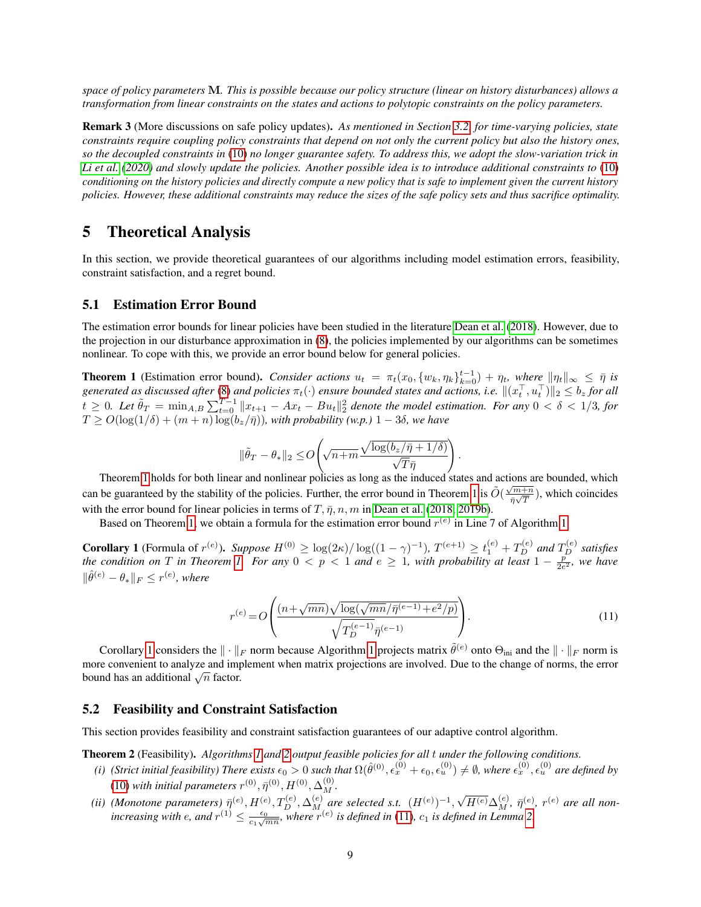*space of policy parameters* $\mathbf{M}$*. This is possible because our policy structure (linear on history disturbances) allows a transformation from linear constraints on the states and actions to polytopic constraints on the policy parameters.*

**Remark 3** (More discussions on safe policy updates)**.** *As mentioned in Section 3.2, for time-varying policies, state constraints require coupling policy constraints that depend on not only the current policy but also the history ones, so the decoupled constraints in (10) no longer guarantee safety. To address this, we adopt the slow-variation trick in Li et al. (2020) and slowly update the policies. Another possible idea is to introduce additional constraints to (10) conditioning on the history policies and directly compute a new policy that is safe to implement given the current history policies. However, these additional constraints may reduce the sizes of the safe policy sets and thus sacrifice optimality.*

# 5 Theoretical Analysis

In this section, we provide theoretical guarantees of our algorithms including model estimation errors, feasibility, constraint satisfaction, and a regret bound.

## 5.1 Estimation Error Bound

The estimation error bounds for linear policies have been studied in the literature Dean et al. (2018). However, due to the projection in our disturbance approximation in (8), the policies implemented by our algorithms can be sometimes nonlinear. To cope with this, we provide an error bound below for general policies.

**Theorem 1** (Estimation error bound)**.** *Consider actions $u_t = \pi_t(x_0, \{w_k, \eta_k\}_{k=0}^{t-1}) + \eta_t$, where $\|\eta_t\|_\infty \leq \bar\eta$ is generated as discussed after (8) and policies $\pi_t(\cdot)$ ensure bounded states and actions, i.e. $\|(x_t^\top, u_t^\top)\|_2 \leq b_z$ for all $t \geq 0$. Let $\tilde\theta_T = \min_{A,B} \sum_{t=0}^{T-1} \|x_{t+1} - Ax_t - Bu_t\|_2^2$ denote the model estimation. For any $0 < \delta < 1/3$, for $T \geq O(\log(1/\delta) + (m+n)\log(b_z/\bar\eta))$, with probability (w.p.) $1 - 3\delta$, we have*

$$\|\tilde\theta_T - \theta_*\|_2 \leq O\left(\sqrt{n+m}\frac{\sqrt{\log(b_z/\bar\eta + 1/\delta)}}{\sqrt{T}\bar\eta}\right).$$

Theorem 1 holds for both linear and nonlinear policies as long as the induced states and actions are bounded, which can be guaranteed by the stability of the policies. Further, the error bound in Theorem 1 is $\tilde O(\frac{\sqrt{m+n}}{\bar\eta\sqrt{T}})$, which coincides with the error bound for linear policies in terms of $T, \bar\eta, n, m$ in Dean et al. (2018, 2019b).

Based on Theorem 1, we obtain a formula for the estimation error bound $r^{(e)}$ in Line 7 of Algorithm 1.

**Corollary 1** (Formula of $r^{(e)}$)**.** *Suppose $H^{(0)} \geq \log(2\kappa)/\log((1-\gamma)^{-1})$, $T^{(e+1)} \geq t_1^{(e)} + T_D^{(e)}$ and $T_D^{(e)}$ satisfies the condition on $T$ in Theorem 1. For any $0 < p < 1$ and $e \geq 1$, with probability at least $1 - \frac{p}{2e^2}$, we have $\|\hat\theta^{(e)} - \theta_*\|_F \leq r^{(e)}$, where*

$$r^{(e)} = O\left(\frac{(n+\sqrt{mn})\sqrt{\log(\sqrt{mn}/\bar\eta^{(e-1)} + e^2/p)}}{\sqrt{T_D^{(e-1)}}\bar\eta^{(e-1)}}\right). \tag{11}$$

Corollary 1 considers the $\|\cdot\|_F$ norm because Algorithm 1 projects matrix $\tilde\theta^{(e)}$ onto $\Theta_{\text{ini}}$ and the $\|\cdot\|_F$ norm is more convenient to analyze and implement when matrix projections are involved. Due to the change of norms, the error bound has an additional $\sqrt{n}$ factor.

## 5.2 Feasibility and Constraint Satisfaction

This section provides feasibility and constraint satisfaction guarantees of our adaptive control algorithm.

**Theorem 2** (Feasibility)**.** *Algorithms 1 and 2 output feasible policies for all $t$ under the following conditions.*

- *(i) (Strict initial feasibility) There exists $\epsilon_0 > 0$ such that $\Omega(\hat\theta^{(0)}, \epsilon_x^{(0)} + \epsilon_0, \epsilon_u^{(0)}) \neq \emptyset$, where $\epsilon_x^{(0)}, \epsilon_u^{(0)}$ are defined by (10) with initial parameters $r^{(0)}, \bar\eta^{(0)}, H^{(0)}, \Delta_M^{(0)}$.*
- *(ii) (Monotone parameters) $\bar\eta^{(e)}, H^{(e)}, T_D^{(e)}, \Delta_M^{(e)}$ are selected s.t. $(H^{(e)})^{-1}, \sqrt{H^{(e)}}\Delta_M^{(e)}$, $\bar\eta^{(e)}$, $r^{(e)}$ are all non-increasing with $e$, and $r^{(1)} \leq \frac{\epsilon_0}{c_1\sqrt{mn}}$, where $r^{(e)}$ is defined in (11), $c_1$ is defined in Lemma 2.*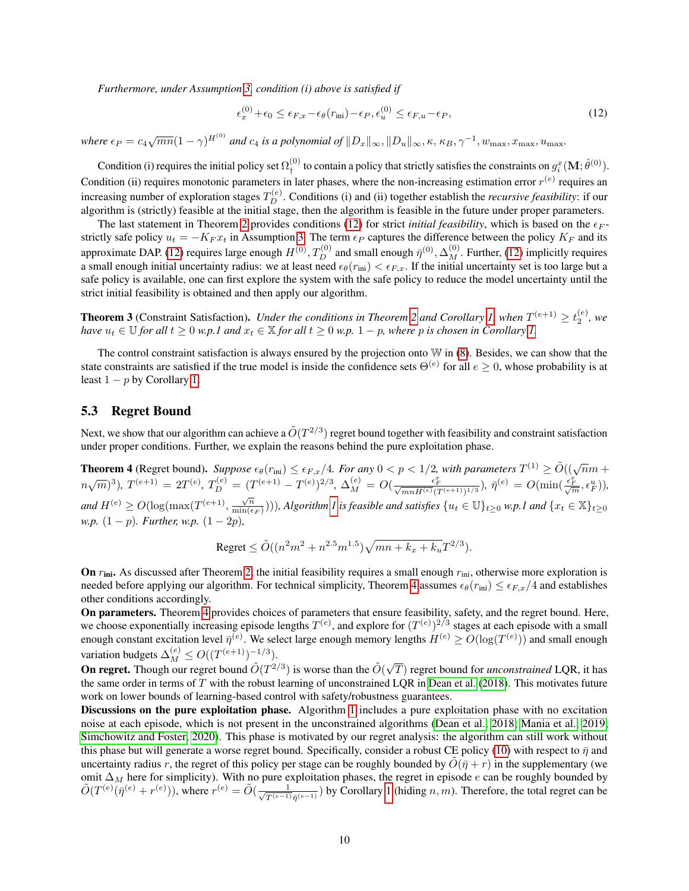*Furthermore, under Assumption 3, condition (i) above is satisfied if*

$$\epsilon_x^{(0)} + \epsilon_0 \leq \epsilon_{F,x} - \epsilon_\theta(r_{\text{ini}}) - \epsilon_P, \epsilon_u^{(0)} \leq \epsilon_{F,u} - \epsilon_P, \tag{12}$$

*where* $\epsilon_P = c_4\sqrt{mn}(1-\gamma)^{H^{(0)}}$ *and* $c_4$ *is a polynomial of* $\|D_x\|_\infty, \|D_u\|_\infty, \kappa, \kappa_B, \gamma^{-1}, w_{\max}, x_{\max}, u_{\max}$.

Condition (i) requires the initial policy set $\Omega_\dagger^{(0)}$ to contain a policy that strictly satisfies the constraints on $g_i^x(\mathbf{M}; \hat{\theta}^{(0)})$. Condition (ii) requires monotonic parameters in later phases, where the non-increasing estimation error $r^{(e)}$ requires an increasing number of exploration stages $T_D^{(e)}$. Conditions (i) and (ii) together establish the *recursive feasibility*: if our algorithm is (strictly) feasible at the initial stage, then the algorithm is feasible in the future under proper parameters.

The last statement in Theorem 2 provides conditions (12) for strict *initial feasibility*, which is based on the $\epsilon_F$-strictly safe policy $u_t = -K_F x_t$ in Assumption 3. The term $\epsilon_P$ captures the difference between the policy $K_F$ and its approximate DAP. (12) requires large enough $H^{(0)}, T_D^{(0)}$ and small enough $\bar{\eta}^{(0)}, \Delta_M^{(0)}$. Further, (12) implicitly requires a small enough initial uncertainty radius: we at least need $\epsilon_\theta(r_{\text{ini}}) < \epsilon_{F,x}$. If the initial uncertainty set is too large but a safe policy is available, one can first explore the system with the safe policy to reduce the model uncertainty until the strict initial feasibility is obtained and then apply our algorithm.

**Theorem 3** (Constraint Satisfaction). *Under the conditions in Theorem 2 and Corollary 1, when* $T^{(e+1)} \geq t_2^{(e)}$, *we have* $u_t \in \mathbb{U}$ *for all* $t \geq 0$ *w.p.1 and* $x_t \in \mathbb{X}$ *for all* $t \geq 0$ *w.p.* $1-p$, *where* $p$ *is chosen in Corollary 1.*

The control constraint satisfaction is always ensured by the projection onto $\mathbb{W}$ in (8). Besides, we can show that the state constraints are satisfied if the true model is inside the confidence sets $\Theta^{(e)}$ for all $e \geq 0$, whose probability is at least $1-p$ by Corollary 1.

## 5.3 Regret Bound

Next, we show that our algorithm can achieve a $\tilde{O}(T^{2/3})$ regret bound together with feasibility and constraint satisfaction under proper conditions. Further, we explain the reasons behind the pure exploitation phase.

**Theorem 4** (Regret bound). *Suppose* $\epsilon_\theta(r_{\text{ini}}) \leq \epsilon_{F,x}/4$. *For any* $0 < p < 1/2$, *with parameters* $T^{(1)} \geq \tilde{O}((\sqrt{n}m + n\sqrt{m})^3)$, $T^{(e+1)} = 2T^{(e)}$, $T_D^{(e)} = (T^{(e+1)} - T^{(e)})^{2/3}$, $\Delta_M^{(e)} = O(\frac{\epsilon_F^x}{\sqrt{mn}H^{(e)}(T^{(e+1)})^{1/3}})$, $\bar{\eta}^{(e)} = O(\min(\frac{\epsilon_F^x}{\sqrt{m}}, \epsilon_F^u))$, *and* $H^{(e)} \geq O(\log(\max(T^{(e+1)}, \frac{\sqrt{n}}{\min(\epsilon_F)})))$, *Algorithm 1 is feasible and satisfies* $\{u_t \in \mathbb{U}\}_{t\geq 0}$ *w.p.1 and* $\{x_t \in \mathbb{X}\}_{t\geq 0}$ *w.p.* $(1-p)$. *Further, w.p.* $(1-2p)$,

$$\text{Regret} \leq \tilde{O}((n^2m^2 + n^{2.5}m^{1.5})\sqrt{mn + k_x + k_u}T^{2/3}).$$

**On $r_{\text{ini}}$.** As discussed after Theorem 2, the initial feasibility requires a small enough $r_{\text{ini}}$, otherwise more exploration is needed before applying our algorithm. For technical simplicity, Theorem 4 assumes $\epsilon_\theta(r_{\text{ini}}) \leq \epsilon_{F,x}/4$ and establishes other conditions accordingly.

**On parameters.** Theorem 4 provides choices of parameters that ensure feasibility, safety, and the regret bound. Here, we choose exponentially increasing episode lengths $T^{(e)}$, and explore for $(T^{(e)})^{2/3}$ stages at each episode with a small enough constant excitation level $\bar{\eta}^{(e)}$. We select large enough memory lengths $H^{(e)} \geq O(\log(T^{(e)}))$ and small enough variation budgets $\Delta_M^{(e)} \leq O((T^{(e+1)})^{-1/3})$.

**On regret.** Though our regret bound $\tilde{O}(T^{2/3})$ is worse than the $\tilde{O}(\sqrt{T})$ regret bound for *unconstrained* LQR, it has the same order in terms of $T$ with the robust learning of unconstrained LQR in Dean et al. (2018). This motivates future work on lower bounds of learning-based control with safety/robustness guarantees.

**Discussions on the pure exploitation phase.** Algorithm 1 includes a pure exploitation phase with no excitation noise at each episode, which is not present in the unconstrained algorithms (Dean et al., 2018; Mania et al., 2019; Simchowitz and Foster, 2020). This phase is motivated by our regret analysis: the algorithm can still work without this phase but will generate a worse regret bound. Specifically, consider a robust CE policy (10) with respect to $\bar{\eta}$ and uncertainty radius $r$, the regret of this policy per stage can be roughly bounded by $\tilde{O}(\bar{\eta} + r)$ in the supplementary (we omit $\Delta_M$ here for simplicity). With no pure exploitation phases, the regret in episode $e$ can be roughly bounded by $\tilde{O}(T^{(e)}(\bar{\eta}^{(e)} + r^{(e)}))$, where $r^{(e)} = \tilde{O}(\frac{1}{\sqrt{T^{(e-1)}}\bar{\eta}^{(e-1)}})$ by Corollary 1 (hiding $n, m$). Therefore, the total regret can be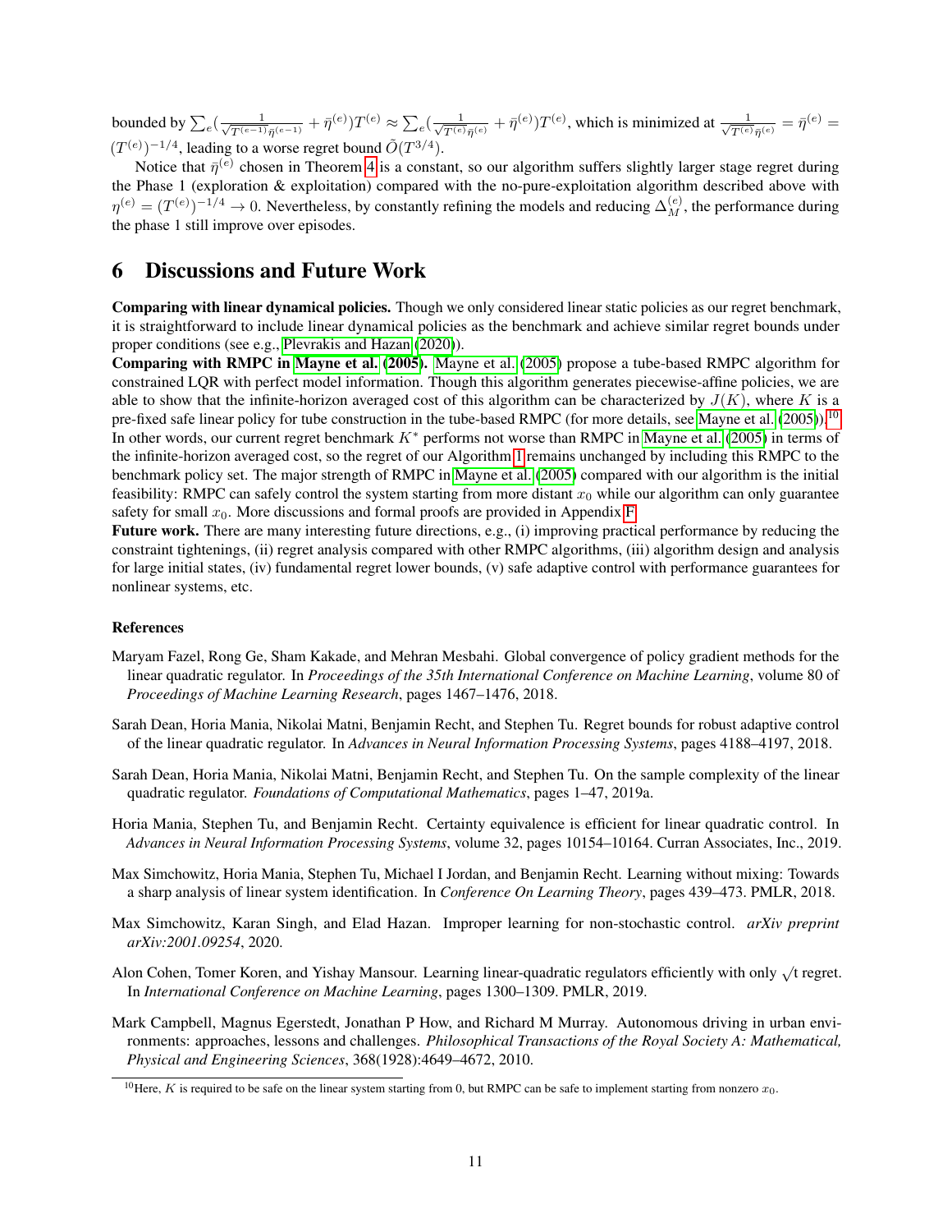bounded by $\sum_e (\frac{1}{\sqrt{T^{(e-1)}}\bar{\eta}^{(e-1)}} + \bar{\eta}^{(e)})T^{(e)} \approx \sum_e (\frac{1}{\sqrt{T^{(e)}}\bar{\eta}^{(e)}} + \bar{\eta}^{(e)})T^{(e)}$, which is minimized at $\frac{1}{\sqrt{T^{(e)}}\bar{\eta}^{(e)}} = \bar{\eta}^{(e)} = (T^{(e)})^{-1/4}$, leading to a worse regret bound $\tilde{O}(T^{3/4})$.

Notice that $\bar{\eta}^{(e)}$ chosen in Theorem 4 is a constant, so our algorithm suffers slightly larger stage regret during the Phase 1 (exploration & exploitation) compared with the no-pure-exploitation algorithm described above with $\eta^{(e)} = (T^{(e)})^{-1/4} \to 0$. Nevertheless, by constantly refining the models and reducing $\Delta_M^{(e)}$, the performance during the phase 1 still improve over episodes.

# 6 Discussions and Future Work

**Comparing with linear dynamical policies.** Though we only considered linear static policies as our regret benchmark, it is straightforward to include linear dynamical policies as the benchmark and achieve similar regret bounds under proper conditions (see e.g., Plevrakis and Hazan (2020)).

**Comparing with RMPC in Mayne et al. (2005).** Mayne et al. (2005) propose a tube-based RMPC algorithm for constrained LQR with perfect model information. Though this algorithm generates piecewise-affine policies, we are able to show that the infinite-horizon averaged cost of this algorithm can be characterized by $J(K)$, where $K$ is a pre-fixed safe linear policy for tube construction in the tube-based RMPC (for more details, see Mayne et al. (2005)).[10] In other words, our current regret benchmark $K^*$ performs not worse than RMPC in Mayne et al. (2005) in terms of the infinite-horizon averaged cost, so the regret of our Algorithm 1 remains unchanged by including this RMPC to the benchmark policy set. The major strength of RMPC in Mayne et al. (2005) compared with our algorithm is the initial feasibility: RMPC can safely control the system starting from more distant $x_0$ while our algorithm can only guarantee safety for small $x_0$. More discussions and formal proofs are provided in Appendix F.

**Future work.** There are many interesting future directions, e.g., (i) improving practical performance by reducing the constraint tightenings, (ii) regret analysis compared with other RMPC algorithms, (iii) algorithm design and analysis for large initial states, (iv) fundamental regret lower bounds, (v) safe adaptive control with performance guarantees for nonlinear systems, etc.

## References

Maryam Fazel, Rong Ge, Sham Kakade, and Mehran Mesbahi. Global convergence of policy gradient methods for the linear quadratic regulator. In *Proceedings of the 35th International Conference on Machine Learning*, volume 80 of *Proceedings of Machine Learning Research*, pages 1467–1476, 2018.

Sarah Dean, Horia Mania, Nikolai Matni, Benjamin Recht, and Stephen Tu. Regret bounds for robust adaptive control of the linear quadratic regulator. In *Advances in Neural Information Processing Systems*, pages 4188–4197, 2018.

Sarah Dean, Horia Mania, Nikolai Matni, Benjamin Recht, and Stephen Tu. On the sample complexity of the linear quadratic regulator. *Foundations of Computational Mathematics*, pages 1–47, 2019a.

Horia Mania, Stephen Tu, and Benjamin Recht. Certainty equivalence is efficient for linear quadratic control. In *Advances in Neural Information Processing Systems*, volume 32, pages 10154–10164. Curran Associates, Inc., 2019.

Max Simchowitz, Horia Mania, Stephen Tu, Michael I Jordan, and Benjamin Recht. Learning without mixing: Towards a sharp analysis of linear system identification. In *Conference On Learning Theory*, pages 439–473. PMLR, 2018.

Max Simchowitz, Karan Singh, and Elad Hazan. Improper learning for non-stochastic control. *arXiv preprint arXiv:2001.09254*, 2020.

Alon Cohen, Tomer Koren, and Yishay Mansour. Learning linear-quadratic regulators efficiently with only $\sqrt{t}$ regret. In *International Conference on Machine Learning*, pages 1300–1309. PMLR, 2019.

Mark Campbell, Magnus Egerstedt, Jonathan P How, and Richard M Murray. Autonomous driving in urban environments: approaches, lessons and challenges. *Philosophical Transactions of the Royal Society A: Mathematical, Physical and Engineering Sciences*, 368(1928):4649–4672, 2010.

[10] Here, $K$ is required to be safe on the linear system starting from 0, but RMPC can be safe to implement starting from nonzero $x_0$.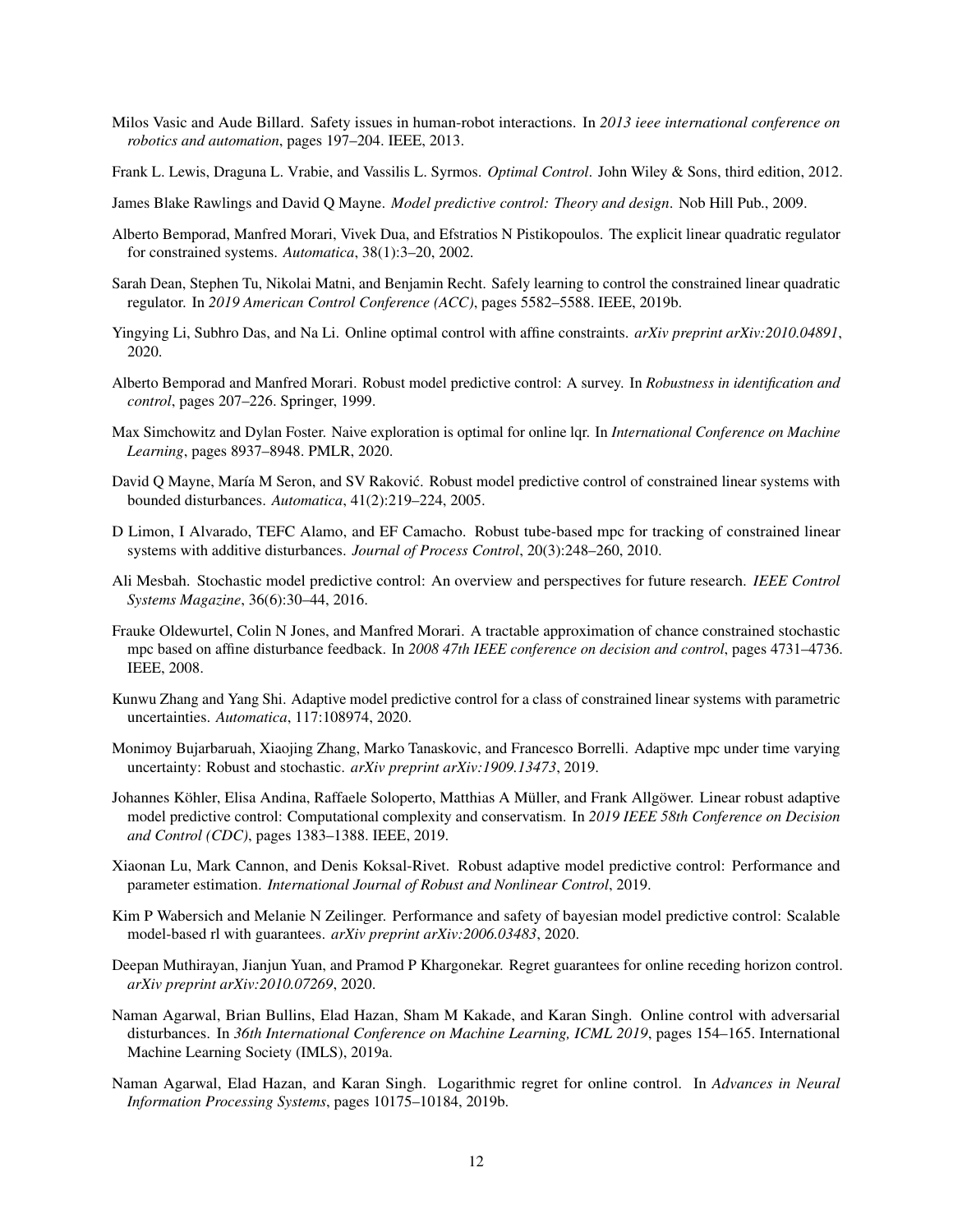Milos Vasic and Aude Billard. Safety issues in human-robot interactions. In *2013 ieee international conference on robotics and automation*, pages 197–204. IEEE, 2013.

Frank L. Lewis, Draguna L. Vrabie, and Vassilis L. Syrmos. *Optimal Control*. John Wiley & Sons, third edition, 2012.

James Blake Rawlings and David Q Mayne. *Model predictive control: Theory and design*. Nob Hill Pub., 2009.

Alberto Bemporad, Manfred Morari, Vivek Dua, and Efstratios N Pistikopoulos. The explicit linear quadratic regulator for constrained systems. *Automatica*, 38(1):3–20, 2002.

Sarah Dean, Stephen Tu, Nikolai Matni, and Benjamin Recht. Safely learning to control the constrained linear quadratic regulator. In *2019 American Control Conference (ACC)*, pages 5582–5588. IEEE, 2019b.

Yingying Li, Subhro Das, and Na Li. Online optimal control with affine constraints. *arXiv preprint arXiv:2010.04891*, 2020.

Alberto Bemporad and Manfred Morari. Robust model predictive control: A survey. In *Robustness in identification and control*, pages 207–226. Springer, 1999.

Max Simchowitz and Dylan Foster. Naive exploration is optimal for online lqr. In *International Conference on Machine Learning*, pages 8937–8948. PMLR, 2020.

David Q Mayne, María M Seron, and SV Raković. Robust model predictive control of constrained linear systems with bounded disturbances. *Automatica*, 41(2):219–224, 2005.

D Limon, I Alvarado, TEFC Alamo, and EF Camacho. Robust tube-based mpc for tracking of constrained linear systems with additive disturbances. *Journal of Process Control*, 20(3):248–260, 2010.

Ali Mesbah. Stochastic model predictive control: An overview and perspectives for future research. *IEEE Control Systems Magazine*, 36(6):30–44, 2016.

Frauke Oldewurtel, Colin N Jones, and Manfred Morari. A tractable approximation of chance constrained stochastic mpc based on affine disturbance feedback. In *2008 47th IEEE conference on decision and control*, pages 4731–4736. IEEE, 2008.

Kunwu Zhang and Yang Shi. Adaptive model predictive control for a class of constrained linear systems with parametric uncertainties. *Automatica*, 117:108974, 2020.

Monimoy Bujarbaruah, Xiaojing Zhang, Marko Tanaskovic, and Francesco Borrelli. Adaptive mpc under time varying uncertainty: Robust and stochastic. *arXiv preprint arXiv:1909.13473*, 2019.

Johannes Köhler, Elisa Andina, Raffaele Soloperto, Matthias A Müller, and Frank Allgöwer. Linear robust adaptive model predictive control: Computational complexity and conservatism. In *2019 IEEE 58th Conference on Decision and Control (CDC)*, pages 1383–1388. IEEE, 2019.

Xiaonan Lu, Mark Cannon, and Denis Koksal-Rivet. Robust adaptive model predictive control: Performance and parameter estimation. *International Journal of Robust and Nonlinear Control*, 2019.

Kim P Wabersich and Melanie N Zeilinger. Performance and safety of bayesian model predictive control: Scalable model-based rl with guarantees. *arXiv preprint arXiv:2006.03483*, 2020.

Deepan Muthirayan, Jianjun Yuan, and Pramod P Khargonekar. Regret guarantees for online receding horizon control. *arXiv preprint arXiv:2010.07269*, 2020.

Naman Agarwal, Brian Bullins, Elad Hazan, Sham M Kakade, and Karan Singh. Online control with adversarial disturbances. In *36th International Conference on Machine Learning, ICML 2019*, pages 154–165. International Machine Learning Society (IMLS), 2019a.

Naman Agarwal, Elad Hazan, and Karan Singh. Logarithmic regret for online control. In *Advances in Neural Information Processing Systems*, pages 10175–10184, 2019b.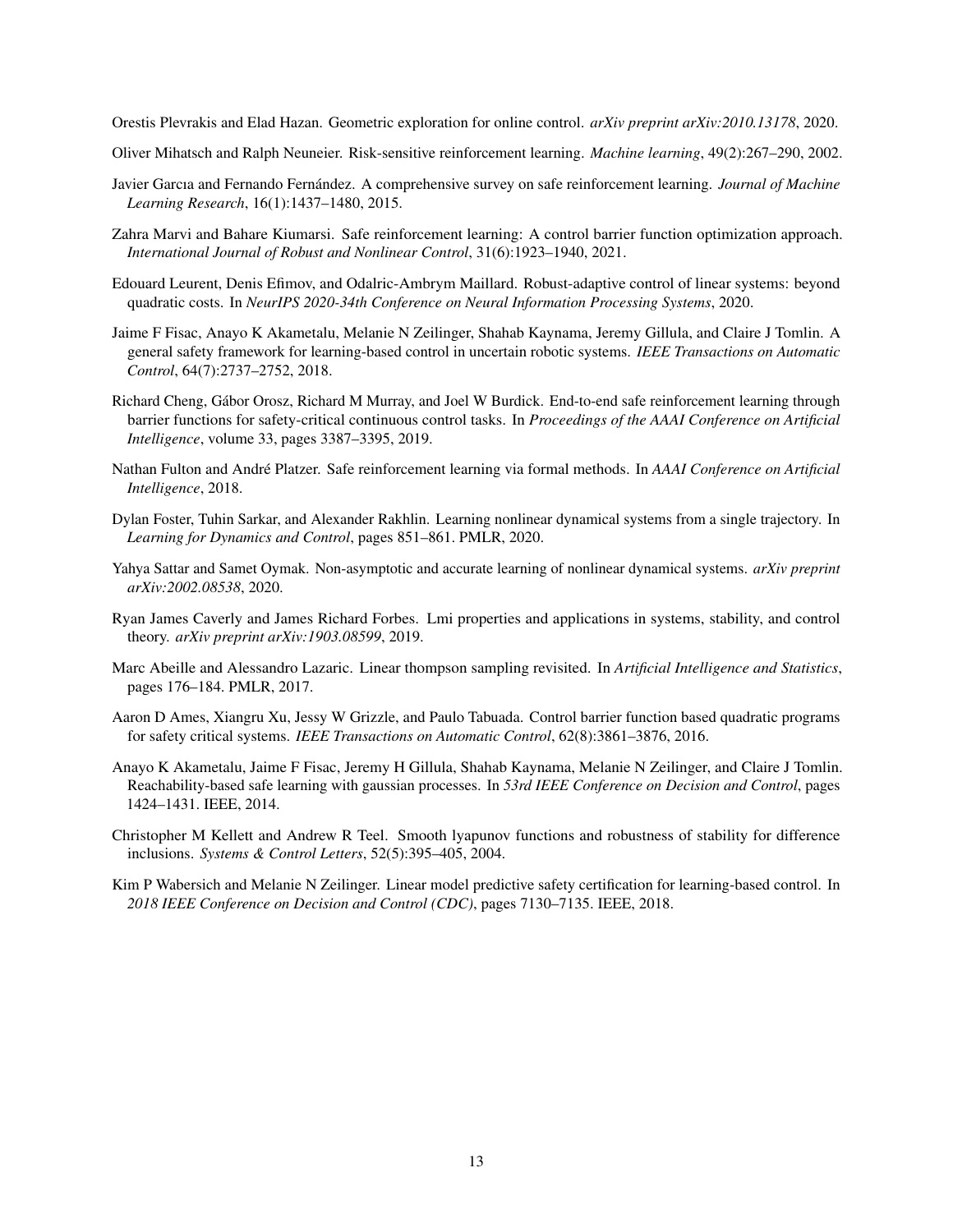Orestis Plevrakis and Elad Hazan. Geometric exploration for online control. *arXiv preprint arXiv:2010.13178*, 2020.

Oliver Mihatsch and Ralph Neuneier. Risk-sensitive reinforcement learning. *Machine learning*, 49(2):267–290, 2002.

Javier Garcıa and Fernando Fernández. A comprehensive survey on safe reinforcement learning. *Journal of Machine Learning Research*, 16(1):1437–1480, 2015.

Zahra Marvi and Bahare Kiumarsi. Safe reinforcement learning: A control barrier function optimization approach. *International Journal of Robust and Nonlinear Control*, 31(6):1923–1940, 2021.

Edouard Leurent, Denis Efimov, and Odalric-Ambrym Maillard. Robust-adaptive control of linear systems: beyond quadratic costs. In *NeurIPS 2020-34th Conference on Neural Information Processing Systems*, 2020.

Jaime F Fisac, Anayo K Akametalu, Melanie N Zeilinger, Shahab Kaynama, Jeremy Gillula, and Claire J Tomlin. A general safety framework for learning-based control in uncertain robotic systems. *IEEE Transactions on Automatic Control*, 64(7):2737–2752, 2018.

Richard Cheng, Gábor Orosz, Richard M Murray, and Joel W Burdick. End-to-end safe reinforcement learning through barrier functions for safety-critical continuous control tasks. In *Proceedings of the AAAI Conference on Artificial Intelligence*, volume 33, pages 3387–3395, 2019.

Nathan Fulton and André Platzer. Safe reinforcement learning via formal methods. In *AAAI Conference on Artificial Intelligence*, 2018.

Dylan Foster, Tuhin Sarkar, and Alexander Rakhlin. Learning nonlinear dynamical systems from a single trajectory. In *Learning for Dynamics and Control*, pages 851–861. PMLR, 2020.

Yahya Sattar and Samet Oymak. Non-asymptotic and accurate learning of nonlinear dynamical systems. *arXiv preprint arXiv:2002.08538*, 2020.

Ryan James Caverly and James Richard Forbes. Lmi properties and applications in systems, stability, and control theory. *arXiv preprint arXiv:1903.08599*, 2019.

Marc Abeille and Alessandro Lazaric. Linear thompson sampling revisited. In *Artificial Intelligence and Statistics*, pages 176–184. PMLR, 2017.

Aaron D Ames, Xiangru Xu, Jessy W Grizzle, and Paulo Tabuada. Control barrier function based quadratic programs for safety critical systems. *IEEE Transactions on Automatic Control*, 62(8):3861–3876, 2016.

Anayo K Akametalu, Jaime F Fisac, Jeremy H Gillula, Shahab Kaynama, Melanie N Zeilinger, and Claire J Tomlin. Reachability-based safe learning with gaussian processes. In *53rd IEEE Conference on Decision and Control*, pages 1424–1431. IEEE, 2014.

Christopher M Kellett and Andrew R Teel. Smooth lyapunov functions and robustness of stability for difference inclusions. *Systems & Control Letters*, 52(5):395–405, 2004.

Kim P Wabersich and Melanie N Zeilinger. Linear model predictive safety certification for learning-based control. In *2018 IEEE Conference on Decision and Control (CDC)*, pages 7130–7135. IEEE, 2018.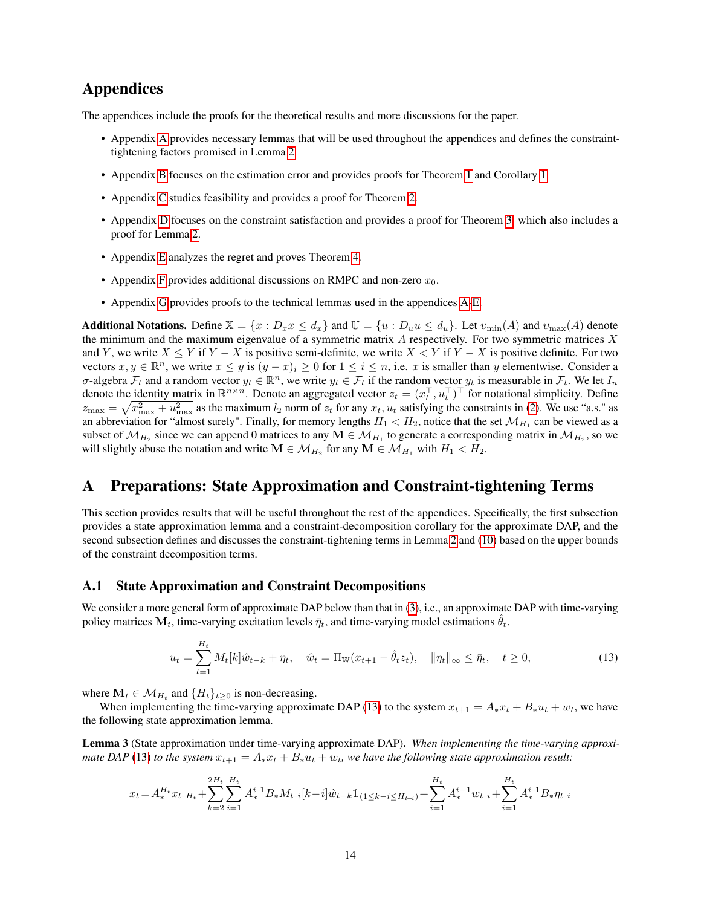# Appendices

The appendices include the proofs for the theoretical results and more discussions for the paper.

- Appendix A provides necessary lemmas that will be used throughout the appendices and defines the constraint-tightening factors promised in Lemma 2.
- Appendix B focuses on the estimation error and provides proofs for Theorem 1 and Corollary 1.
- Appendix C studies feasibility and provides a proof for Theorem 2.
- Appendix D focuses on the constraint satisfaction and provides a proof for Theorem 3, which also includes a proof for Lemma 2.
- Appendix E analyzes the regret and proves Theorem 4.
- Appendix F provides additional discussions on RMPC and non-zero $x_0$.
- Appendix G provides proofs to the technical lemmas used in the appendices A-E.

**Additional Notations.** Define $\mathbb{X} = \{x : D_x x \leq d_x\}$ and $\mathbb{U} = \{u : D_u u \leq d_u\}$. Let $\upsilon_{\min}(A)$ and $\upsilon_{\max}(A)$ denote the minimum and the maximum eigenvalue of a symmetric matrix $A$ respectively. For two symmetric matrices $X$ and $Y$, we write $X \leq Y$ if $Y - X$ is positive semi-definite, we write $X < Y$ if $Y - X$ is positive definite. For two vectors $x, y \in \mathbb{R}^n$, we write $x \leq y$ is $(y - x)_i \geq 0$ for $1 \leq i \leq n$, i.e. $x$ is smaller than $y$ elementwise. Consider a $\sigma$-algebra $\mathcal{F}_t$ and a random vector $y_t \in \mathbb{R}^n$, we write $y_t \in \mathcal{F}_t$ if the random vector $y_t$ is measurable in $\mathcal{F}_t$. We let $I_n$ denote the identity matrix in $\mathbb{R}^{n\times n}$. Denote an aggregated vector $z_t = (x_t^\top, u_t^\top)^\top$ for notational simplicity. Define $z_{\max} = \sqrt{x_{\max}^2 + u_{\max}^2}$ as the maximum $l_2$ norm of $z_t$ for any $x_t, u_t$ satisfying the constraints in (2). We use "a.s." as an abbreviation for "almost surely". Finally, for memory lengths $H_1 < H_2$, notice that the set $\mathcal{M}_{H_1}$ can be viewed as a subset of $\mathcal{M}_{H_2}$ since we can append 0 matrices to any $\mathbf{M} \in \mathcal{M}_{H_1}$ to generate a corresponding matrix in $\mathcal{M}_{H_2}$, so we will slightly abuse the notation and write $\mathbf{M} \in \mathcal{M}_{H_2}$ for any $\mathbf{M} \in \mathcal{M}_{H_1}$ with $H_1 < H_2$.

# A Preparations: State Approximation and Constraint-tightening Terms

This section provides results that will be useful throughout the rest of the appendices. Specifically, the first subsection provides a state approximation lemma and a constraint-decomposition corollary for the approximate DAP, and the second subsection defines and discusses the constraint-tightening terms in Lemma 2 and (10) based on the upper bounds of the constraint decomposition terms.

## A.1 State Approximation and Constraint Decompositions

We consider a more general form of approximate DAP below than that in (3), i.e., an approximate DAP with time-varying policy matrices $\mathbf{M}_t$, time-varying excitation levels $\bar{\eta}_t$, and time-varying model estimations $\hat{\theta}_t$.

$$u_t = \sum_{t=1}^{H_t} M_t[k]\hat{w}_{t-k} + \eta_t, \quad \hat{w}_t = \Pi_{\mathbb{W}}(x_{t+1} - \hat{\theta}_t z_t), \quad \|\eta_t\|_\infty \leq \bar{\eta}_t, \quad t \geq 0, \tag{13}$$

where $\mathbf{M}_t \in \mathcal{M}_{H_t}$ and $\{H_t\}_{t\geq 0}$ is non-decreasing.

When implementing the time-varying approximate DAP (13) to the system $x_{t+1} = A_* x_t + B_* u_t + w_t$, we have the following state approximation lemma.

**Lemma 3** (State approximation under time-varying approximate DAP)**.** *When implementing the time-varying approximate DAP (13) to the system $x_{t+1} = A_* x_t + B_* u_t + w_t$, we have the following state approximation result:*

$$x_t = A_*^{H_t} x_{t-H_t} + \sum_{k=2}^{2H_t}\sum_{i=1}^{H_t} A_*^{i-1}B_* M_{t-i}[k-i]\hat{w}_{t-k}\mathbb{1}_{(1\leq k-i\leq H_{t-i})} + \sum_{i=1}^{H_t} A_*^{i-1}w_{t-i} + \sum_{i=1}^{H_t} A_*^{i-1}B_*\eta_{t-i}$$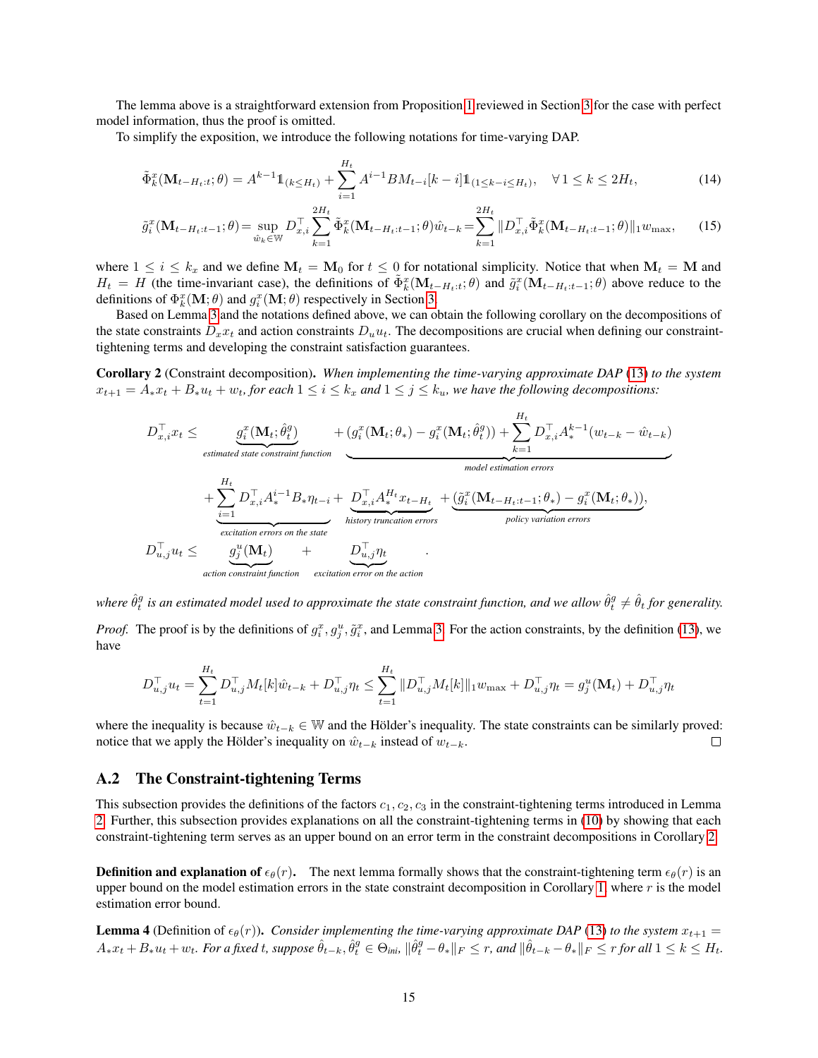The lemma above is a straightforward extension from Proposition 1 reviewed in Section 3 for the case with perfect model information, thus the proof is omitted.

To simplify the exposition, we introduce the following notations for time-varying DAP.

$$\tilde{\Phi}_k^x(\mathbf{M}_{t-H_t:t};\theta) = A^{k-1}\mathbb{1}_{(k\leq H_t)} + \sum_{i=1}^{H_t} A^{i-1}BM_{t-i}[k-i]\mathbb{1}_{(1\leq k-i\leq H_t)}, \quad \forall 1\leq k\leq 2H_t, \tag{14}$$

$$\tilde{g}_i^x(\mathbf{M}_{t-H_t:t-1};\theta) = \sup_{\hat{w}_k\in\mathbb{W}} D_{x,i}^\top \sum_{k=1}^{2H_t} \tilde{\Phi}_k^x(\mathbf{M}_{t-H_t:t-1};\theta)\hat{w}_{t-k} = \sum_{k=1}^{2H_t} \|D_{x,i}^\top \tilde{\Phi}_k^x(\mathbf{M}_{t-H_t:t-1};\theta)\|_1 w_{\max}, \tag{15}$$

where $1\leq i\leq k_x$ and we define $\mathbf{M}_t = \mathbf{M}_0$ for $t\leq 0$ for notational simplicity. Notice that when $\mathbf{M}_t = \mathbf{M}$ and $H_t = H$ (the time-invariant case), the definitions of $\tilde{\Phi}_k^x(\mathbf{M}_{t-H_t:t};\theta)$ and $\tilde{g}_i^x(\mathbf{M}_{t-H_t:t-1};\theta)$ above reduce to the definitions of $\Phi_k^x(\mathbf{M};\theta)$ and $g_i^x(\mathbf{M};\theta)$ respectively in Section 3.

Based on Lemma 3 and the notations defined above, we can obtain the following corollary on the decompositions of the state constraints $D_x x_t$ and action constraints $D_u u_t$. The decompositions are crucial when defining our constraint-tightening terms and developing the constraint satisfaction guarantees.

**Corollary 2** (Constraint decomposition). *When implementing the time-varying approximate DAP (13) to the system $x_{t+1} = A_* x_t + B_* u_t + w_t$, for each $1\leq i\leq k_x$ and $1\leq j\leq k_u$, we have the following decompositions:*

$$\begin{aligned}
D_{x,i}^\top x_t \leq\; & \underbrace{g_i^x(\mathbf{M}_t;\hat{\theta}_t^g)}_{\text{estimated state constraint function}} + \underbrace{(g_i^x(\mathbf{M}_t;\theta_*) - g_i^x(\mathbf{M}_t;\hat{\theta}_t^g)) + \sum_{k=1}^{H_t} D_{x,i}^\top A_*^{k-1}(w_{t-k}-\hat{w}_{t-k})}_{\text{model estimation errors}} \\
& + \underbrace{\sum_{i=1}^{H_t} D_{x,i}^\top A_*^{i-1}B_*\eta_{t-i}}_{\text{excitation errors on the state}} + \underbrace{D_{x,i}^\top A_*^{H_t}x_{t-H_t}}_{\text{history truncation errors}} + \underbrace{(\tilde{g}_i^x(\mathbf{M}_{t-H_t:t-1};\theta_*) - g_i^x(\mathbf{M}_t;\theta_*))}_{\text{policy variation errors}}, \\
D_{u,j}^\top u_t \leq\; & \underbrace{g_j^u(\mathbf{M}_t)}_{\text{action constraint function}} + \underbrace{D_{u,j}^\top \eta_t}_{\text{excitation error on the action}}.
\end{aligned}$$

*where $\hat{\theta}_t^g$ is an estimated model used to approximate the state constraint function, and we allow $\hat{\theta}_t^g \neq \hat{\theta}_t$ for generality.*

*Proof.* The proof is by the definitions of $g_i^x, g_j^u, \tilde{g}_i^x$, and Lemma 3. For the action constraints, by the definition (13), we have

$$D_{u,j}^\top u_t = \sum_{t=1}^{H_t} D_{u,j}^\top M_t[k]\hat{w}_{t-k} + D_{u,j}^\top \eta_t \leq \sum_{t=1}^{H_t} \|D_{u,j}^\top M_t[k]\|_1 w_{\max} + D_{u,j}^\top \eta_t = g_j^u(\mathbf{M}_t) + D_{u,j}^\top \eta_t$$

where the inequality is because $\hat{w}_{t-k}\in\mathbb{W}$ and the Hölder's inequality. The state constraints can be similarly proved: notice that we apply the Hölder's inequality on $\hat{w}_{t-k}$ instead of $w_{t-k}$. $\square$

## A.2 The Constraint-tightening Terms

This subsection provides the definitions of the factors $c_1, c_2, c_3$ in the constraint-tightening terms introduced in Lemma 2. Further, this subsection provides explanations on all the constraint-tightening terms in (10) by showing that each constraint-tightening term serves as an upper bound on an error term in the constraint decompositions in Corollary 2.

**Definition and explanation of $\epsilon_\theta(r)$.** The next lemma formally shows that the constraint-tightening term $\epsilon_\theta(r)$ is an upper bound on the model estimation errors in the state constraint decomposition in Corollary 1, where $r$ is the model estimation error bound.

**Lemma 4** (Definition of $\epsilon_\theta(r)$). *Consider implementing the time-varying approximate DAP (13) to the system $x_{t+1} = A_* x_t + B_* u_t + w_t$. For a fixed $t$, suppose $\hat{\theta}_{t-k}, \hat{\theta}_t^g \in \Theta_{ini}$, $\|\hat{\theta}_t^g - \theta_*\|_F \leq r$, and $\|\hat{\theta}_{t-k} - \theta_*\|_F \leq r$ for all $1\leq k\leq H_t$.*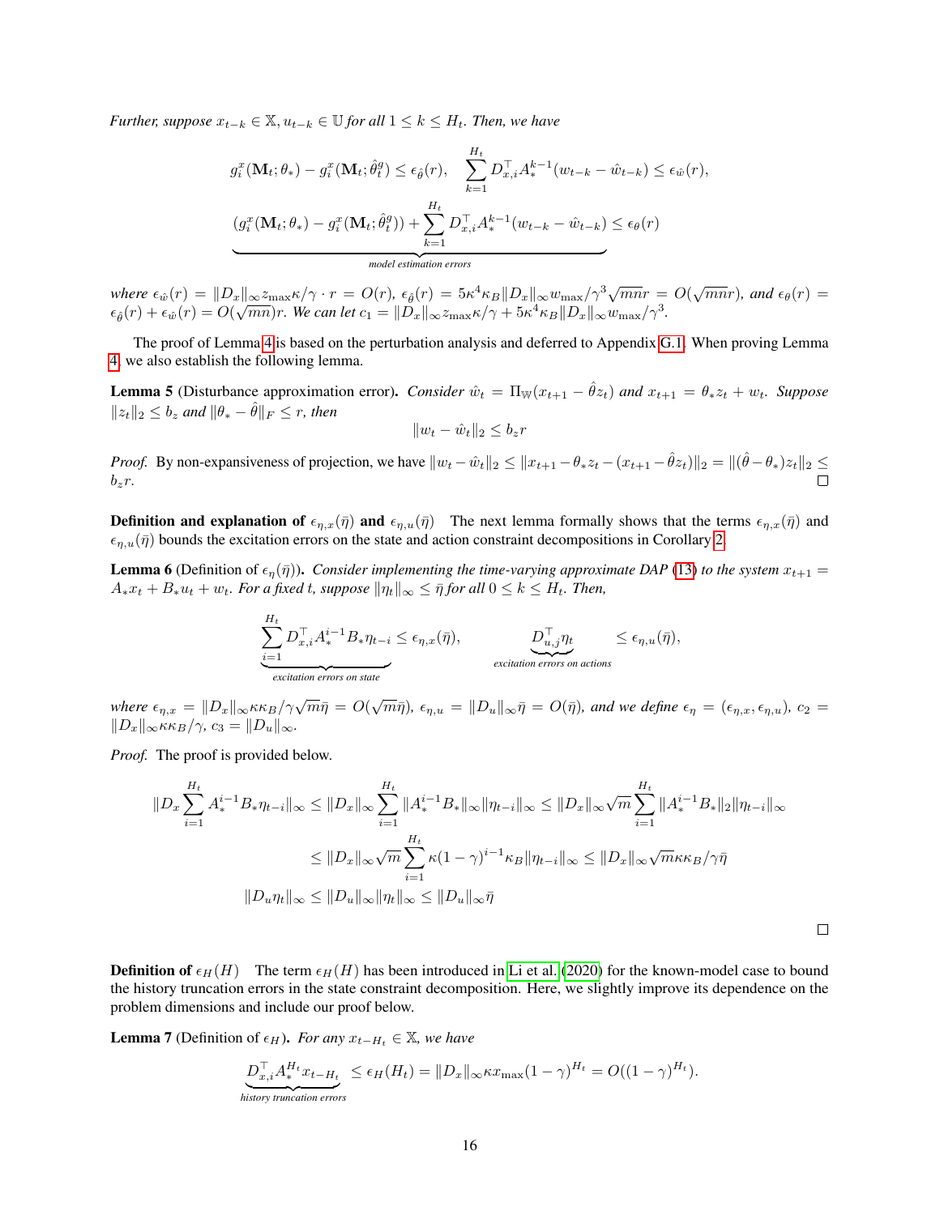*Further, suppose $x_{t-k} \in \mathbb{X}, u_{t-k} \in \mathbb{U}$ for all $1 \le k \le H_t$. Then, we have*

$$g_i^x(\mathbf{M}_t; \theta_*) - g_i^x(\mathbf{M}_t; \hat{\theta}_t^g) \le \epsilon_{\hat{\theta}}(r), \quad \sum_{k=1}^{H_t} D_{x,i}^\top A_*^{k-1}(w_{t-k} - \hat{w}_{t-k}) \le \epsilon_{\hat{w}}(r),$$

$$\underbrace{(g_i^x(\mathbf{M}_t; \theta_*) - g_i^x(\mathbf{M}_t; \hat{\theta}_t^g)) + \sum_{k=1}^{H_t} D_{x,i}^\top A_*^{k-1}(w_{t-k} - \hat{w}_{t-k})}_{\text{model estimation errors}} \le \epsilon_\theta(r)$$

*where $\epsilon_{\hat{w}}(r) = \|D_x\|_\infty z_{\max}\kappa/\gamma \cdot r = O(r)$, $\epsilon_{\hat{\theta}}(r) = 5\kappa^4\kappa_B\|D_x\|_\infty w_{\max}/\gamma^3\sqrt{mn}r = O(\sqrt{mn}r)$, and $\epsilon_\theta(r) = \epsilon_{\hat{\theta}}(r) + \epsilon_{\hat{w}}(r) = O(\sqrt{mn})r$. We can let $c_1 = \|D_x\|_\infty z_{\max}\kappa/\gamma + 5\kappa^4\kappa_B\|D_x\|_\infty w_{\max}/\gamma^3$.*

The proof of Lemma 4 is based on the perturbation analysis and deferred to Appendix G.1. When proving Lemma 4, we also establish the following lemma.

**Lemma 5** (Disturbance approximation error). *Consider $\hat{w}_t = \Pi_{\mathbb{W}}(x_{t+1} - \hat{\theta}z_t)$ and $x_{t+1} = \theta_* z_t + w_t$. Suppose $\|z_t\|_2 \le b_z$ and $\|\theta_* - \hat{\theta}\|_F \le r$, then*

$$\|w_t - \hat{w}_t\|_2 \le b_z r$$

*Proof.* By non-expansiveness of projection, we have $\|w_t - \hat{w}_t\|_2 \le \|x_{t+1} - \theta_* z_t - (x_{t+1} - \hat{\theta}z_t)\|_2 = \|(\hat{\theta} - \theta_*)z_t\|_2 \le b_z r$. □

**Definition and explanation of $\epsilon_{\eta,x}(\bar{\eta})$ and $\epsilon_{\eta,u}(\bar{\eta})$** The next lemma formally shows that the terms $\epsilon_{\eta,x}(\bar{\eta})$ and $\epsilon_{\eta,u}(\bar{\eta})$ bounds the excitation errors on the state and action constraint decompositions in Corollary 2.

**Lemma 6** (Definition of $\epsilon_\eta(\bar{\eta})$). *Consider implementing the time-varying approximate DAP (13) to the system $x_{t+1} = A_* x_t + B_* u_t + w_t$. For a fixed $t$, suppose $\|\eta_t\|_\infty \le \bar{\eta}$ for all $0 \le k \le H_t$. Then,*

$$\underbrace{\sum_{i=1}^{H_t} D_{x,i}^\top A_*^{i-1} B_* \eta_{t-i}}_{\text{excitation errors on state}} \le \epsilon_{\eta,x}(\bar{\eta}), \qquad \underbrace{D_{u,j}^\top \eta_t}_{\text{excitation errors on actions}} \le \epsilon_{\eta,u}(\bar{\eta}),$$

*where $\epsilon_{\eta,x} = \|D_x\|_\infty \kappa\kappa_B/\gamma\sqrt{m}\bar{\eta} = O(\sqrt{m}\bar{\eta})$, $\epsilon_{\eta,u} = \|D_u\|_\infty \bar{\eta} = O(\bar{\eta})$, and we define $\epsilon_\eta = (\epsilon_{\eta,x}, \epsilon_{\eta,u})$, $c_2 = \|D_x\|_\infty \kappa\kappa_B/\gamma$, $c_3 = \|D_u\|_\infty$.*

*Proof.* The proof is provided below.

$$\begin{aligned}
\|D_x \sum_{i=1}^{H_t} A_*^{i-1} B_* \eta_{t-i}\|_\infty &\le \|D_x\|_\infty \sum_{i=1}^{H_t} \|A_*^{i-1} B_*\|_\infty \|\eta_{t-i}\|_\infty \le \|D_x\|_\infty \sqrt{m} \sum_{i=1}^{H_t} \|A_*^{i-1} B_*\|_2 \|\eta_{t-i}\|_\infty \\
&\le \|D_x\|_\infty \sqrt{m} \sum_{i=1}^{H_t} \kappa(1-\gamma)^{i-1}\kappa_B \|\eta_{t-i}\|_\infty \le \|D_x\|_\infty \sqrt{m}\kappa\kappa_B/\gamma\bar{\eta} \\
\|D_u \eta_t\|_\infty &\le \|D_u\|_\infty \|\eta_t\|_\infty \le \|D_u\|_\infty \bar{\eta}
\end{aligned}$$

□

**Definition of $\epsilon_H(H)$** The term $\epsilon_H(H)$ has been introduced in Li et al. (2020) for the known-model case to bound the history truncation errors in the state constraint decomposition. Here, we slightly improve its dependence on the problem dimensions and include our proof below.

**Lemma 7** (Definition of $\epsilon_H$). *For any $x_{t-H_t} \in \mathbb{X}$, we have*

$$\underbrace{D_{x,i}^\top A_*^{H_t} x_{t-H_t}}_{\text{history truncation errors}} \le \epsilon_H(H_t) = \|D_x\|_\infty \kappa x_{\max}(1-\gamma)^{H_t} = O((1-\gamma)^{H_t}).$$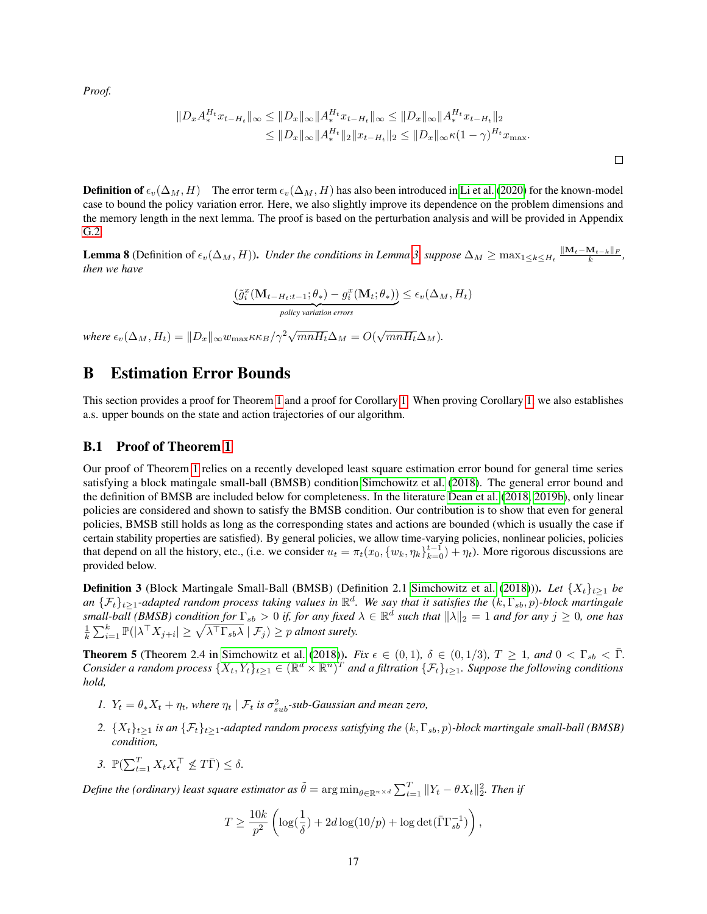*Proof.*

$$
\begin{aligned}
\|D_x A_*^{H_t} x_{t-H_t}\|_\infty &\le \|D_x\|_\infty \|A_*^{H_t} x_{t-H_t}\|_\infty \le \|D_x\|_\infty \|A_*^{H_t} x_{t-H_t}\|_2 \\
&\le \|D_x\|_\infty \|A_*^{H_t}\|_2 \|x_{t-H_t}\|_2 \le \|D_x\|_\infty \kappa (1-\gamma)^{H_t} x_{\max}.
\end{aligned}
$$

□

**Definition of $\epsilon_v(\Delta_M, H)$** The error term $\epsilon_v(\Delta_M, H)$ has also been introduced in Li et al. (2020) for the known-model case to bound the policy variation error. Here, we also slightly improve its dependence on the problem dimensions and the memory length in the next lemma. The proof is based on the perturbation analysis and will be provided in Appendix G.2.

**Lemma 8** (Definition of $\epsilon_v(\Delta_M, H)$). *Under the conditions in Lemma 3, suppose $\Delta_M \ge \max_{1\le k\le H_t} \frac{\|\mathbf{M}_t - \mathbf{M}_{t-k}\|_F}{k}$, then we have*

$$
\underbrace{(\tilde{g}_i^x(\mathbf{M}_{t-H_t:t-1};\theta_*) - g_i^x(\mathbf{M}_t;\theta_*))}_{\text{policy variation errors}} \le \epsilon_v(\Delta_M, H_t)
$$

*where $\epsilon_v(\Delta_M, H_t) = \|D_x\|_\infty w_{\max} \kappa \kappa_B/\gamma^2 \sqrt{mnH_t}\Delta_M = O(\sqrt{mnH_t}\Delta_M)$.*

# B Estimation Error Bounds

This section provides a proof for Theorem 1 and a proof for Corollary 1. When proving Corollary 1, we also establishes a.s. upper bounds on the state and action trajectories of our algorithm.

## B.1 Proof of Theorem 1

Our proof of Theorem 1 relies on a recently developed least square estimation error bound for general time series satisfying a block matingale small-ball (BMSB) condition Simchowitz et al. (2018). The general error bound and the definition of BMSB are included below for completeness. In the literature Dean et al. (2018, 2019b), only linear policies are considered and shown to satisfy the BMSB condition. Our contribution is to show that even for general policies, BMSB still holds as long as the corresponding states and actions are bounded (which is usually the case if certain stability properties are satisfied). By general policies, we allow time-varying policies, nonlinear policies, policies that depend on all the history, etc., (i.e. we consider $u_t = \pi_t(x_0, \{w_k, \eta_k\}_{k=0}^{t-1}) + \eta_t$). More rigorous discussions are provided below.

**Definition 3** (Block Martingale Small-Ball (BMSB) (Definition 2.1 Simchowitz et al. (2018))). *Let $\{X_t\}_{t\ge1}$ be an $\{\mathcal{F}_t\}_{t\ge1}$-adapted random process taking values in $\mathbb{R}^d$. We say that it satisfies the $(k, \Gamma_{sb}, p)$-block martingale small-ball (BMSB) condition for $\Gamma_{sb} > 0$ if, for any fixed $\lambda \in \mathbb{R}^d$ such that $\|\lambda\|_2 = 1$ and for any $j \ge 0$, one has $\frac{1}{k}\sum_{i=1}^k \mathbb{P}(|\lambda^\top X_{j+i}| \ge \sqrt{\lambda^\top \Gamma_{sb}\lambda} \mid \mathcal{F}_j) \ge p$ almost surely.*

**Theorem 5** (Theorem 2.4 in Simchowitz et al. (2018)). *Fix $\epsilon \in (0,1)$, $\delta \in (0, 1/3)$, $T \ge 1$, and $0 < \Gamma_{sb} < \bar{\Gamma}$. Consider a random process $\{X_t, Y_t\}_{t\ge1} \in (\mathbb{R}^d \times \mathbb{R}^n)^T$ and a filtration $\{\mathcal{F}_t\}_{t\ge1}$. Suppose the following conditions hold,*

1. *$Y_t = \theta_* X_t + \eta_t$, where $\eta_t \mid \mathcal{F}_t$ is $\sigma_{sub}^2$-sub-Gaussian and mean zero,*
2. *$\{X_t\}_{t\ge1}$ is an $\{\mathcal{F}_t\}_{t\ge1}$-adapted random process satisfying the $(k, \Gamma_{sb}, p)$-block martingale small-ball (BMSB) condition,*
3. *$\mathbb{P}(\sum_{t=1}^T X_t X_t^\top \not\preceq T\bar{\Gamma}) \le \delta$.*

*Define the (ordinary) least square estimator as $\tilde{\theta} = \arg\min_{\theta\in\mathbb{R}^{n\times d}} \sum_{t=1}^T \|Y_t - \theta X_t\|_2^2$. Then if*

$$
T \ge \frac{10k}{p^2}\left(\log(\frac{1}{\delta}) + 2d\log(10/p) + \log\det(\bar{\Gamma}\Gamma_{sb}^{-1})\right),
$$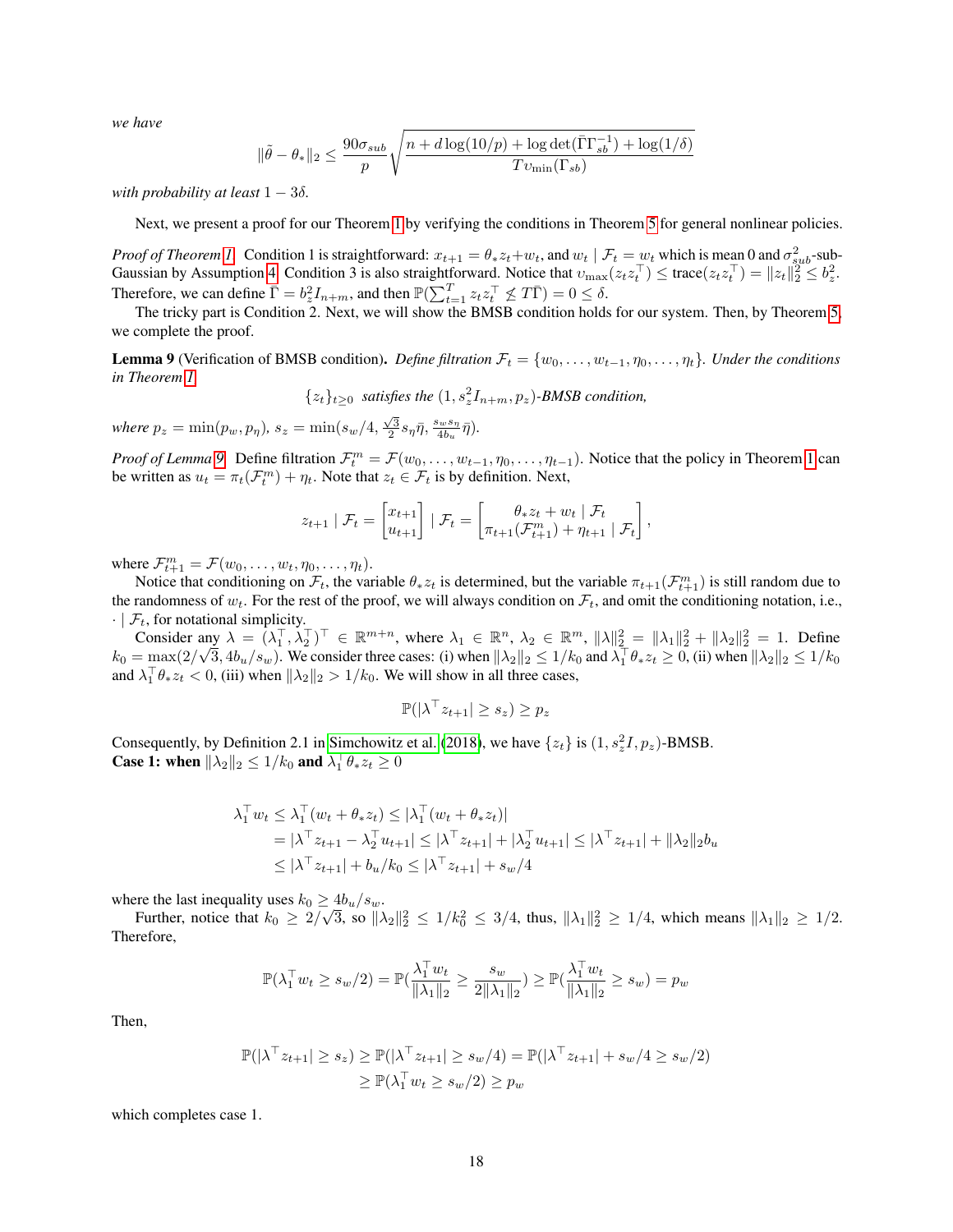*we have*

$$\|\tilde{\theta} - \theta_*\|_2 \leq \frac{90\sigma_{sub}}{p}\sqrt{\frac{n + d\log(10/p) + \log\det(\bar{\Gamma}\Gamma_{sb}^{-1}) + \log(1/\delta)}{T\upsilon_{\min}(\Gamma_{sb})}}$$

*with probability at least* $1 - 3\delta$.

Next, we present a proof for our Theorem 1 by verifying the conditions in Theorem 5 for general nonlinear policies.

*Proof of Theorem 1.* Condition 1 is straightforward: $x_{t+1} = \theta_* z_t + w_t$, and $w_t \mid \mathcal{F}_t = w_t$ which is mean 0 and $\sigma_{sub}^2$-sub-Gaussian by Assumption 4. Condition 3 is also straightforward. Notice that $\upsilon_{\max}(z_t z_t^\top) \leq \text{trace}(z_t z_t^\top) = \|z_t\|_2^2 \leq b_z^2$. Therefore, we can define $\bar{\Gamma} = b_z^2 I_{n+m}$, and then $\mathbb{P}(\sum_{t=1}^T z_t z_t^\top \npreceq T\bar{\Gamma}) = 0 \leq \delta$.

The tricky part is Condition 2. Next, we will show the BMSB condition holds for our system. Then, by Theorem 5, we complete the proof.

**Lemma 9** (Verification of BMSB condition). *Define filtration* $\mathcal{F}_t = \{w_0, \ldots, w_{t-1}, \eta_0, \ldots, \eta_t\}$. *Under the conditions in Theorem 1,*

$$\{z_t\}_{t\geq 0} \text{ satisfies the } (1, s_z^2 I_{n+m}, p_z)\text{-BMSB condition,}$$

*where* $p_z = \min(p_w, p_\eta)$, $s_z = \min(s_w/4, \frac{\sqrt{3}}{2}s_\eta\bar{\eta}, \frac{s_w s_\eta}{4b_u}\bar{\eta})$.

*Proof of Lemma 9.* Define filtration $\mathcal{F}_t^m = \mathcal{F}(w_0, \ldots, w_{t-1}, \eta_0, \ldots, \eta_{t-1})$. Notice that the policy in Theorem 1 can be written as $u_t = \pi_t(\mathcal{F}_t^m) + \eta_t$. Note that $z_t \in \mathcal{F}_t$ is by definition. Next,

$$z_{t+1} \mid \mathcal{F}_t = \begin{bmatrix} x_{t+1} \\ u_{t+1} \end{bmatrix} \mid \mathcal{F}_t = \begin{bmatrix} \theta_* z_t + w_t \mid \mathcal{F}_t \\ \pi_{t+1}(\mathcal{F}_{t+1}^m) + \eta_{t+1} \mid \mathcal{F}_t \end{bmatrix},$$

where $\mathcal{F}_{t+1}^m = \mathcal{F}(w_0, \ldots, w_t, \eta_0, \ldots, \eta_t)$.

Notice that conditioning on $\mathcal{F}_t$, the variable $\theta_* z_t$ is determined, but the variable $\pi_{t+1}(\mathcal{F}_{t+1}^m)$ is still random due to the randomness of $w_t$. For the rest of the proof, we will always condition on $\mathcal{F}_t$, and omit the conditioning notation, i.e., $\cdot \mid \mathcal{F}_t$, for notational simplicity.

Consider any $\lambda = (\lambda_1^\top, \lambda_2^\top)^\top \in \mathbb{R}^{m+n}$, where $\lambda_1 \in \mathbb{R}^n$, $\lambda_2 \in \mathbb{R}^m$, $\|\lambda\|_2^2 = \|\lambda_1\|_2^2 + \|\lambda_2\|_2^2 = 1$. Define $k_0 = \max(2/\sqrt{3}, 4b_u/s_w)$. We consider three cases: (i) when $\|\lambda_2\|_2 \leq 1/k_0$ and $\lambda_1^\top\theta_* z_t \geq 0$, (ii) when $\|\lambda_2\|_2 \leq 1/k_0$ and $\lambda_1^\top\theta_* z_t < 0$, (iii) when $\|\lambda_2\|_2 > 1/k_0$. We will show in all three cases,

$$\mathbb{P}(|\lambda^\top z_{t+1}| \geq s_z) \geq p_z$$

Consequently, by Definition 2.1 in Simchowitz et al. (2018), we have $\{z_t\}$ is $(1, s_z^2 I, p_z)$-BMSB.

**Case 1: when $\|\lambda_2\|_2 \leq 1/k_0$ and $\lambda_1^\top\theta_* z_t \geq 0$**

$$\begin{aligned}
\lambda_1^\top w_t &\leq \lambda_1^\top(w_t + \theta_* z_t) \leq |\lambda_1^\top(w_t + \theta_* z_t)| \\
&= |\lambda^\top z_{t+1} - \lambda_2^\top u_{t+1}| \leq |\lambda^\top z_{t+1}| + |\lambda_2^\top u_{t+1}| \leq |\lambda^\top z_{t+1}| + \|\lambda_2\|_2 b_u \\
&\leq |\lambda^\top z_{t+1}| + b_u/k_0 \leq |\lambda^\top z_{t+1}| + s_w/4
\end{aligned}$$

where the last inequality uses $k_0 \geq 4b_u/s_w$.

Further, notice that $k_0 \geq 2/\sqrt{3}$, so $\|\lambda_2\|_2^2 \leq 1/k_0^2 \leq 3/4$, thus, $\|\lambda_1\|_2^2 \geq 1/4$, which means $\|\lambda_1\|_2 \geq 1/2$. Therefore,

$$\mathbb{P}(\lambda_1^\top w_t \geq s_w/2) = \mathbb{P}(\frac{\lambda_1^\top w_t}{\|\lambda_1\|_2} \geq \frac{s_w}{2\|\lambda_1\|_2}) \geq \mathbb{P}(\frac{\lambda_1^\top w_t}{\|\lambda_1\|_2} \geq s_w) = p_w$$

Then,

$$\begin{aligned}
\mathbb{P}(|\lambda^\top z_{t+1}| \geq s_z) &\geq \mathbb{P}(|\lambda^\top z_{t+1}| \geq s_w/4) = \mathbb{P}(|\lambda^\top z_{t+1}| + s_w/4 \geq s_w/2) \\
&\geq \mathbb{P}(\lambda_1^\top w_t \geq s_w/2) \geq p_w
\end{aligned}$$

which completes case 1.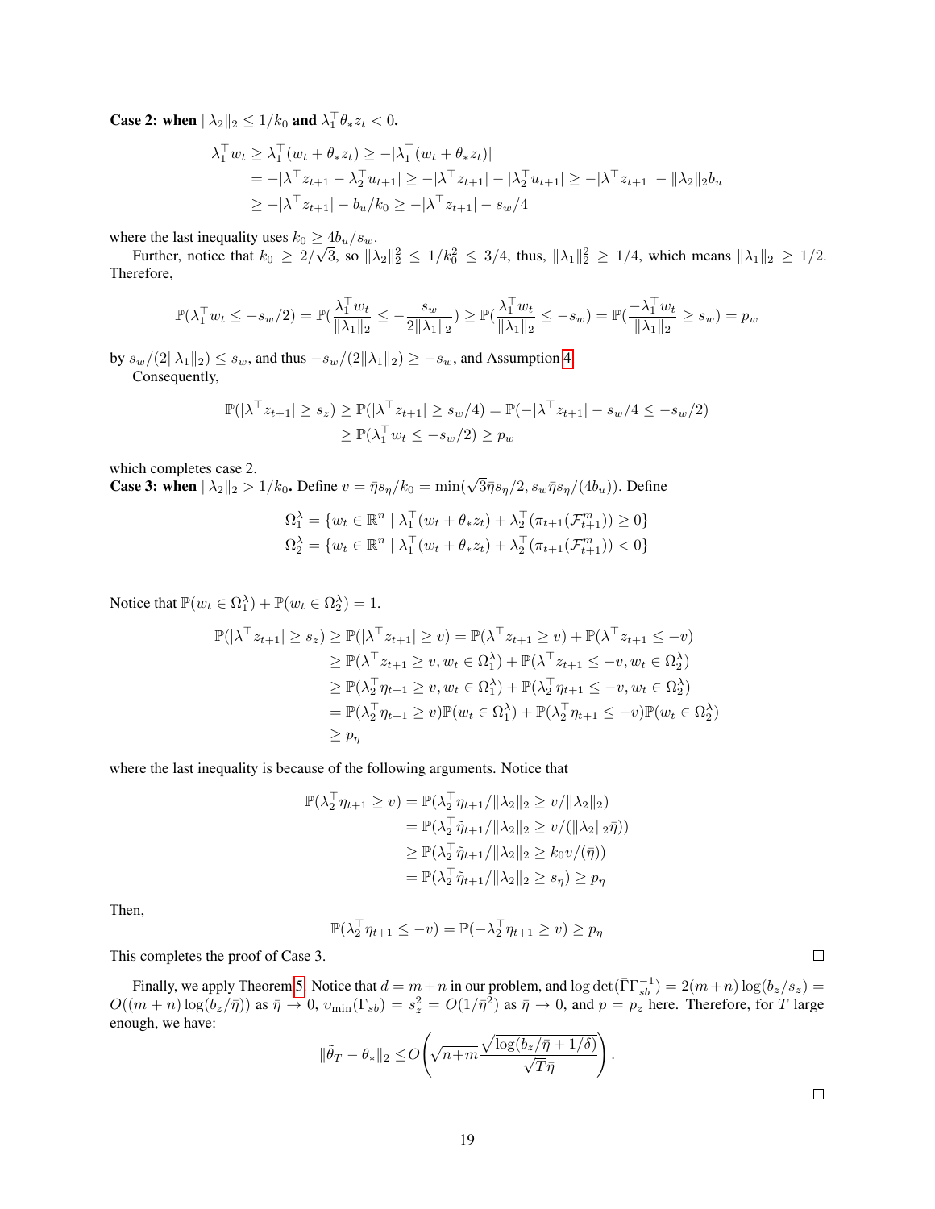**Case 2: when $\|\lambda_2\|_2 \le 1/k_0$ and $\lambda_1^\top \theta_* z_t < 0$.**

$$
\begin{aligned}
\lambda_1^\top w_t &\ge \lambda_1^\top (w_t + \theta_* z_t) \ge -|\lambda_1^\top (w_t + \theta_* z_t)| \\
&= -|\lambda^\top z_{t+1} - \lambda_2^\top u_{t+1}| \ge -|\lambda^\top z_{t+1}| - |\lambda_2^\top u_{t+1}| \ge -|\lambda^\top z_{t+1}| - \|\lambda_2\|_2 b_u \\
&\ge -|\lambda^\top z_{t+1}| - b_u/k_0 \ge -|\lambda^\top z_{t+1}| - s_w/4
\end{aligned}
$$

where the last inequality uses $k_0 \ge 4b_u/s_w$.

Further, notice that $k_0 \ge 2/\sqrt{3}$, so $\|\lambda_2\|_2^2 \le 1/k_0^2 \le 3/4$, thus, $\|\lambda_1\|_2^2 \ge 1/4$, which means $\|\lambda_1\|_2 \ge 1/2$. Therefore,

$$
\mathbb{P}(\lambda_1^\top w_t \le -s_w/2) = \mathbb{P}(\frac{\lambda_1^\top w_t}{\|\lambda_1\|_2} \le -\frac{s_w}{2\|\lambda_1\|_2}) \ge \mathbb{P}(\frac{\lambda_1^\top w_t}{\|\lambda_1\|_2} \le -s_w) = \mathbb{P}(\frac{-\lambda_1^\top w_t}{\|\lambda_1\|_2} \ge s_w) = p_w
$$

by $s_w/(2\|\lambda_1\|_2) \le s_w$, and thus $-s_w/(2\|\lambda_1\|_2) \ge -s_w$, and Assumption 4.

Consequently,

$$
\begin{aligned}
\mathbb{P}(|\lambda^\top z_{t+1}| \ge s_z) &\ge \mathbb{P}(|\lambda^\top z_{t+1}| \ge s_w/4) = \mathbb{P}(-|\lambda^\top z_{t+1}| - s_w/4 \le -s_w/2) \\
&\ge \mathbb{P}(\lambda_1^\top w_t \le -s_w/2) \ge p_w
\end{aligned}
$$

which completes case 2.

**Case 3: when $\|\lambda_2\|_2 > 1/k_0$.** Define $v = \bar{\eta} s_\eta / k_0 = \min(\sqrt{3}\bar{\eta} s_\eta/2, s_w \bar{\eta} s_\eta/(4b_u))$. Define

$$
\begin{aligned}
\Omega_1^\lambda &= \{w_t \in \mathbb{R}^n \mid \lambda_1^\top (w_t + \theta_* z_t) + \lambda_2^\top (\pi_{t+1}(\mathcal{F}_{t+1}^m)) \ge 0\} \\
\Omega_2^\lambda &= \{w_t \in \mathbb{R}^n \mid \lambda_1^\top (w_t + \theta_* z_t) + \lambda_2^\top (\pi_{t+1}(\mathcal{F}_{t+1}^m)) < 0\}
\end{aligned}
$$

Notice that $\mathbb{P}(w_t \in \Omega_1^\lambda) + \mathbb{P}(w_t \in \Omega_2^\lambda) = 1$.

$$
\begin{aligned}
\mathbb{P}(|\lambda^\top z_{t+1}| \ge s_z) &\ge \mathbb{P}(|\lambda^\top z_{t+1}| \ge v) = \mathbb{P}(\lambda^\top z_{t+1} \ge v) + \mathbb{P}(\lambda^\top z_{t+1} \le -v) \\
&\ge \mathbb{P}(\lambda^\top z_{t+1} \ge v, w_t \in \Omega_1^\lambda) + \mathbb{P}(\lambda^\top z_{t+1} \le -v, w_t \in \Omega_2^\lambda) \\
&\ge \mathbb{P}(\lambda_2^\top \eta_{t+1} \ge v, w_t \in \Omega_1^\lambda) + \mathbb{P}(\lambda_2^\top \eta_{t+1} \le -v, w_t \in \Omega_2^\lambda) \\
&= \mathbb{P}(\lambda_2^\top \eta_{t+1} \ge v)\mathbb{P}(w_t \in \Omega_1^\lambda) + \mathbb{P}(\lambda_2^\top \eta_{t+1} \le -v)\mathbb{P}(w_t \in \Omega_2^\lambda) \\
&\ge p_\eta
\end{aligned}
$$

where the last inequality is because of the following arguments. Notice that

$$
\begin{aligned}
\mathbb{P}(\lambda_2^\top \eta_{t+1} \ge v) &= \mathbb{P}(\lambda_2^\top \eta_{t+1}/\|\lambda_2\|_2 \ge v/\|\lambda_2\|_2) \\
&= \mathbb{P}(\lambda_2^\top \tilde{\eta}_{t+1}/\|\lambda_2\|_2 \ge v/(\|\lambda_2\|_2 \bar{\eta})) \\
&\ge \mathbb{P}(\lambda_2^\top \tilde{\eta}_{t+1}/\|\lambda_2\|_2 \ge k_0 v/(\bar{\eta})) \\
&= \mathbb{P}(\lambda_2^\top \tilde{\eta}_{t+1}/\|\lambda_2\|_2 \ge s_\eta) \ge p_\eta
\end{aligned}
$$

Then,

$$
\mathbb{P}(\lambda_2^\top \eta_{t+1} \le -v) = \mathbb{P}(-\lambda_2^\top \eta_{t+1} \ge v) \ge p_\eta
$$

This completes the proof of Case 3. □

Finally, we apply Theorem 5. Notice that $d = m+n$ in our problem, and $\log\det(\bar{\Gamma}\Gamma_{sb}^{-1}) = 2(m+n)\log(b_z/s_z) = O((m+n)\log(b_z/\bar{\eta}))$ as $\bar{\eta} \to 0$, $\upsilon_{\min}(\Gamma_{sb}) = s_z^2 = O(1/\bar{\eta}^2)$ as $\bar{\eta} \to 0$, and $p = p_z$ here. Therefore, for $T$ large enough, we have:

$$
\|\tilde{\theta}_T - \theta_*\|_2 \le O\left(\sqrt{n+m}\frac{\sqrt{\log(b_z/\bar{\eta} + 1/\delta)}}{\sqrt{T}\bar{\eta}}\right).
$$

□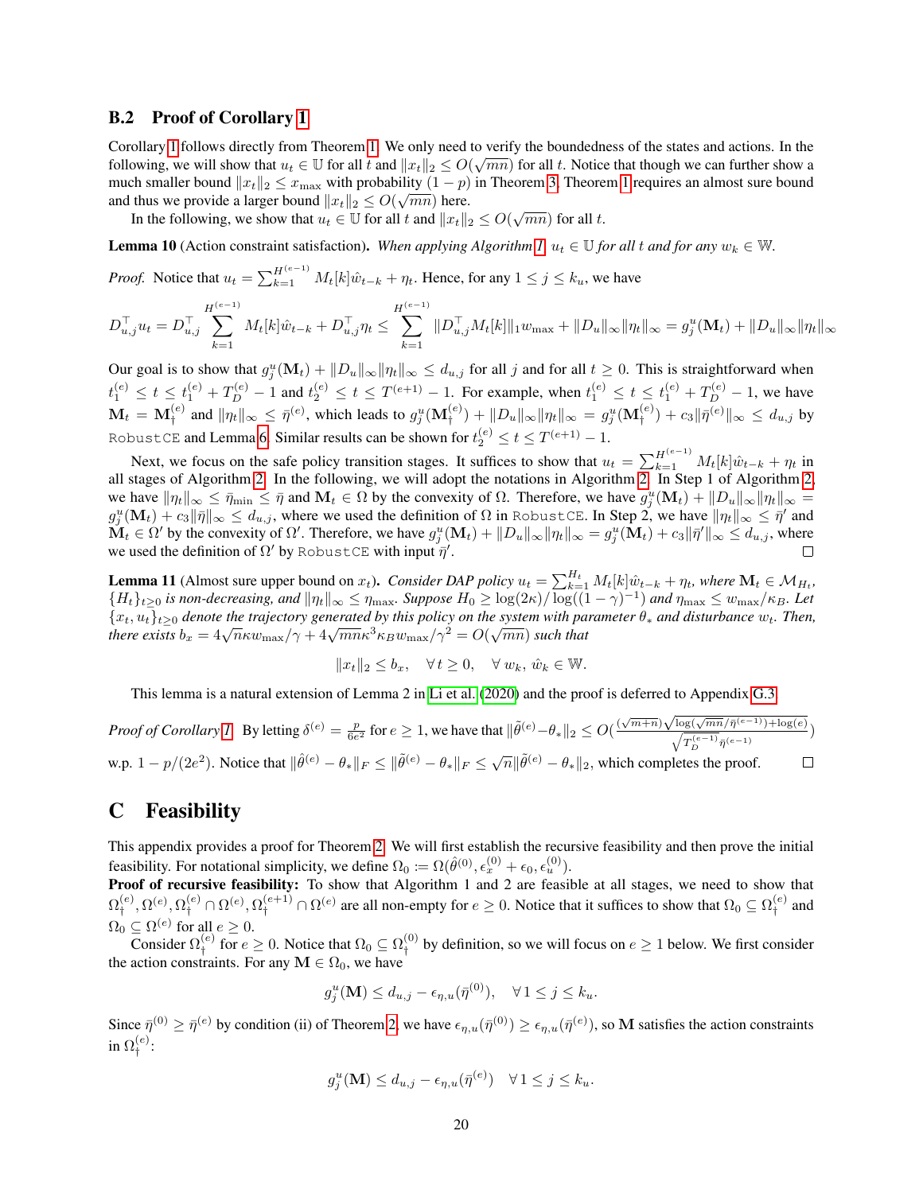### B.2 Proof of Corollary 1

Corollary 1 follows directly from Theorem 1. We only need to verify the boundedness of the states and actions. In the following, we will show that $u_t \in \mathbb{U}$ for all $t$ and $\|x_t\|_2 \leq O(\sqrt{mn})$ for all $t$. Notice that though we can further show a much smaller bound $\|x_t\|_2 \leq x_{\max}$ with probability $(1-p)$ in Theorem 3, Theorem 1 requires an almost sure bound and thus we provide a larger bound $\|x_t\|_2 \leq O(\sqrt{mn})$ here.

In the following, we show that $u_t \in \mathbb{U}$ for all $t$ and $\|x_t\|_2 \leq O(\sqrt{mn})$ for all $t$.

**Lemma 10** (Action constraint satisfaction). *When applying Algorithm 1, $u_t \in \mathbb{U}$ for all $t$ and for any $w_k \in \mathbb{W}$.*

*Proof.* Notice that $u_t = \sum_{k=1}^{H^{(e-1)}} M_t[k]\hat{w}_{t-k} + \eta_t$. Hence, for any $1 \leq j \leq k_u$, we have

$$D_{u,j}^\top u_t = D_{u,j}^\top \sum_{k=1}^{H^{(e-1)}} M_t[k]\hat{w}_{t-k} + D_{u,j}^\top \eta_t \leq \sum_{k=1}^{H^{(e-1)}} \|D_{u,j}^\top M_t[k]\|_1 w_{\max} + \|D_u\|_\infty \|\eta_t\|_\infty = g_j^u(\mathbf{M}_t) + \|D_u\|_\infty \|\eta_t\|_\infty$$

Our goal is to show that $g_j^u(\mathbf{M}_t) + \|D_u\|_\infty \|\eta_t\|_\infty \leq d_{u,j}$ for all $j$ and for all $t \geq 0$. This is straightforward when $t_1^{(e)} \leq t \leq t_1^{(e)} + T_D^{(e)} - 1$ and $t_2^{(e)} \leq t \leq T^{(e+1)} - 1$. For example, when $t_1^{(e)} \leq t \leq t_1^{(e)} + T_D^{(e)} - 1$, we have $\mathbf{M}_t = \mathbf{M}_\dagger^{(e)}$ and $\|\eta_t\|_\infty \leq \bar{\eta}^{(e)}$, which leads to $g_j^u(\mathbf{M}_\dagger^{(e)}) + \|D_u\|_\infty \|\eta_t\|_\infty = g_j^u(\mathbf{M}_\dagger^{(e)}) + c_3\|\bar{\eta}^{(e)}\|_\infty \leq d_{u,j}$ by RobustCE and Lemma 6. Similar results can be shown for $t_2^{(e)} \leq t \leq T^{(e+1)} - 1$.

Next, we focus on the safe policy transition stages. It suffices to show that $u_t = \sum_{k=1}^{H^{(e-1)}} M_t[k]\hat{w}_{t-k} + \eta_t$ in all stages of Algorithm 2. In the following, we will adopt the notations in Algorithm 2. In Step 1 of Algorithm 2, we have $\|\eta_t\|_\infty \leq \bar{\eta}_{\min} \leq \bar{\eta}$ and $\mathbf{M}_t \in \Omega$ by the convexity of $\Omega$. Therefore, we have $g_j^u(\mathbf{M}_t) + \|D_u\|_\infty \|\eta_t\|_\infty = g_j^u(\mathbf{M}_t) + c_3\|\bar{\eta}\|_\infty \leq d_{u,j}$, where we used the definition of $\Omega$ in RobustCE. In Step 2, we have $\|\eta_t\|_\infty \leq \bar{\eta}'$ and $\mathbf{M}_t \in \Omega'$ by the convexity of $\Omega'$. Therefore, we have $g_j^u(\mathbf{M}_t) + \|D_u\|_\infty \|\eta_t\|_\infty = g_j^u(\mathbf{M}_t) + c_3\|\bar{\eta}'\|_\infty \leq d_{u,j}$, where we used the definition of $\Omega'$ by RobustCE with input $\bar{\eta}'$. $\square$

**Lemma 11** (Almost sure upper bound on $x_t$). *Consider DAP policy $u_t = \sum_{k=1}^{H_t} M_t[k]\hat{w}_{t-k} + \eta_t$, where $\mathbf{M}_t \in \mathcal{M}_{H_t}$, $\{H_t\}_{t\geq 0}$ is non-decreasing, and $\|\eta_t\|_\infty \leq \eta_{\max}$. Suppose $H_0 \geq \log(2\kappa)/\log((1-\gamma)^{-1})$ and $\eta_{\max} \leq w_{\max}/\kappa_B$. Let $\{x_t, u_t\}_{t\geq 0}$ denote the trajectory generated by this policy on the system with parameter $\theta_*$ and disturbance $w_t$. Then, there exists $b_x = 4\sqrt{n}\kappa w_{\max}/\gamma + 4\sqrt{mn}\kappa^3\kappa_B w_{\max}/\gamma^2 = O(\sqrt{mn})$ such that*

$$\|x_t\|_2 \leq b_x, \quad \forall t \geq 0, \quad \forall\, w_k,\, \hat{w}_k \in \mathbb{W}.$$

This lemma is a natural extension of Lemma 2 in Li et al. (2020) and the proof is deferred to Appendix G.3.

*Proof of Corollary 1.* By letting $\delta^{(e)} = \frac{p}{6e^2}$ for $e \geq 1$, we have that $\|\tilde{\theta}^{(e)} - \theta_*\|_2 \leq O\big(\frac{(\sqrt{m+n})\sqrt{\log(\sqrt{mn}/\bar{\eta}^{(e-1)}) + \log(e)}}{\sqrt{T_D^{(e-1)}}\,\bar{\eta}^{(e-1)}}\big)$ w.p. $1 - p/(2e^2)$. Notice that $\|\hat{\theta}^{(e)} - \theta_*\|_F \leq \|\tilde{\theta}^{(e)} - \theta_*\|_F \leq \sqrt{n}\|\tilde{\theta}^{(e)} - \theta_*\|_2$, which completes the proof. $\square$

# C Feasibility

This appendix provides a proof for Theorem 2. We will first establish the recursive feasibility and then prove the initial feasibility. For notational simplicity, we define $\Omega_0 := \Omega(\hat{\theta}^{(0)}, \epsilon_x^{(0)} + \epsilon_0, \epsilon_u^{(0)})$.

**Proof of recursive feasibility:** To show that Algorithm 1 and 2 are feasible at all stages, we need to show that $\Omega_\dagger^{(e)}, \Omega^{(e)}, \Omega_\dagger^{(e)} \cap \Omega^{(e)}, \Omega_\dagger^{(e+1)} \cap \Omega^{(e)}$ are all non-empty for $e \geq 0$. Notice that it suffices to show that $\Omega_0 \subseteq \Omega_\dagger^{(e)}$ and $\Omega_0 \subseteq \Omega^{(e)}$ for all $e \geq 0$.

Consider $\Omega_\dagger^{(e)}$ for $e \geq 0$. Notice that $\Omega_0 \subseteq \Omega_\dagger^{(0)}$ by definition, so we will focus on $e \geq 1$ below. We first consider the action constraints. For any $\mathbf{M} \in \Omega_0$, we have

$$g_j^u(\mathbf{M}) \leq d_{u,j} - \epsilon_{\eta,u}(\bar{\eta}^{(0)}), \quad \forall\, 1 \leq j \leq k_u.$$

Since $\bar{\eta}^{(0)} \geq \bar{\eta}^{(e)}$ by condition (ii) of Theorem 2, we have $\epsilon_{\eta,u}(\bar{\eta}^{(0)}) \geq \epsilon_{\eta,u}(\bar{\eta}^{(e)})$, so $\mathbf{M}$ satisfies the action constraints in $\Omega_\dagger^{(e)}$:

$$g_j^u(\mathbf{M}) \leq d_{u,j} - \epsilon_{\eta,u}(\bar{\eta}^{(e)}) \quad \forall\, 1 \leq j \leq k_u.$$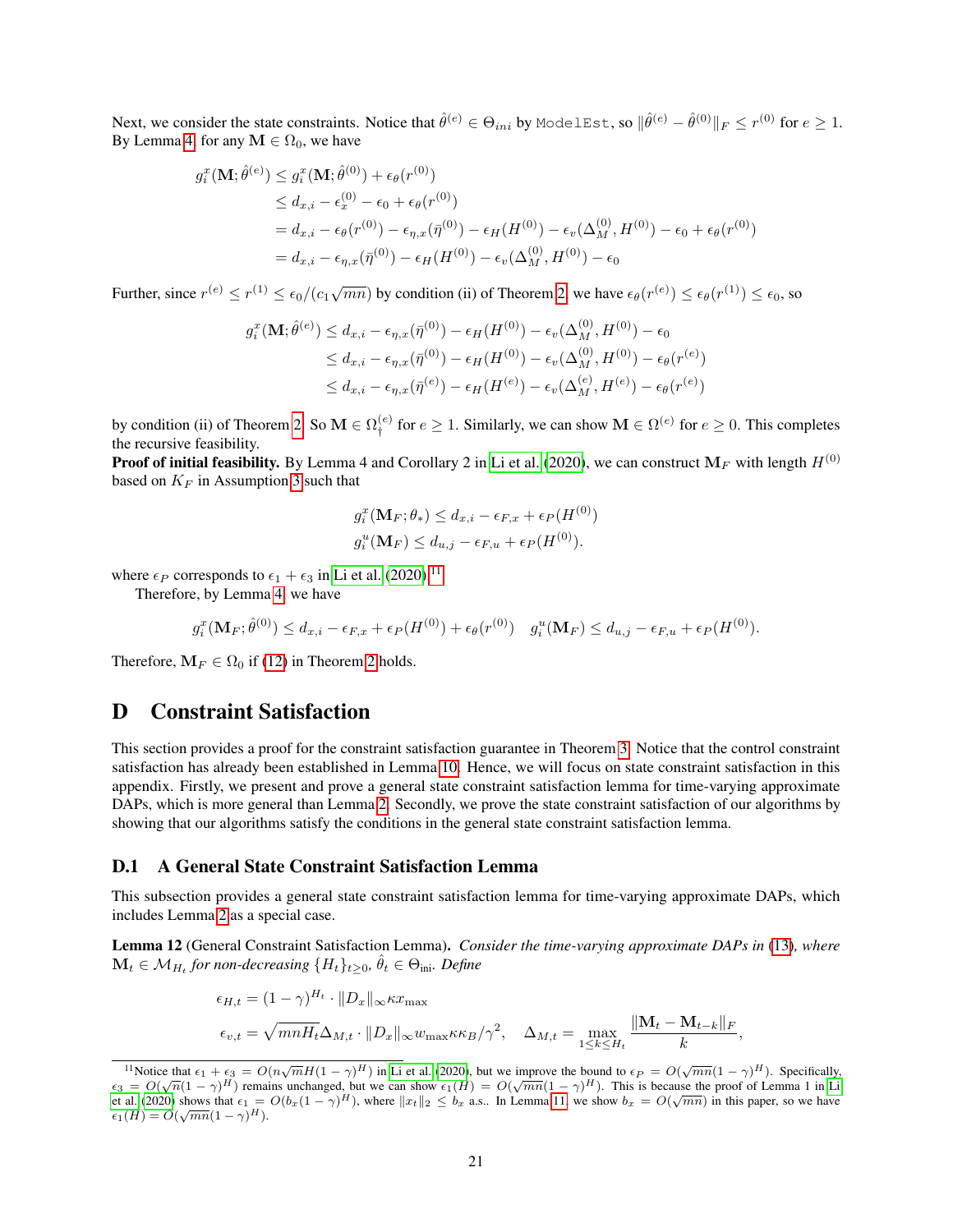Next, we consider the state constraints. Notice that $\hat{\theta}^{(e)} \in \Theta_{ini}$ by `ModelEst`, so $\|\hat{\theta}^{(e)} - \hat{\theta}^{(0)}\|_F \le r^{(0)}$ for $e \ge 1$. By Lemma 4, for any $\mathbf{M} \in \Omega_0$, we have

$$
\begin{aligned}
g_i^x(\mathbf{M}; \hat{\theta}^{(e)}) &\le g_i^x(\mathbf{M}; \hat{\theta}^{(0)}) + \epsilon_\theta(r^{(0)}) \\
&\le d_{x,i} - \epsilon_x^{(0)} - \epsilon_0 + \epsilon_\theta(r^{(0)}) \\
&= d_{x,i} - \epsilon_\theta(r^{(0)}) - \epsilon_{\eta,x}(\bar{\eta}^{(0)}) - \epsilon_H(H^{(0)}) - \epsilon_v(\Delta_M^{(0)}, H^{(0)}) - \epsilon_0 + \epsilon_\theta(r^{(0)}) \\
&= d_{x,i} - \epsilon_{\eta,x}(\bar{\eta}^{(0)}) - \epsilon_H(H^{(0)}) - \epsilon_v(\Delta_M^{(0)}, H^{(0)}) - \epsilon_0
\end{aligned}
$$

Further, since $r^{(e)} \le r^{(1)} \le \epsilon_0/(c_1\sqrt{mn})$ by condition (ii) of Theorem 2, we have $\epsilon_\theta(r^{(e)}) \le \epsilon_\theta(r^{(1)}) \le \epsilon_0$, so

$$
\begin{aligned}
g_i^x(\mathbf{M}; \hat{\theta}^{(e)}) &\le d_{x,i} - \epsilon_{\eta,x}(\bar{\eta}^{(0)}) - \epsilon_H(H^{(0)}) - \epsilon_v(\Delta_M^{(0)}, H^{(0)}) - \epsilon_0 \\
&\le d_{x,i} - \epsilon_{\eta,x}(\bar{\eta}^{(0)}) - \epsilon_H(H^{(0)}) - \epsilon_v(\Delta_M^{(0)}, H^{(0)}) - \epsilon_\theta(r^{(e)}) \\
&\le d_{x,i} - \epsilon_{\eta,x}(\bar{\eta}^{(e)}) - \epsilon_H(H^{(e)}) - \epsilon_v(\Delta_M^{(e)}, H^{(e)}) - \epsilon_\theta(r^{(e)})
\end{aligned}
$$

by condition (ii) of Theorem 2. So $\mathbf{M} \in \Omega_\dagger^{(e)}$ for $e \ge 1$. Similarly, we can show $\mathbf{M} \in \Omega^{(e)}$ for $e \ge 0$. This completes the recursive feasibility.

**Proof of initial feasibility.** By Lemma 4 and Corollary 2 in Li et al. (2020), we can construct $\mathbf{M}_F$ with length $H^{(0)}$ based on $K_F$ in Assumption 3 such that

$$
g_i^x(\mathbf{M}_F; \theta_*) \le d_{x,i} - \epsilon_{F,x} + \epsilon_P(H^{(0)})
$$
$$
g_i^u(\mathbf{M}_F) \le d_{u,j} - \epsilon_{F,u} + \epsilon_P(H^{(0)}).
$$

where $\epsilon_P$ corresponds to $\epsilon_1 + \epsilon_3$ in Li et al. (2020).[11]

Therefore, by Lemma 4, we have

$$
g_i^x(\mathbf{M}_F; \hat{\theta}^{(0)}) \le d_{x,i} - \epsilon_{F,x} + \epsilon_P(H^{(0)}) + \epsilon_\theta(r^{(0)}) \quad g_i^u(\mathbf{M}_F) \le d_{u,j} - \epsilon_{F,u} + \epsilon_P(H^{(0)}).
$$

Therefore, $\mathbf{M}_F \in \Omega_0$ if (12) in Theorem 2 holds.

# D Constraint Satisfaction

This section provides a proof for the constraint satisfaction guarantee in Theorem 3. Notice that the control constraint satisfaction has already been established in Lemma 10. Hence, we will focus on state constraint satisfaction in this appendix. Firstly, we present and prove a general state constraint satisfaction lemma for time-varying approximate DAPs, which is more general than Lemma 2. Secondly, we prove the state constraint satisfaction of our algorithms by showing that our algorithms satisfy the conditions in the general state constraint satisfaction lemma.

## D.1 A General State Constraint Satisfaction Lemma

This subsection provides a general state constraint satisfaction lemma for time-varying approximate DAPs, which includes Lemma 2 as a special case.

**Lemma 12** (General Constraint Satisfaction Lemma). *Consider the time-varying approximate DAPs in (13), where $\mathbf{M}_t \in \mathcal{M}_{H_t}$ for non-decreasing $\{H_t\}_{t\ge 0}$, $\hat{\theta}_t \in \Theta_{\text{ini}}$. Define*

$$
\epsilon_{H,t} = (1-\gamma)^{H_t} \cdot \|D_x\|_\infty \kappa x_{\max}
$$
$$
\epsilon_{v,t} = \sqrt{mnH_t}\Delta_{M,t} \cdot \|D_x\|_\infty w_{\max}\kappa\kappa_B/\gamma^2, \quad \Delta_{M,t} = \max_{1\le k\le H_t} \frac{\|\mathbf{M}_t - \mathbf{M}_{t-k}\|_F}{k},
$$

---

[11] Notice that $\epsilon_1 + \epsilon_3 = O(n\sqrt{m}H(1-\gamma)^H)$ in Li et al. (2020), but we improve the bound to $\epsilon_P = O(\sqrt{mn}(1-\gamma)^H)$. Specifically, $\epsilon_3 = O(\sqrt{n}(1-\gamma)^H)$ remains unchanged, but we can show $\epsilon_1(H) = O(\sqrt{mn}(1-\gamma)^H)$. This is because the proof of Lemma 1 in Li et al. (2020) shows that $\epsilon_1 = O(b_x(1-\gamma)^H)$, where $\|x_t\|_2 \le b_x$ a.s.. In Lemma 11, we show $b_x = O(\sqrt{mn})$ in this paper, so we have $\epsilon_1(H) = O(\sqrt{mn}(1-\gamma)^H)$.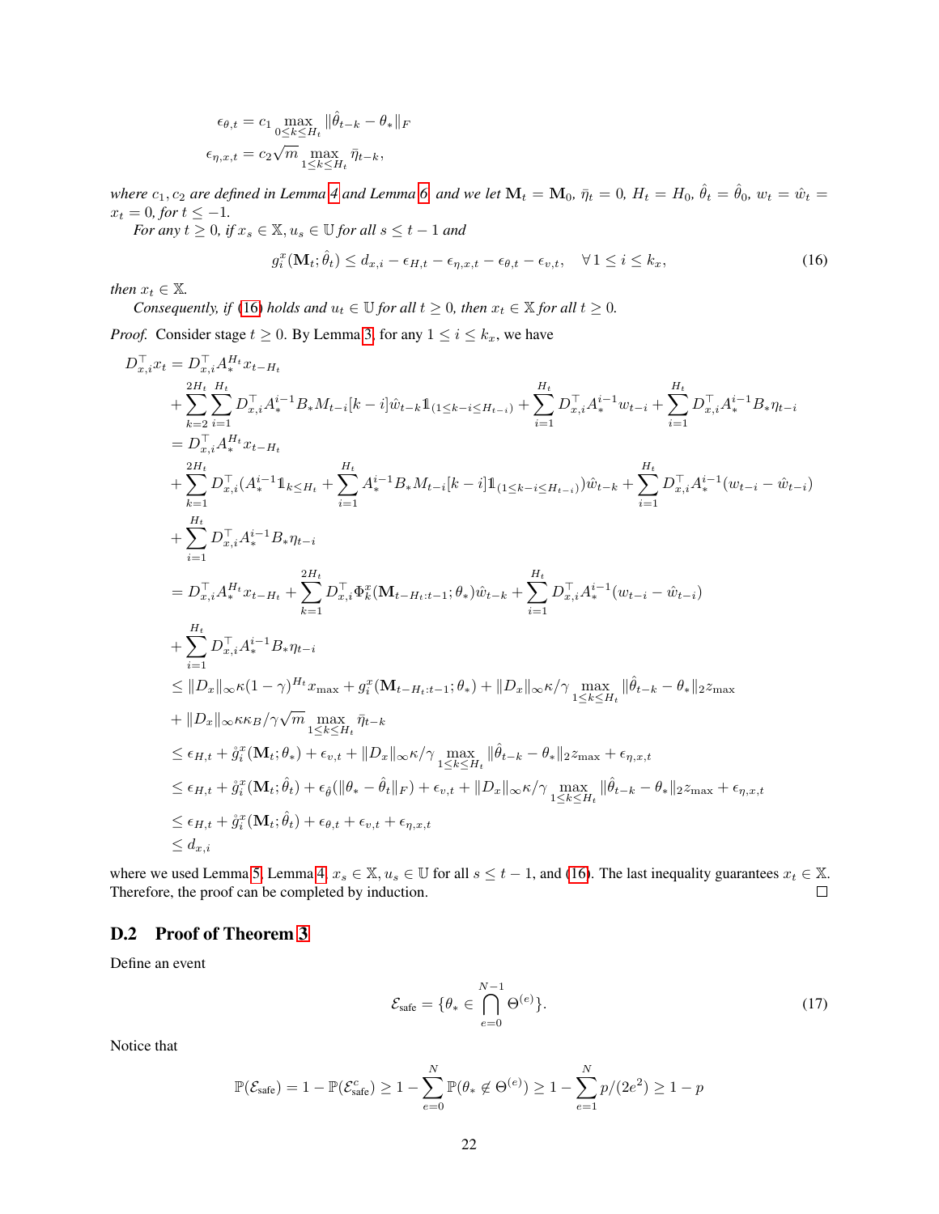$$\epsilon_{\theta,t} = c_1 \max_{0\leq k\leq H_t} \|\hat{\theta}_{t-k} - \theta_*\|_F$$

$$\epsilon_{\eta,x,t} = c_2\sqrt{m} \max_{1\leq k\leq H_t} \bar{\eta}_{t-k},$$

*where $c_1, c_2$ are defined in Lemma 4 and Lemma 6, and we let $\mathbf{M}_t = \mathbf{M}_0$, $\bar{\eta}_t = 0$, $H_t = H_0$, $\hat{\theta}_t = \hat{\theta}_0$, $w_t = \hat{w}_t = x_t = 0$, for $t \leq -1$.*

*For any $t \geq 0$, if $x_s \in \mathbb{X}, u_s \in \mathbb{U}$ for all $s \leq t-1$ and*

$$g_i^x(\mathbf{M}_t; \hat{\theta}_t) \leq d_{x,i} - \epsilon_{H,t} - \epsilon_{\eta,x,t} - \epsilon_{\theta,t} - \epsilon_{v,t}, \quad \forall 1 \leq i \leq k_x, \tag{16}$$

*then $x_t \in \mathbb{X}$.*

*Consequently, if (16) holds and $u_t \in \mathbb{U}$ for all $t \geq 0$, then $x_t \in \mathbb{X}$ for all $t \geq 0$.*

*Proof.* Consider stage $t \geq 0$. By Lemma 3, for any $1 \leq i \leq k_x$, we have

$$\begin{aligned}
D_{x,i}^\top x_t &= D_{x,i}^\top A_*^{H_t} x_{t-H_t} \\
&+ \sum_{k=2}^{2H_t}\sum_{i=1}^{H_t} D_{x,i}^\top A_*^{i-1} B_* M_{t-i}[k-i]\hat{w}_{t-k}\mathbb{1}_{(1\leq k-i\leq H_{t-i})} + \sum_{i=1}^{H_t} D_{x,i}^\top A_*^{i-1} w_{t-i} + \sum_{i=1}^{H_t} D_{x,i}^\top A_*^{i-1} B_* \eta_{t-i} \\
&= D_{x,i}^\top A_*^{H_t} x_{t-H_t} \\
&+ \sum_{k=1}^{2H_t} D_{x,i}^\top (A_*^{i-1}\mathbb{1}_{k\leq H_t} + \sum_{i=1}^{H_t} A_*^{i-1} B_* M_{t-i}[k-i]\mathbb{1}_{(1\leq k-i\leq H_{t-i})})\hat{w}_{t-k} + \sum_{i=1}^{H_t} D_{x,i}^\top A_*^{i-1}(w_{t-i} - \hat{w}_{t-i}) \\
&+ \sum_{i=1}^{H_t} D_{x,i}^\top A_*^{i-1} B_* \eta_{t-i} \\
&= D_{x,i}^\top A_*^{H_t} x_{t-H_t} + \sum_{k=1}^{2H_t} D_{x,i}^\top \Phi_k^x(\mathbf{M}_{t-H_t:t-1}; \theta_*)\hat{w}_{t-k} + \sum_{i=1}^{H_t} D_{x,i}^\top A_*^{i-1}(w_{t-i} - \hat{w}_{t-i}) \\
&+ \sum_{i=1}^{H_t} D_{x,i}^\top A_*^{i-1} B_* \eta_{t-i} \\
&\leq \|D_x\|_\infty \kappa(1-\gamma)^{H_t} x_{\max} + g_i^x(\mathbf{M}_{t-H_t:t-1}; \theta_*) + \|D_x\|_\infty \kappa/\gamma \max_{1\leq k\leq H_t} \|\hat{\theta}_{t-k} - \theta_*\|_2 z_{\max} \\
&+ \|D_x\|_\infty \kappa\kappa_B/\gamma\sqrt{m} \max_{1\leq k\leq H_t} \bar{\eta}_{t-k} \\
&\leq \epsilon_{H,t} + \mathring{g}_i^x(\mathbf{M}_t; \theta_*) + \epsilon_{v,t} + \|D_x\|_\infty \kappa/\gamma \max_{1\leq k\leq H_t} \|\hat{\theta}_{t-k} - \theta_*\|_2 z_{\max} + \epsilon_{\eta,x,t} \\
&\leq \epsilon_{H,t} + \mathring{g}_i^x(\mathbf{M}_t; \hat{\theta}_t) + \epsilon_{\hat{\theta}}(\|\theta_* - \hat{\theta}_t\|_F) + \epsilon_{v,t} + \|D_x\|_\infty \kappa/\gamma \max_{1\leq k\leq H_t} \|\hat{\theta}_{t-k} - \theta_*\|_2 z_{\max} + \epsilon_{\eta,x,t} \\
&\leq \epsilon_{H,t} + \mathring{g}_i^x(\mathbf{M}_t; \hat{\theta}_t) + \epsilon_{\theta,t} + \epsilon_{v,t} + \epsilon_{\eta,x,t} \\
&\leq d_{x,i}
\end{aligned}$$

where we used Lemma 5, Lemma 4, $x_s \in \mathbb{X}, u_s \in \mathbb{U}$ for all $s \leq t-1$, and (16). The last inequality guarantees $x_t \in \mathbb{X}$. Therefore, the proof can be completed by induction. □

## D.2 Proof of Theorem 3

Define an event

$$\mathcal{E}_{\text{safe}} = \{\theta_* \in \bigcap_{e=0}^{N-1} \Theta^{(e)}\}. \tag{17}$$

Notice that

$$\mathbb{P}(\mathcal{E}_{\text{safe}}) = 1 - \mathbb{P}(\mathcal{E}_{\text{safe}}^c) \geq 1 - \sum_{e=0}^{N} \mathbb{P}(\theta_* \notin \Theta^{(e)}) \geq 1 - \sum_{e=1}^{N} p/(2e^2) \geq 1 - p$$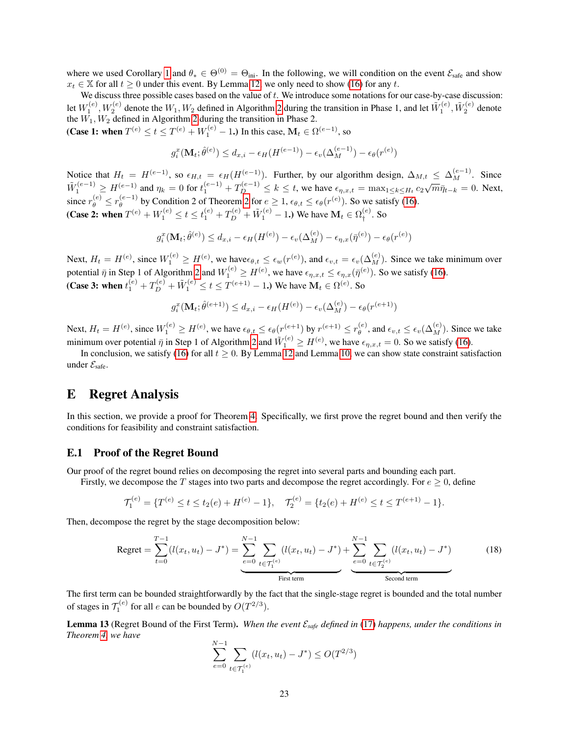where we used Corollary 1 and $\theta_* \in \Theta^{(0)} = \Theta_{\text{ini}}$. In the following, we will condition on the event $\mathcal{E}_{\text{safe}}$ and show $x_t \in \mathbb{X}$ for all $t \geq 0$ under this event. By Lemma 12, we only need to show (16) for any $t$.

We discuss three possible cases based on the value of $t$. We introduce some notations for our case-by-case discussion: let $W_1^{(e)}, W_2^{(e)}$ denote the $W_1, W_2$ defined in Algorithm 2 during the transition in Phase 1, and let $\tilde{W}_1^{(e)}, \tilde{W}_2^{(e)}$ denote the $W_1, W_2$ defined in Algorithm 2 during the transition in Phase 2.

**(Case 1: when $T^{(e)} \leq t \leq T^{(e)} + W_1^{(e)} - 1$.)** In this case, $\mathbf{M}_t \in \Omega^{(e-1)}$, so

$$g_i^x(\mathbf{M}_t; \hat{\theta}^{(e)}) \leq d_{x,i} - \epsilon_H(H^{(e-1)}) - \epsilon_v(\Delta_M^{(e-1)}) - \epsilon_\theta(r^{(e)})$$

Notice that $H_t = H^{(e-1)}$, so $\epsilon_{H,t} = \epsilon_H(H^{(e-1)})$. Further, by our algorithm design, $\Delta_{M,t} \leq \Delta_M^{(e-1)}$. Since $\tilde{W}_1^{(e-1)} \geq H^{(e-1)}$ and $\eta_k = 0$ for $t_1^{(e-1)} + T_D^{(e-1)} \leq k \leq t$, we have $\epsilon_{\eta,x,t} = \max_{1 \leq k \leq H_t} c_2 \sqrt{m} \bar{\eta}_{t-k} = 0$. Next, since $r_\theta^{(e)} \leq r_\theta^{(e-1)}$ by Condition 2 of Theorem 2 for $e \geq 1$, $\epsilon_{\theta,t} \leq \epsilon_\theta(r^{(e)})$. So we satisfy (16).

**(Case 2: when $T^{(e)} + W_1^{(e)} \leq t \leq t_1^{(e)} + T_D^{(e)} + \tilde{W}_1^{(e)} - 1$.)** We have $\mathbf{M}_t \in \Omega_\dagger^{(e)}$. So

$$g_i^x(\mathbf{M}_t; \hat{\theta}^{(e)}) \leq d_{x,i} - \epsilon_H(H^{(e)}) - \epsilon_v(\Delta_M^{(e)}) - \epsilon_{\eta,x}(\bar{\eta}^{(e)}) - \epsilon_\theta(r^{(e)})$$

Next, $H_t = H^{(e)}$, since $W_1^{(e)} \geq H^{(e)}$, we have$\epsilon_{\theta,t} \leq \epsilon_w(r^{(e)})$, and $\epsilon_{v,t} = \epsilon_v(\Delta_M^{(e)})$. Since we take minimum over potential $\bar{\eta}$ in Step 1 of Algorithm 2 and $W_1^{(e)} \geq H^{(e)}$, we have $\epsilon_{\eta,x,t} \leq \epsilon_{\eta,x}(\bar{\eta}^{(e)})$. So we satisfy (16).

**(Case 3: when $t_1^{(e)} + T_D^{(e)} + \tilde{W}_1^{(e)} \leq t \leq T^{(e+1)} - 1$.)** We have $\mathbf{M}_t \in \Omega^{(e)}$. So

$$g_i^x(\mathbf{M}_t; \hat{\theta}^{(e+1)}) \leq d_{x,i} - \epsilon_H(H^{(e)}) - \epsilon_v(\Delta_M^{(e)}) - \epsilon_\theta(r^{(e+1)})$$

Next, $H_t = H^{(e)}$, since $W_1^{(e)} \geq H^{(e)}$, we have $\epsilon_{\theta,t} \leq \epsilon_\theta(r^{(e+1)})$ by $r^{(e+1)} \leq r_\theta^{(e)}$, and $\epsilon_{v,t} \leq \epsilon_v(\Delta_M^{(e)})$. Since we take minimum over potential $\bar{\eta}$ in Step 1 of Algorithm 2 and $\tilde{W}_1^{(e)} \geq H^{(e)}$, we have $\epsilon_{\eta,x,t} = 0$. So we satisfy (16).

In conclusion, we satisfy (16) for all $t \geq 0$. By Lemma 12 and Lemma 10, we can show state constraint satisfaction under $\mathcal{E}_{\text{safe}}$.

# E Regret Analysis

In this section, we provide a proof for Theorem 4. Specifically, we first prove the regret bound and then verify the conditions for feasibility and constraint satisfaction.

## E.1 Proof of the Regret Bound

Our proof of the regret bound relies on decomposing the regret into several parts and bounding each part.

Firstly, we decompose the $T$ stages into two parts and decompose the regret accordingly. For $e \geq 0$, define

$$\mathcal{T}_1^{(e)} = \{T^{(e)} \leq t \leq t_2(e) + H^{(e)} - 1\}, \quad \mathcal{T}_2^{(e)} = \{t_2(e) + H^{(e)} \leq t \leq T^{(e+1)} - 1\}.$$

Then, decompose the regret by the stage decomposition below:

$$\text{Regret} = \sum_{t=0}^{T-1} (l(x_t, u_t) - J^*) = \underbrace{\sum_{e=0}^{N-1} \sum_{t \in \mathcal{T}_1^{(e)}} (l(x_t, u_t) - J^*)}_{\text{First term}} + \underbrace{\sum_{e=0}^{N-1} \sum_{t \in \mathcal{T}_2^{(e)}} (l(x_t, u_t) - J^*)}_{\text{Second term}} \tag{18}$$

The first term can be bounded straightforwardly by the fact that the single-stage regret is bounded and the total number of stages in $\mathcal{T}_1^{(e)}$ for all $e$ can be bounded by $O(T^{2/3})$.

**Lemma 13** (Regret Bound of the First Term)**.** *When the event $\mathcal{E}_{\text{safe}}$ defined in (17) happens, under the conditions in Theorem 4, we have*

$$\sum_{e=0}^{N-1} \sum_{t \in \mathcal{T}_1^{(e)}} (l(x_t, u_t) - J^*) \leq O(T^{2/3})$$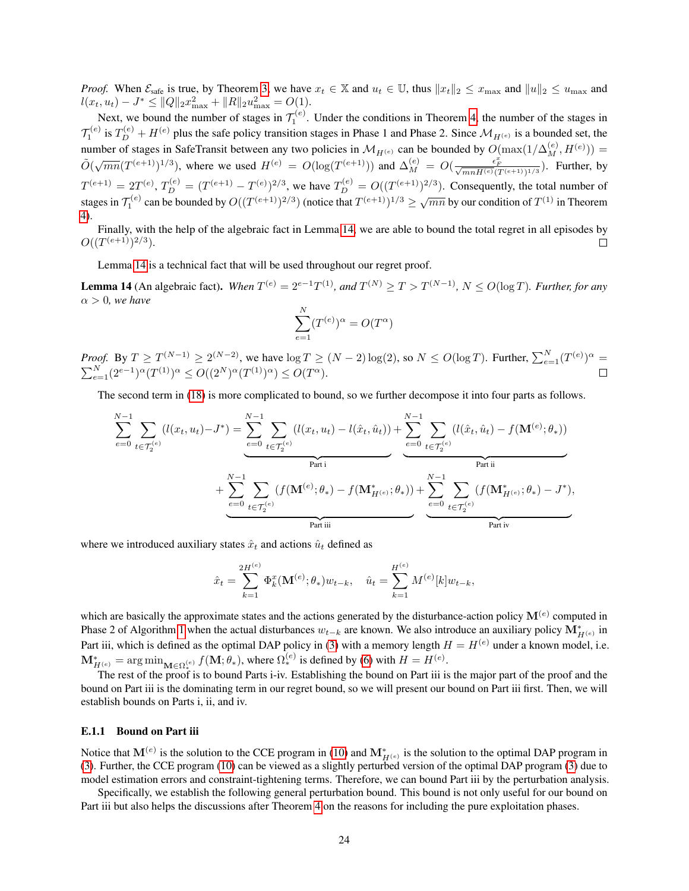*Proof.* When $\mathcal{E}_{\text{safe}}$ is true, by Theorem 3, we have $x_t \in \mathbb{X}$ and $u_t \in \mathbb{U}$, thus $\|x_t\|_2 \leq x_{\max}$ and $\|u\|_2 \leq u_{\max}$ and $l(x_t, u_t) - J^* \leq \|Q\|_2 x_{\max}^2 + \|R\|_2 u_{\max}^2 = O(1)$.

Next, we bound the number of stages in $\mathcal{T}_1^{(e)}$. Under the conditions in Theorem 4, the number of the stages in $\mathcal{T}_1^{(e)}$ is $T_D^{(e)} + H^{(e)}$ plus the safe policy transition stages in Phase 1 and Phase 2. Since $\mathcal{M}_{H^{(e)}}$ is a bounded set, the number of stages in SafeTransit between any two policies in $\mathcal{M}_{H^{(e)}}$ can be bounded by $O(\max(1/\Delta_M^{(e)}, H^{(e)})) = \tilde{O}(\sqrt{mn}(T^{(e+1)})^{1/3})$, where we used $H^{(e)} = O(\log(T^{(e+1)}))$ and $\Delta_M^{(e)} = O(\frac{\epsilon_F^x}{\sqrt{mn H^{(e)}}(T^{(e+1)})^{1/3}})$. Further, by $T^{(e+1)} = 2T^{(e)}$, $T_D^{(e)} = (T^{(e+1)} - T^{(e)})^{2/3}$, we have $T_D^{(e)} = O((T^{(e+1)})^{2/3})$. Consequently, the total number of stages in $\mathcal{T}_1^{(e)}$ can be bounded by $O((T^{(e+1)})^{2/3})$ (notice that $(T^{(e+1)})^{1/3} \geq \sqrt{mn}$ by our condition of $T^{(1)}$ in Theorem 4).

Finally, with the help of the algebraic fact in Lemma 14, we are able to bound the total regret in all episodes by $O((T^{(e+1)})^{2/3})$. □

Lemma 14 is a technical fact that will be used throughout our regret proof.

**Lemma 14** (An algebraic fact). *When $T^{(e)} = 2^{e-1}T^{(1)}$, and $T^{(N)} \geq T > T^{(N-1)}$, $N \leq O(\log T)$. Further, for any $\alpha > 0$, we have*

$$\sum_{e=1}^{N} (T^{(e)})^\alpha = O(T^\alpha)$$

*Proof.* By $T \geq T^{(N-1)} \geq 2^{(N-2)}$, we have $\log T \geq (N-2)\log(2)$, so $N \leq O(\log T)$. Further, $\sum_{e=1}^{N}(T^{(e)})^\alpha = \sum_{e=1}^{N}(2^{e-1})^\alpha (T^{(1)})^\alpha \leq O((2^N)^\alpha (T^{(1)})^\alpha) \leq O(T^\alpha)$. □

The second term in (18) is more complicated to bound, so we further decompose it into four parts as follows.

$$\sum_{e=0}^{N-1} \sum_{t \in \mathcal{T}_2^{(e)}} (l(x_t, u_t) - J^*) = \underbrace{\sum_{e=0}^{N-1} \sum_{t \in \mathcal{T}_2^{(e)}} (l(x_t, u_t) - l(\hat{x}_t, \hat{u}_t))}_{\text{Part i}} + \underbrace{\sum_{e=0}^{N-1} \sum_{t \in \mathcal{T}_2^{(e)}} (l(\hat{x}_t, \hat{u}_t) - f(\mathbf{M}^{(e)}; \theta_*))}_{\text{Part ii}}$$
$$+ \underbrace{\sum_{e=0}^{N-1} \sum_{t \in \mathcal{T}_2^{(e)}} (f(\mathbf{M}^{(e)}; \theta_*) - f(\mathbf{M}^*_{H^{(e)}}; \theta_*))}_{\text{Part iii}} + \underbrace{\sum_{e=0}^{N-1} \sum_{t \in \mathcal{T}_2^{(e)}} (f(\mathbf{M}^*_{H^{(e)}}; \theta_*) - J^*)}_{\text{Part iv}},$$

where we introduced auxiliary states $\hat{x}_t$ and actions $\hat{u}_t$ defined as

$$\hat{x}_t = \sum_{k=1}^{2H^{(e)}} \Phi_k^x(\mathbf{M}^{(e)}; \theta_*) w_{t-k}, \quad \hat{u}_t = \sum_{k=1}^{H^{(e)}} M^{(e)}[k] w_{t-k},$$

which are basically the approximate states and the actions generated by the disturbance-action policy $\mathbf{M}^{(e)}$ computed in Phase 2 of Algorithm 1 when the actual disturbances $w_{t-k}$ are known. We also introduce an auxiliary policy $\mathbf{M}^*_{H^{(e)}}$ in Part iii, which is defined as the optimal DAP policy in (3) with a memory length $H = H^{(e)}$ under a known model, i.e. $\mathbf{M}^*_{H^{(e)}} = \arg\min_{\mathbf{M} \in \Omega_*^{(e)}} f(\mathbf{M}; \theta_*)$, where $\Omega_*^{(e)}$ is defined by (6) with $H = H^{(e)}$.

The rest of the proof is to bound Parts i-iv. Establishing the bound on Part iii is the major part of the proof and the bound on Part iii is the dominating term in our regret bound, so we will present our bound on Part iii first. Then, we will establish bounds on Parts i, ii, and iv.

### E.1.1 Bound on Part iii

Notice that $\mathbf{M}^{(e)}$ is the solution to the CCE program in (10) and $\mathbf{M}^*_{H^{(e)}}$ is the solution to the optimal DAP program in (3). Further, the CCE program (10) can be viewed as a slightly perturbed version of the optimal DAP program (3) due to model estimation errors and constraint-tightening terms. Therefore, we can bound Part iii by the perturbation analysis.

Specifically, we establish the following general perturbation bound. This bound is not only useful for our bound on Part iii but also helps the discussions after Theorem 4 on the reasons for including the pure exploitation phases.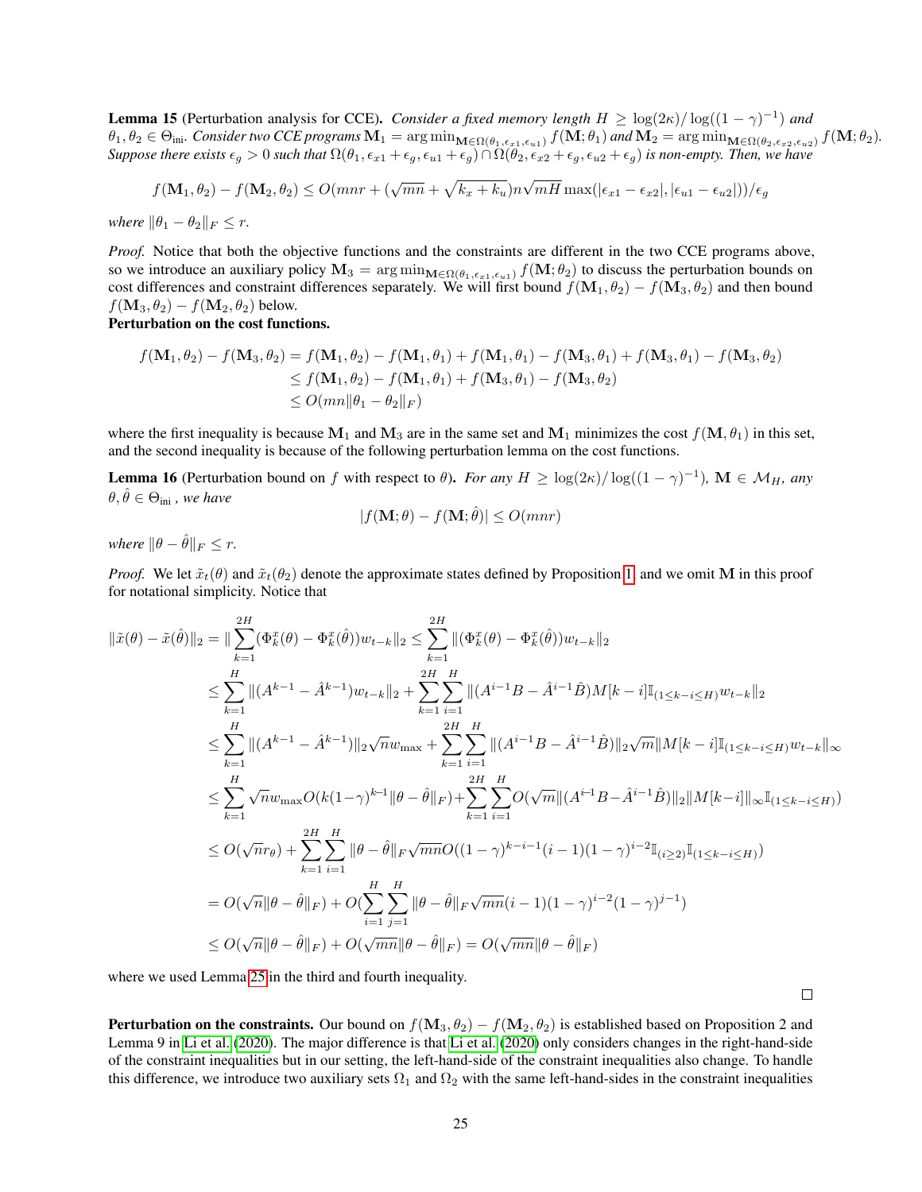**Lemma 15** (Perturbation analysis for CCE). *Consider a fixed memory length $H \geq \log(2\kappa)/\log((1-\gamma)^{-1})$ and $\theta_1, \theta_2 \in \Theta_{\text{ini}}$. Consider two CCE programs $\mathbf{M}_1 = \arg\min_{\mathbf{M}\in\Omega(\theta_1,\epsilon_{x1},\epsilon_{u1})} f(\mathbf{M};\theta_1)$ and $\mathbf{M}_2 = \arg\min_{\mathbf{M}\in\Omega(\theta_2,\epsilon_{x2},\epsilon_{u2})} f(\mathbf{M};\theta_2)$. Suppose there exists $\epsilon_g > 0$ such that $\Omega(\theta_1, \epsilon_{x1}+\epsilon_g, \epsilon_{u1}+\epsilon_g) \cap \Omega(\theta_2, \epsilon_{x2}+\epsilon_g, \epsilon_{u2}+\epsilon_g)$ is non-empty. Then, we have*

$$f(\mathbf{M}_1, \theta_2) - f(\mathbf{M}_2, \theta_2) \leq O(mnr + (\sqrt{mn} + \sqrt{k_x + k_u})n\sqrt{mH}\max(|\epsilon_{x1} - \epsilon_{x2}|, |\epsilon_{u1} - \epsilon_{u2}|))/\epsilon_g$$

*where $\|\theta_1 - \theta_2\|_F \leq r$.*

*Proof.* Notice that both the objective functions and the constraints are different in the two CCE programs above, so we introduce an auxiliary policy $\mathbf{M}_3 = \arg\min_{\mathbf{M}\in\Omega(\theta_1,\epsilon_{x1},\epsilon_{u1})} f(\mathbf{M};\theta_2)$ to discuss the perturbation bounds on cost differences and constraint differences separately. We will first bound $f(\mathbf{M}_1, \theta_2) - f(\mathbf{M}_3, \theta_2)$ and then bound $f(\mathbf{M}_3, \theta_2) - f(\mathbf{M}_2, \theta_2)$ below.

**Perturbation on the cost functions.**

$$\begin{aligned}
f(\mathbf{M}_1, \theta_2) - f(\mathbf{M}_3, \theta_2) &= f(\mathbf{M}_1, \theta_2) - f(\mathbf{M}_1, \theta_1) + f(\mathbf{M}_1, \theta_1) - f(\mathbf{M}_3, \theta_1) + f(\mathbf{M}_3, \theta_1) - f(\mathbf{M}_3, \theta_2) \\
&\leq f(\mathbf{M}_1, \theta_2) - f(\mathbf{M}_1, \theta_1) + f(\mathbf{M}_3, \theta_1) - f(\mathbf{M}_3, \theta_2) \\
&\leq O(mn\|\theta_1 - \theta_2\|_F)
\end{aligned}$$

where the first inequality is because $\mathbf{M}_1$ and $\mathbf{M}_3$ are in the same set and $\mathbf{M}_1$ minimizes the cost $f(\mathbf{M}, \theta_1)$ in this set, and the second inequality is because of the following perturbation lemma on the cost functions.

**Lemma 16** (Perturbation bound on $f$ with respect to $\theta$). *For any $H \geq \log(2\kappa)/\log((1-\gamma)^{-1})$, $\mathbf{M} \in \mathcal{M}_H$, any $\theta, \hat{\theta} \in \Theta_{\text{ini}}$, we have*

$$|f(\mathbf{M};\theta) - f(\mathbf{M};\hat{\theta})| \leq O(mnr)$$

*where $\|\theta - \hat{\theta}\|_F \leq r$.*

*Proof.* We let $\tilde{x}_t(\theta)$ and $\tilde{x}_t(\theta_2)$ denote the approximate states defined by Proposition 1 and we omit $\mathbf{M}$ in this proof for notational simplicity. Notice that

$$\begin{aligned}
\|\tilde{x}(\theta) - \tilde{x}(\hat{\theta})\|_2 &= \|\sum_{k=1}^{2H}(\Phi_k^x(\theta) - \Phi_k^x(\hat{\theta}))w_{t-k}\|_2 \leq \sum_{k=1}^{2H}\|(\Phi_k^x(\theta) - \Phi_k^x(\hat{\theta}))w_{t-k}\|_2 \\
&\leq \sum_{k=1}^{H}\|(A^{k-1} - \hat{A}^{k-1})w_{t-k}\|_2 + \sum_{k=1}^{2H}\sum_{i=1}^{H}\|(A^{i-1}B - \hat{A}^{i-1}\hat{B})M[k-i]\mathbb{I}_{(1\leq k-i\leq H)}w_{t-k}\|_2 \\
&\leq \sum_{k=1}^{H}\|(A^{k-1} - \hat{A}^{k-1})\|_2\sqrt{n}w_{\max} + \sum_{k=1}^{2H}\sum_{i=1}^{H}\|(A^{i-1}B - \hat{A}^{i-1}\hat{B})\|_2\sqrt{m}\|M[k-i]\mathbb{I}_{(1\leq k-i\leq H)}w_{t-k}\|_\infty \\
&\leq \sum_{k=1}^{H}\sqrt{n}w_{\max}O(k(1-\gamma)^{k-1}\|\theta - \hat{\theta}\|_F) + \sum_{k=1}^{2H}\sum_{i=1}^{H}O(\sqrt{m}\|(A^{i-1}B - \hat{A}^{i-1}\hat{B})\|_2\|M[k-i]\|_\infty\mathbb{I}_{(1\leq k-i\leq H)}) \\
&\leq O(\sqrt{n}r_\theta) + \sum_{k=1}^{2H}\sum_{i=1}^{H}\|\theta - \hat{\theta}\|_F\sqrt{mn}O((1-\gamma)^{k-i-1}(i-1)(1-\gamma)^{i-2}\mathbb{I}_{(i\geq 2)}\mathbb{I}_{(1\leq k-i\leq H)}) \\
&= O(\sqrt{n}\|\theta - \hat{\theta}\|_F) + O(\sum_{i=1}^{H}\sum_{j=1}^{H}\|\theta - \hat{\theta}\|_F\sqrt{mn}(i-1)(1-\gamma)^{i-2}(1-\gamma)^{j-1}) \\
&\leq O(\sqrt{n}\|\theta - \hat{\theta}\|_F) + O(\sqrt{mn}\|\theta - \hat{\theta}\|_F) = O(\sqrt{mn}\|\theta - \hat{\theta}\|_F)
\end{aligned}$$

where we used Lemma 25 in the third and fourth inequality.

$\square$

**Perturbation on the constraints.** Our bound on $f(\mathbf{M}_3, \theta_2) - f(\mathbf{M}_2, \theta_2)$ is established based on Proposition 2 and Lemma 9 in Li et al. (2020). The major difference is that Li et al. (2020) only considers changes in the right-hand-side of the constraint inequalities but in our setting, the left-hand-side of the constraint inequalities also change. To handle this difference, we introduce two auxiliary sets $\Omega_1$ and $\Omega_2$ with the same left-hand-sides in the constraint inequalities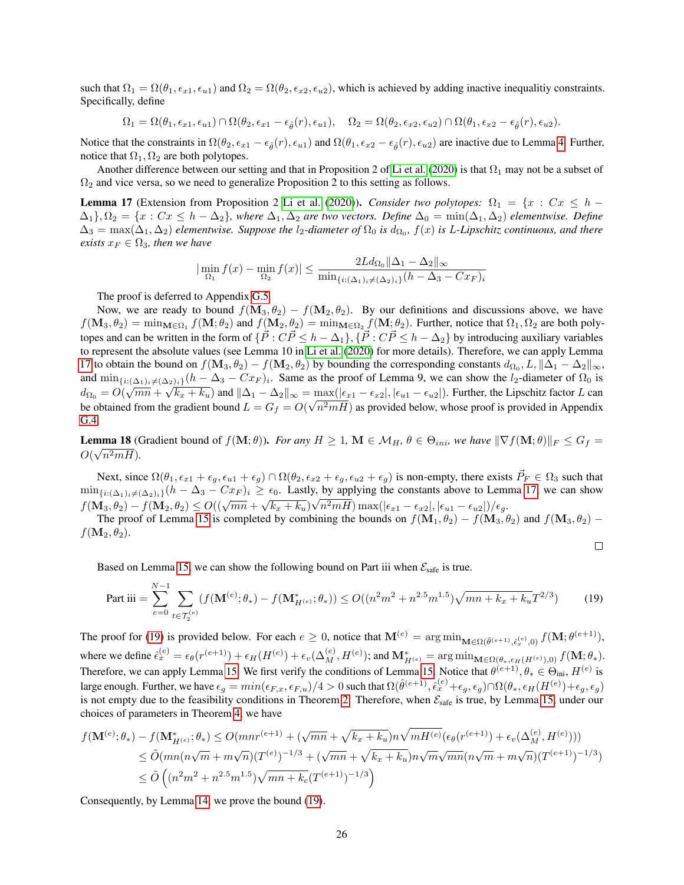such that $\Omega_1 = \Omega(\theta_1, \epsilon_{x1}, \epsilon_{u1})$ and $\Omega_2 = \Omega(\theta_2, \epsilon_{x2}, \epsilon_{u2})$, which is achieved by adding inactive inequalitiy constraints. Specifically, define

$$\Omega_1 = \Omega(\theta_1, \epsilon_{x1}, \epsilon_{u1}) \cap \Omega(\theta_2, \epsilon_{x1} - \epsilon_{\hat{\theta}}(r), \epsilon_{u1}), \quad \Omega_2 = \Omega(\theta_2, \epsilon_{x2}, \epsilon_{u2}) \cap \Omega(\theta_1, \epsilon_{x2} - \epsilon_{\hat{\theta}}(r), \epsilon_{u2}).$$

Notice that the constraints in $\Omega(\theta_2, \epsilon_{x1} - \epsilon_{\hat{\theta}}(r), \epsilon_{u1})$ and $\Omega(\theta_1, \epsilon_{x2} - \epsilon_{\hat{\theta}}(r), \epsilon_{u2})$ are inactive due to Lemma 4. Further, notice that $\Omega_1, \Omega_2$ are both polytopes.

Another difference between our setting and that in Proposition 2 of Li et al. (2020) is that $\Omega_1$ may not be a subset of $\Omega_2$ and vice versa, so we need to generalize Proposition 2 to this setting as follows.

**Lemma 17** (Extension from Proposition 2 Li et al. (2020)). *Consider two polytopes: $\Omega_1 = \{x : Cx \leq h - \Delta_1\}, \Omega_2 = \{x : Cx \leq h - \Delta_2\}$, where $\Delta_1, \Delta_2$ are two vectors. Define $\Delta_0 = \min(\Delta_1, \Delta_2)$ elementwise. Define $\Delta_3 = \max(\Delta_1, \Delta_2)$ elementwise. Suppose the $l_2$-diameter of $\Omega_0$ is $d_{\Omega_0}$, $f(x)$ is $L$-Lipschitz continuous, and there exists $x_F \in \Omega_3$, then we have*

$$|\min_{\Omega_1} f(x) - \min_{\Omega_2} f(x)| \leq \frac{2L d_{\Omega_0} \|\Delta_1 - \Delta_2\|_\infty}{\min_{\{i:(\Delta_1)_i \neq (\Delta_2)_i\}} (h - \Delta_3 - Cx_F)_i}$$

The proof is deferred to Appendix G.5.

Now, we are ready to bound $f(\mathbf{M}_3, \theta_2) - f(\mathbf{M}_2, \theta_2)$. By our definitions and discussions above, we have $f(\mathbf{M}_3, \theta_2) = \min_{\mathbf{M} \in \Omega_1} f(\mathbf{M}; \theta_2)$ and $f(\mathbf{M}_2, \theta_2) = \min_{\mathbf{M} \in \Omega_2} f(\mathbf{M}; \theta_2)$. Further, notice that $\Omega_1, \Omega_2$ are both polytopes and can be written in the form of $\{\vec{P} : C\vec{P} \leq h - \Delta_1\}, \{\vec{P} : C\vec{P} \leq h - \Delta_2\}$ by introducing auxiliary variables to represent the absolute values (see Lemma 10 in Li et al. (2020) for more details). Therefore, we can apply Lemma 17 to obtain the bound on $f(\mathbf{M}_3, \theta_2) - f(\mathbf{M}_2, \theta_2)$ by bounding the corresponding constants $d_{\Omega_0}, L, \|\Delta_1 - \Delta_2\|_\infty$, and $\min_{\{i:(\Delta_1)_i \neq (\Delta_2)_i\}} (h - \Delta_3 - Cx_F)_i$. Same as the proof of Lemma 9, we can show the $l_2$-diameter of $\Omega_0$ is $d_{\Omega_0} = O(\sqrt{mn} + \sqrt{k_x + k_u})$ and $\|\Delta_1 - \Delta_2\|_\infty = \max(|\epsilon_{x1} - \epsilon_{x2}|, |\epsilon_{u1} - \epsilon_{u2}|)$. Further, the Lipschitz factor $L$ can be obtained from the gradient bound $L = G_f = O(\sqrt{n^2 mH})$ as provided below, whose proof is provided in Appendix G.4.

**Lemma 18** (Gradient bound of $f(\mathbf{M}; \theta)$). *For any $H \geq 1$, $\mathbf{M} \in \mathcal{M}_H$, $\theta \in \Theta_{ini}$, we have $\|\nabla f(\mathbf{M}; \theta)\|_F \leq G_f = O(\sqrt{n^2 mH})$.*

Next, since $\Omega(\theta_1, \epsilon_{x1} + \epsilon_g, \epsilon_{u1} + \epsilon_g) \cap \Omega(\theta_2, \epsilon_{x2} + \epsilon_g, \epsilon_{u2} + \epsilon_g)$ is non-empty, there exists $\vec{P}_F \in \Omega_3$ such that $\min_{\{i:(\Delta_1)_i \neq (\Delta_2)_i\}} (h - \Delta_3 - Cx_F)_i \geq \epsilon_0$. Lastly, by applying the constants above to Lemma 17, we can show $f(\mathbf{M}_3, \theta_2) - f(\mathbf{M}_2, \theta_2) \leq O((\sqrt{mn} + \sqrt{k_x + k_u})\sqrt{n^2 mH}) \max(|\epsilon_{x1} - \epsilon_{x2}|, |\epsilon_{u1} - \epsilon_{u2}|)/\epsilon_g$.

The proof of Lemma 15 is completed by combining the bounds on $f(\mathbf{M}_1, \theta_2) - f(\mathbf{M}_3, \theta_2)$ and $f(\mathbf{M}_3, \theta_2) - f(\mathbf{M}_2, \theta_2)$.

□

Based on Lemma 15, we can show the following bound on Part iii when $\mathcal{E}_{\text{safe}}$ is true.

$$\text{Part iii} = \sum_{e=0}^{N-1} \sum_{t \in \mathcal{T}_2^{(e)}} (f(\mathbf{M}^{(e)}; \theta_*) - f(\mathbf{M}^*_{H^{(e)}}; \theta_*)) \leq O((n^2 m^2 + n^{2.5} m^{1.5})\sqrt{mn + k_x + k_u} T^{2/3}) \tag{19}$$

The proof for (19) is provided below. For each $e \geq 0$, notice that $\mathbf{M}^{(e)} = \arg\min_{\mathbf{M} \in \Omega(\hat{\theta}^{(e+1)}, \hat{\epsilon}_x^{(e)}, 0)} f(\mathbf{M}; \theta^{(e+1)})$, where we define $\hat{\epsilon}_x^{(e)} = \epsilon_\theta(r^{(e+1)}) + \epsilon_H(H^{(e)}) + \epsilon_v(\Delta_M^{(e)}, H^{(e)})$; and $\mathbf{M}^*_{H^{(e)}} = \arg\min_{\mathbf{M} \in \Omega(\theta_*, \epsilon_H(H^{(e)}), 0)} f(\mathbf{M}; \theta_*)$. Therefore, we can apply Lemma 15. We first verify the conditions of Lemma 15. Notice that $\theta^{(e+1)}, \theta_* \in \Theta_{\text{ini}}$, $H^{(e)}$ is large enough. Further, we have $\epsilon_g = min(\epsilon_{F,x}, \epsilon_{F,u})/4 > 0$ such that $\Omega(\hat{\theta}^{(e+1)}, \hat{\epsilon}_x^{(e)} + \epsilon_g, \epsilon_g) \cap \Omega(\theta_*, \epsilon_H(H^{(e)}) + \epsilon_g, \epsilon_g)$ is not empty due to the feasibility conditions in Theorem 2. Therefore, when $\mathcal{E}_{\text{safe}}$ is true, by Lemma 15, under our choices of parameters in Theorem 4, we have

$$\begin{aligned}
f(\mathbf{M}^{(e)}; \theta_*) - f(\mathbf{M}^*_{H^{(e)}}; \theta_*) &\leq O(mnr^{(e+1)} + (\sqrt{mn} + \sqrt{k_x + k_u})n\sqrt{mH^{(e)}}(\epsilon_\theta(r^{(e+1)}) + \epsilon_v(\Delta_M^{(e)}, H^{(e)}))) \\
&\leq \tilde{O}(mn(n\sqrt{m} + m\sqrt{n})(T^{(e)})^{-1/3} + (\sqrt{mn} + \sqrt{k_x + k_u})n\sqrt{m}\sqrt{mn}(n\sqrt{m} + m\sqrt{n})(T^{(e+1)})^{-1/3}) \\
&\leq \tilde{O}\left((n^2 m^2 + n^{2.5} m^{1.5})\sqrt{mn + k_c}(T^{(e+1)})^{-1/3}\right)
\end{aligned}$$

Consequently, by Lemma 14, we prove the bound (19).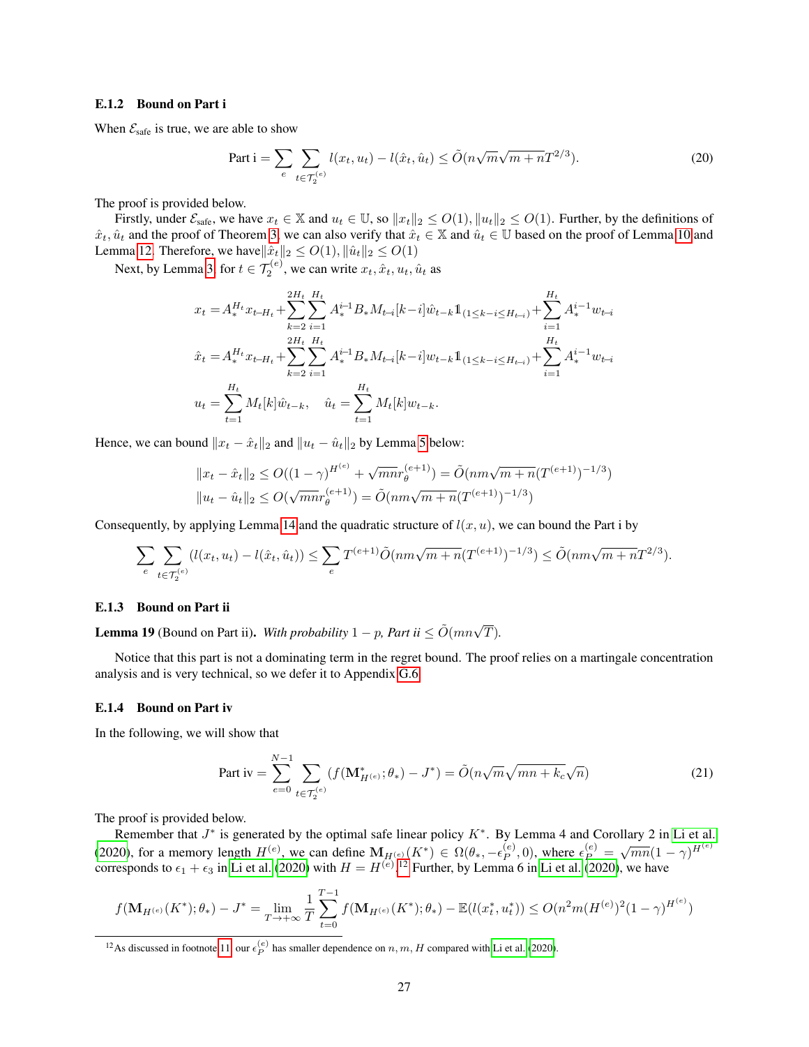### E.1.2 Bound on Part i

When $\mathcal{E}_{\text{safe}}$ is true, we are able to show

$$
\text{Part i} = \sum_{e} \sum_{t \in \mathcal{T}_2^{(e)}} l(x_t, u_t) - l(\hat{x}_t, \hat{u}_t) \leq \tilde{O}(n\sqrt{m}\sqrt{m+n}T^{2/3}). \tag{20}
$$

The proof is provided below.

Firstly, under $\mathcal{E}_{\text{safe}}$, we have $x_t \in \mathbb{X}$ and $u_t \in \mathbb{U}$, so $\|x_t\|_2 \leq O(1), \|u_t\|_2 \leq O(1)$. Further, by the definitions of $\hat{x}_t, \hat{u}_t$ and the proof of Theorem 3, we can also verify that $\hat{x}_t \in \mathbb{X}$ and $\hat{u}_t \in \mathbb{U}$ based on the proof of Lemma 10 and Lemma 12. Therefore, we have$\|\hat{x}_t\|_2 \leq O(1), \|\hat{u}_t\|_2 \leq O(1)$

Next, by Lemma 3, for $t \in \mathcal{T}_2^{(e)}$, we can write $x_t, \hat{x}_t, u_t, \hat{u}_t$ as

$$
\begin{aligned}
x_t &= A_*^{H_t} x_{t-H_t} + \sum_{k=2}^{2H_t} \sum_{i=1}^{H_t} A_*^{i-1} B_* M_{t-i}[k-i] \hat{w}_{t-k} \mathbb{1}_{(1 \leq k-i \leq H_{t-i})} + \sum_{i=1}^{H_t} A_*^{i-1} w_{t-i} \\
\hat{x}_t &= A_*^{H_t} x_{t-H_t} + \sum_{k=2}^{2H_t} \sum_{i=1}^{H_t} A_*^{i-1} B_* M_{t-i}[k-i] w_{t-k} \mathbb{1}_{(1 \leq k-i \leq H_{t-i})} + \sum_{i=1}^{H_t} A_*^{i-1} w_{t-i} \\
u_t &= \sum_{t=1}^{H_t} M_t[k] \hat{w}_{t-k}, \quad \hat{u}_t = \sum_{t=1}^{H_t} M_t[k] w_{t-k}.
\end{aligned}
$$

Hence, we can bound $\|x_t - \hat{x}_t\|_2$ and $\|u_t - \hat{u}_t\|_2$ by Lemma 5 below:

$$
\begin{aligned}
\|x_t - \hat{x}_t\|_2 &\leq O((1-\gamma)^{H^{(e)}} + \sqrt{mn} r_\theta^{(e+1)}) = \tilde{O}(nm\sqrt{m+n}(T^{(e+1)})^{-1/3}) \\
\|u_t - \hat{u}_t\|_2 &\leq O(\sqrt{mn} r_\theta^{(e+1)}) = \tilde{O}(nm\sqrt{m+n}(T^{(e+1)})^{-1/3})
\end{aligned}
$$

Consequently, by applying Lemma 14 and the quadratic structure of $l(x, u)$, we can bound the Part i by

$$
\sum_{e} \sum_{t \in \mathcal{T}_2^{(e)}} (l(x_t, u_t) - l(\hat{x}_t, \hat{u}_t)) \leq \sum_{e} T^{(e+1)} \tilde{O}(nm\sqrt{m+n}(T^{(e+1)})^{-1/3}) \leq \tilde{O}(nm\sqrt{m+n}T^{2/3}).
$$

### E.1.3 Bound on Part ii

**Lemma 19** (Bound on Part ii). *With probability $1-p$, Part ii $\leq \tilde{O}(mn\sqrt{T})$.*

Notice that this part is not a dominating term in the regret bound. The proof relies on a martingale concentration analysis and is very technical, so we defer it to Appendix G.6.

### E.1.4 Bound on Part iv

In the following, we will show that

$$
\text{Part iv} = \sum_{e=0}^{N-1} \sum_{t \in \mathcal{T}_2^{(e)}} (f(\mathbf{M}^*_{H^{(e)}}; \theta_*) - J^*) = \tilde{O}(n\sqrt{m}\sqrt{mn + k_c}\sqrt{n}) \tag{21}
$$

The proof is provided below.

Remember that $J^*$ is generated by the optimal safe linear policy $K^*$. By Lemma 4 and Corollary 2 in Li et al. (2020), for a memory length $H^{(e)}$, we can define $\mathbf{M}_{H^{(e)}}(K^*) \in \Omega(\theta_*, -\epsilon_P^{(e)}, 0)$, where $\epsilon_P^{(e)} = \sqrt{mn}(1-\gamma)^{H^{(e)}}$ corresponds to $\epsilon_1 + \epsilon_3$ in Li et al. (2020) with $H = H^{(e)}$.[12] Further, by Lemma 6 in Li et al. (2020), we have

$$
f(\mathbf{M}_{H^{(e)}}(K^*); \theta_*) - J^* = \lim_{T \to +\infty} \frac{1}{T} \sum_{t=0}^{T-1} f(\mathbf{M}_{H^{(e)}}(K^*); \theta_*) - \mathbb{E}(l(x_t^*, u_t^*)) \leq O(n^2 m (H^{(e)})^2 (1-\gamma)^{H^{(e)}})
$$

[12] As discussed in footnote 11, our $\epsilon_P^{(e)}$ has smaller dependence on $n, m, H$ compared with Li et al. (2020).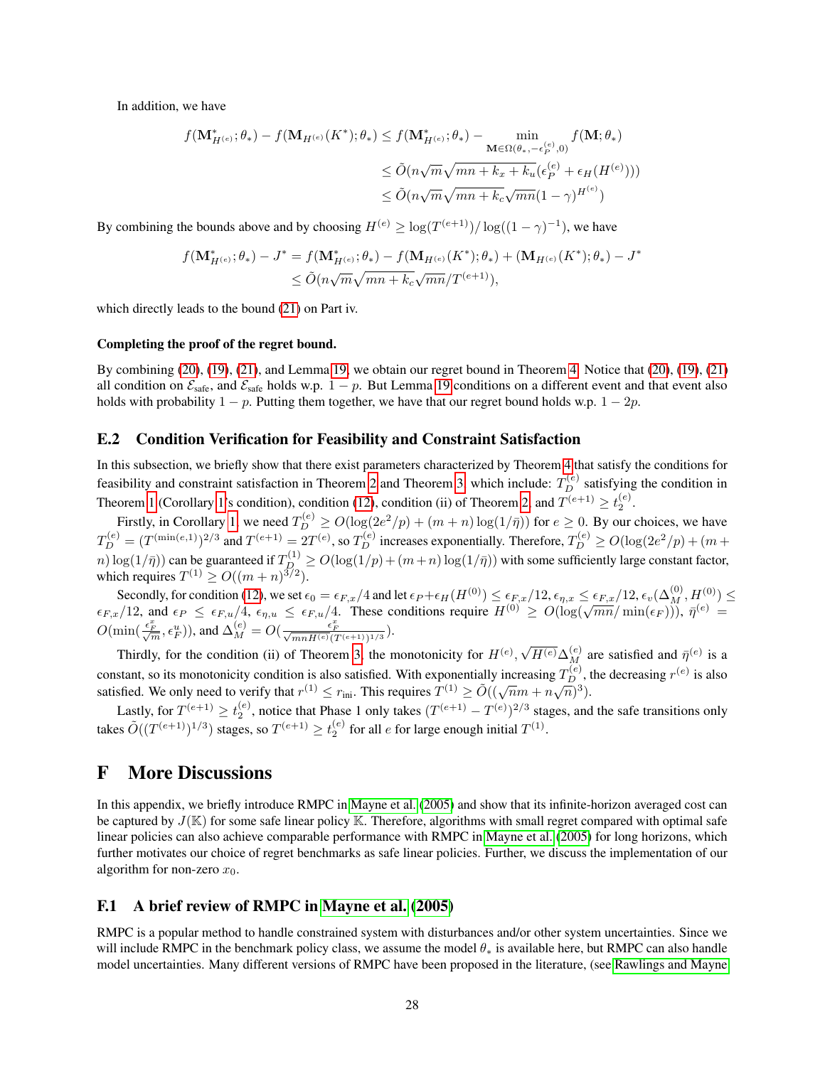In addition, we have

$$
\begin{aligned}
f(\mathbf{M}^*_{H^{(e)}};\theta_*) - f(\mathbf{M}_{H^{(e)}}(K^*);\theta_*) &\leq f(\mathbf{M}^*_{H^{(e)}};\theta_*) - \min_{\mathbf{M}\in\Omega(\theta_*, -\epsilon_P^{(e)}, 0)} f(\mathbf{M};\theta_*) \\
&\leq \tilde{O}(n\sqrt{m}\sqrt{mn+k_x+k_u}(\epsilon_P^{(e)} + \epsilon_H(H^{(e)}))) \\
&\leq \tilde{O}(n\sqrt{m}\sqrt{mn+k_c}\sqrt{mn}(1-\gamma)^{H^{(e)}})
\end{aligned}
$$

By combining the bounds above and by choosing $H^{(e)} \geq \log(T^{(e+1)})/\log((1-\gamma)^{-1})$, we have

$$
\begin{aligned}
f(\mathbf{M}^*_{H^{(e)}};\theta_*) - J^* &= f(\mathbf{M}^*_{H^{(e)}};\theta_*) - f(\mathbf{M}_{H^{(e)}}(K^*);\theta_*) + (\mathbf{M}_{H^{(e)}}(K^*);\theta_*) - J^* \\
&\leq \tilde{O}(n\sqrt{m}\sqrt{mn+k_c}\sqrt{mn}/T^{(e+1)}),
\end{aligned}
$$

which directly leads to the bound (21) on Part iv.

**Completing the proof of the regret bound.**

By combining (20), (19), (21), and Lemma 19, we obtain our regret bound in Theorem 4. Notice that (20), (19), (21) all condition on $\mathcal{E}_{\text{safe}}$, and $\mathcal{E}_{\text{safe}}$ holds w.p. $1-p$. But Lemma 19 conditions on a different event and that event also holds with probability $1-p$. Putting them together, we have that our regret bound holds w.p. $1-2p$.

## E.2 Condition Verification for Feasibility and Constraint Satisfaction

In this subsection, we briefly show that there exist parameters characterized by Theorem 4 that satisfy the conditions for feasibility and constraint satisfaction in Theorem 2 and Theorem 3, which include: $T_D^{(e)}$ satisfying the condition in Theorem 1 (Corollary 1's condition), condition (12), condition (ii) of Theorem 2, and $T^{(e+1)} \geq t_2^{(e)}$.

Firstly, in Corollary 1, we need $T_D^{(e)} \geq O(\log(2e^2/p) + (m+n)\log(1/\bar{\eta}))$ for $e \geq 0$. By our choices, we have $T_D^{(e)} = (T^{(\min(e,1)})^{2/3}$ and $T^{(e+1)} = 2T^{(e)}$, so $T_D^{(e)}$ increases exponentially. Therefore, $T_D^{(e)} \geq O(\log(2e^2/p) + (m+n)\log(1/\bar{\eta}))$ can be guaranteed if $T_D^{(1)} \geq O(\log(1/p) + (m+n)\log(1/\bar{\eta}))$ with some sufficiently large constant factor, which requires $T^{(1)} \geq O((m+n)^{3/2})$.

Secondly, for condition (12), we set $\epsilon_0 = \epsilon_{F,x}/4$ and let $\epsilon_P + \epsilon_H(H^{(0)}) \leq \epsilon_{F,x}/12$, $\epsilon_{\eta,x} \leq \epsilon_{F,x}/12$, $\epsilon_v(\Delta_M^{(0)}, H^{(0)}) \leq \epsilon_{F,x}/12$, and $\epsilon_P \leq \epsilon_{F,u}/4$, $\epsilon_{\eta,u} \leq \epsilon_{F,u}/4$. These conditions require $H^{(0)} \geq O(\log(\sqrt{mn}/\min(\epsilon_F)))$, $\bar{\eta}^{(e)} = O(\min(\frac{\epsilon_F^x}{\sqrt{m}}, \epsilon_F^u))$, and $\Delta_M^{(e)} = O(\frac{\epsilon_F^x}{\sqrt{mnH^{(e)}}(T^{(e+1)})^{1/3}})$.

Thirdly, for the condition (ii) of Theorem 3, the monotonicity for $H^{(e)}, \sqrt{H^{(e)}}\Delta_M^{(e)}$ are satisfied and $\bar{\eta}^{(e)}$ is a constant, so its monotonicity condition is also satisfied. With exponentially increasing $T_D^{(e)}$, the decreasing $r^{(e)}$ is also satisfied. We only need to verify that $r^{(1)} \leq r_{\text{ini}}$. This requires $T^{(1)} \geq \tilde{O}((\sqrt{n}m + n\sqrt{n})^3)$.

Lastly, for $T^{(e+1)} \geq t_2^{(e)}$, notice that Phase 1 only takes $(T^{(e+1)} - T^{(e)})^{2/3}$ stages, and the safe transitions only takes $\tilde{O}((T^{(e+1)})^{1/3})$ stages, so $T^{(e+1)} \geq t_2^{(e)}$ for all $e$ for large enough initial $T^{(1)}$.

# F More Discussions

In this appendix, we briefly introduce RMPC in Mayne et al. (2005) and show that its infinite-horizon averaged cost can be captured by $J(\mathbb{K})$ for some safe linear policy $\mathbb{K}$. Therefore, algorithms with small regret compared with optimal safe linear policies can also achieve comparable performance with RMPC in Mayne et al. (2005) for long horizons, which further motivates our choice of regret benchmarks as safe linear policies. Further, we discuss the implementation of our algorithm for non-zero $x_0$.

## F.1 A brief review of RMPC in Mayne et al. (2005)

RMPC is a popular method to handle constrained system with disturbances and/or other system uncertainties. Since we will include RMPC in the benchmark policy class, we assume the model $\theta_*$ is available here, but RMPC can also handle model uncertainties. Many different versions of RMPC have been proposed in the literature, (see Rawlings and Mayne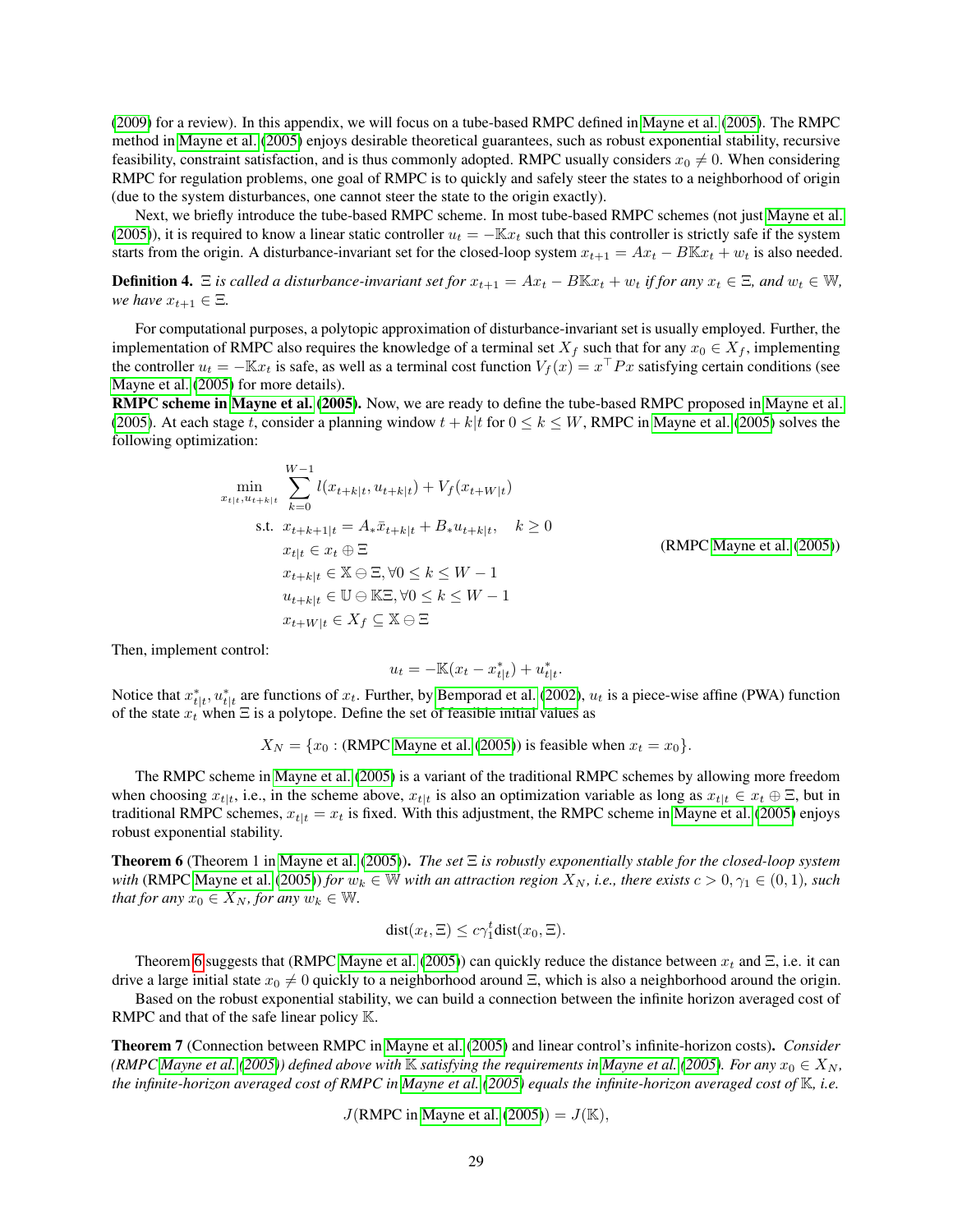(2009) for a review). In this appendix, we will focus on a tube-based RMPC defined in Mayne et al. (2005). The RMPC method in Mayne et al. (2005) enjoys desirable theoretical guarantees, such as robust exponential stability, recursive feasibility, constraint satisfaction, and is thus commonly adopted. RMPC usually considers $x_0 \neq 0$. When considering RMPC for regulation problems, one goal of RMPC is to quickly and safely steer the states to a neighborhood of origin (due to the system disturbances, one cannot steer the state to the origin exactly).

Next, we briefly introduce the tube-based RMPC scheme. In most tube-based RMPC schemes (not just Mayne et al. (2005)), it is required to know a linear static controller $u_t = -\mathbb{K}x_t$ such that this controller is strictly safe if the system starts from the origin. A disturbance-invariant set for the closed-loop system $x_{t+1} = Ax_t - B\mathbb{K}x_t + w_t$ is also needed.

**Definition 4.** *$\Xi$ is called a disturbance-invariant set for $x_{t+1} = Ax_t - B\mathbb{K}x_t + w_t$ if for any $x_t \in \Xi$, and $w_t \in \mathbb{W}$, we have $x_{t+1} \in \Xi$.*

For computational purposes, a polytopic approximation of disturbance-invariant set is usually employed. Further, the implementation of RMPC also requires the knowledge of a terminal set $X_f$ such that for any $x_0 \in X_f$, implementing the controller $u_t = -\mathbb{K}x_t$ is safe, as well as a terminal cost function $V_f(x) = x^\top Px$ satisfying certain conditions (see Mayne et al. (2005) for more details).

**RMPC scheme in Mayne et al. (2005).** Now, we are ready to define the tube-based RMPC proposed in Mayne et al. (2005). At each stage $t$, consider a planning window $t+k|t$ for $0 \leq k \leq W$, RMPC in Mayne et al. (2005) solves the following optimization:

$$
\begin{aligned}
\min_{x_{t|t}, u_{t+k|t}} \quad & \sum_{k=0}^{W-1} l(x_{t+k|t}, u_{t+k|t}) + V_f(x_{t+W|t}) \\
\text{s.t.} \quad & x_{t+k+1|t} = A_* \bar{x}_{t+k|t} + B_* u_{t+k|t}, \quad k \geq 0 \\
& x_{t|t} \in x_t \oplus \Xi \\
& x_{t+k|t} \in \mathbb{X} \ominus \Xi, \forall 0 \leq k \leq W-1 \\
& u_{t+k|t} \in \mathbb{U} \ominus \mathbb{K}\Xi, \forall 0 \leq k \leq W-1 \\
& x_{t+W|t} \in X_f \subseteq \mathbb{X} \ominus \Xi
\end{aligned}
\tag{RMPC Mayne et al. (2005)}
$$

Then, implement control:

$$u_t = -\mathbb{K}(x_t - x^*_{t|t}) + u^*_{t|t}.$$

Notice that $x^*_{t|t}, u^*_{t|t}$ are functions of $x_t$. Further, by Bemporad et al. (2002), $u_t$ is a piece-wise affine (PWA) function of the state $x_t$ when $\Xi$ is a polytope. Define the set of feasible initial values as

$$X_N = \{x_0 : \text{(RMPC Mayne et al. (2005)) is feasible when } x_t = x_0\}.$$

The RMPC scheme in Mayne et al. (2005) is a variant of the traditional RMPC schemes by allowing more freedom when choosing $x_{t|t}$, i.e., in the scheme above, $x_{t|t}$ is also an optimization variable as long as $x_{t|t} \in x_t \oplus \Xi$, but in traditional RMPC schemes, $x_{t|t} = x_t$ is fixed. With this adjustment, the RMPC scheme in Mayne et al. (2005) enjoys robust exponential stability.

**Theorem 6** (Theorem 1 in Mayne et al. (2005)). *The set $\Xi$ is robustly exponentially stable for the closed-loop system with* (RMPC Mayne et al. (2005)) *for $w_k \in \mathbb{W}$ with an attraction region $X_N$, i.e., there exists $c > 0, \gamma_1 \in (0,1)$, such that for any $x_0 \in X_N$, for any $w_k \in \mathbb{W}$.*

$$\text{dist}(x_t, \Xi) \leq c\gamma_1^t \text{dist}(x_0, \Xi).$$

Theorem 6 suggests that (RMPC Mayne et al. (2005)) can quickly reduce the distance between $x_t$ and $\Xi$, i.e. it can drive a large initial state $x_0 \neq 0$ quickly to a neighborhood around $\Xi$, which is also a neighborhood around the origin.

Based on the robust exponential stability, we can build a connection between the infinite horizon averaged cost of RMPC and that of the safe linear policy $\mathbb{K}$.

**Theorem 7** (Connection between RMPC in Mayne et al. (2005) and linear control's infinite-horizon costs). *Consider (RMPC Mayne et al. (2005)) defined above with $\mathbb{K}$ satisfying the requirements in Mayne et al. (2005). For any $x_0 \in X_N$, the infinite-horizon averaged cost of RMPC in Mayne et al. (2005) equals the infinite-horizon averaged cost of $\mathbb{K}$, i.e.*

$$J(\text{RMPC in Mayne et al. (2005)}) = J(\mathbb{K}),$$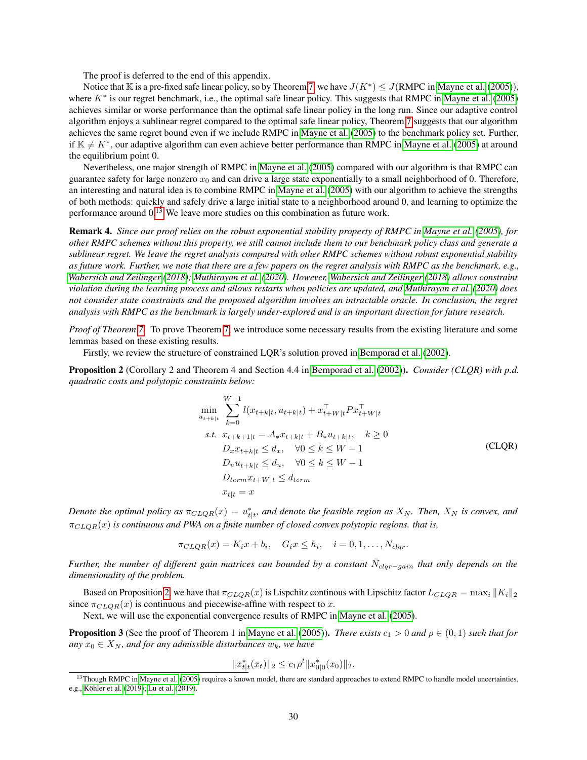The proof is deferred to the end of this appendix.

Notice that $\mathbb{K}$ is a pre-fixed safe linear policy, so by Theorem 7, we have $J(K^*) \leq J(\text{RMPC in Mayne et al. (2005)})$, where $K^*$ is our regret benchmark, i.e., the optimal safe linear policy. This suggests that RMPC in Mayne et al. (2005) achieves similar or worse performance than the optimal safe linear policy in the long run. Since our adaptive control algorithm enjoys a sublinear regret compared to the optimal safe linear policy, Theorem 7 suggests that our algorithm achieves the same regret bound even if we include RMPC in Mayne et al. (2005) to the benchmark policy set. Further, if $\mathbb{K} \neq K^*$, our adaptive algorithm can even achieve better performance than RMPC in Mayne et al. (2005) at around the equilibrium point 0.

Nevertheless, one major strength of RMPC in Mayne et al. (2005) compared with our algorithm is that RMPC can guarantee safety for large nonzero $x_0$ and can drive a large state exponentially to a small neighborhood of 0. Therefore, an interesting and natural idea is to combine RMPC in Mayne et al. (2005) with our algorithm to achieve the strengths of both methods: quickly and safely drive a large initial state to a neighborhood around 0, and learning to optimize the performance around 0.[13] We leave more studies on this combination as future work.

**Remark 4.** *Since our proof relies on the robust exponential stability property of RMPC in Mayne et al. (2005), for other RMPC schemes without this property, we still cannot include them to our benchmark policy class and generate a sublinear regret. We leave the regret analysis compared with other RMPC schemes without robust exponential stability as future work. Further, we note that there are a few papers on the regret analysis with RMPC as the benchmark, e.g., Wabersich and Zeilinger (2018); Muthirayan et al. (2020). However, Wabersich and Zeilinger (2018) allows constraint violation during the learning process and allows restarts when policies are updated, and Muthirayan et al. (2020) does not consider state constraints and the proposed algorithm involves an intractable oracle. In conclusion, the regret analysis with RMPC as the benchmark is largely under-explored and is an important direction for future research.*

*Proof of Theorem 7.* To prove Theorem 7, we introduce some necessary results from the existing literature and some lemmas based on these existing results.

Firstly, we review the structure of constrained LQR's solution proved in Bemporad et al. (2002).

**Proposition 2** (Corollary 2 and Theorem 4 and Section 4.4 in Bemporad et al. (2002)). *Consider (CLQR) with p.d. quadratic costs and polytopic constraints below:*

$$
\begin{aligned}
\min_{u_{t+k|t}} \quad & \sum_{k=0}^{W-1} l(x_{t+k|t}, u_{t+k|t}) + x_{t+W|t}^\top P x_{t+W|t}^\top \\
\text{s.t.} \quad & x_{t+k+1|t} = A_* x_{t+k|t} + B_* u_{t+k|t}, \quad k \geq 0 \\
& D_x x_{t+k|t} \leq d_x, \quad \forall 0 \leq k \leq W-1 \\
& D_u u_{t+k|t} \leq d_u, \quad \forall 0 \leq k \leq W-1 \\
& D_{term} x_{t+W|t} \leq d_{term} \\
& x_{t|t} = x
\end{aligned}
\tag{CLQR}
$$

*Denote the optimal policy as $\pi_{CLQR}(x) = u^*_{t|t}$, and denote the feasible region as $X_N$. Then, $X_N$ is convex, and $\pi_{CLQR}(x)$ is continuous and PWA on a finite number of closed convex polytopic regions. that is,*

$$
\pi_{CLQR}(x) = K_i x + b_i, \quad G_i x \leq h_i, \quad i = 0, 1, \ldots, N_{clqr}.
$$

*Further, the number of different gain matrices can bounded by a constant $\bar{N}_{clqr-gain}$ that only depends on the dimensionality of the problem.*

Based on Proposition 2, we have that $\pi_{CLQR}(x)$ is Lispchitz continous with Lipschitz factor $L_{CLQR} = \max_i \|K_i\|_2$ since $\pi_{CLQR}(x)$ is continuous and piecewise-affine with respect to $x$.

Next, we will use the exponential convergence results of RMPC in Mayne et al. (2005).

**Proposition 3** (See the proof of Theorem 1 in Mayne et al. (2005)). *There exists $c_1 > 0$ and $\rho \in (0,1)$ such that for any $x_0 \in X_N$, and for any admissible disturbances $w_k$, we have*

$$
\|x^*_{t|t}(x_t)\|_2 \leq c_1 \rho^t \|x^*_{0|0}(x_0)\|_2.
$$

[13] Though RMPC in Mayne et al. (2005) requires a known model, there are standard approaches to extend RMPC to handle model uncertainties, e.g., Köhler et al. (2019); Lu et al. (2019).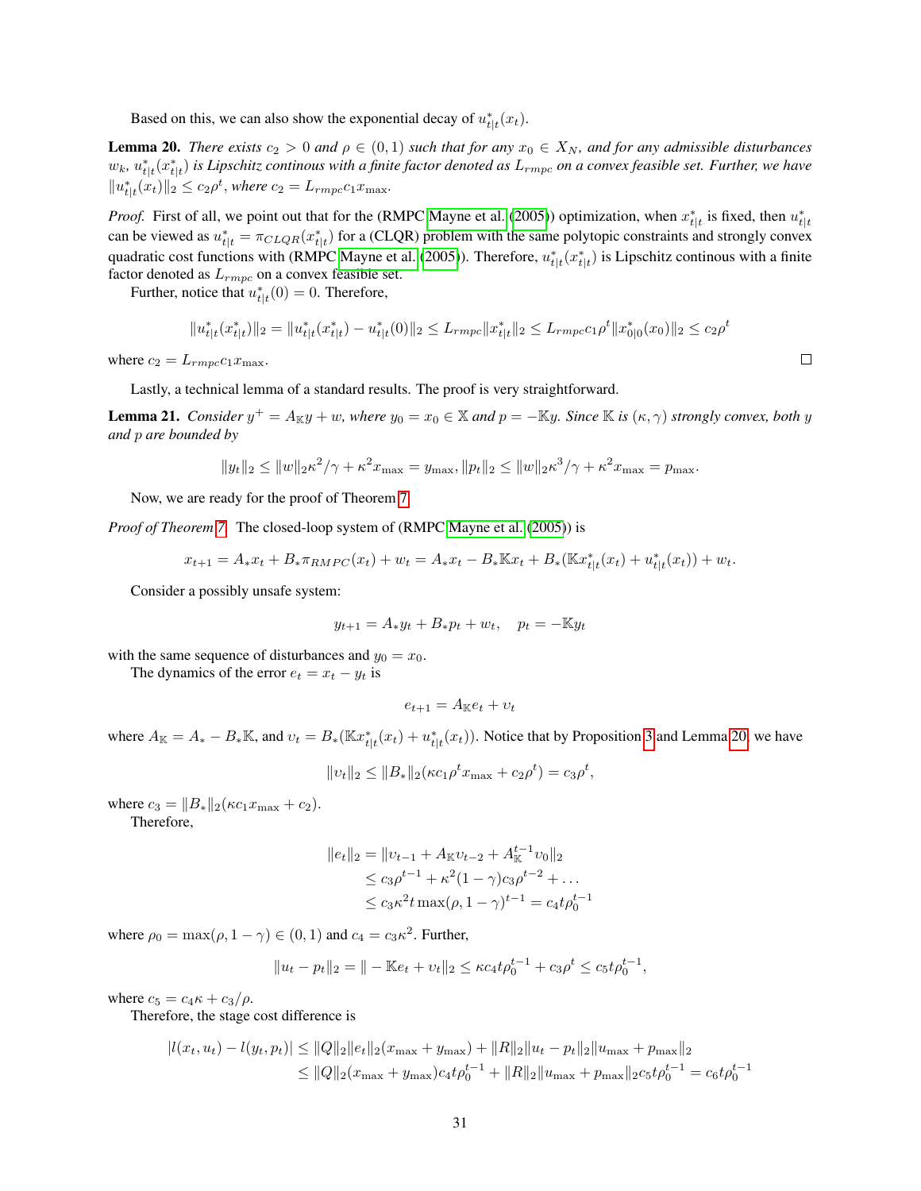Based on this, we can also show the exponential decay of $u^*_{t|t}(x_t)$.

**Lemma 20.** *There exists $c_2 > 0$ and $\rho \in (0, 1)$ such that for any $x_0 \in X_N$, and for any admissible disturbances $w_k$, $u^*_{t|t}(x^*_{t|t})$ is Lipschitz continous with a finite factor denoted as $L_{rmpc}$ on a convex feasible set. Further, we have $\|u^*_{t|t}(x_t)\|_2 \leq c_2\rho^t$, where $c_2 = L_{rmpc}c_1 x_{\max}$.*

*Proof.* First of all, we point out that for the (RMPC Mayne et al. (2005)) optimization, when $x^*_{t|t}$ is fixed, then $u^*_{t|t}$ can be viewed as $u^*_{t|t} = \pi_{CLQR}(x^*_{t|t})$ for a (CLQR) problem with the same polytopic constraints and strongly convex quadratic cost functions with (RMPC Mayne et al. (2005)). Therefore, $u^*_{t|t}(x^*_{t|t})$ is Lipschitz continous with a finite factor denoted as $L_{rmpc}$ on a convex feasible set.

Further, notice that $u^*_{t|t}(0) = 0$. Therefore,

$$\|u^*_{t|t}(x^*_{t|t})\|_2 = \|u^*_{t|t}(x^*_{t|t}) - u^*_{t|t}(0)\|_2 \leq L_{rmpc}\|x^*_{t|t}\|_2 \leq L_{rmpc}c_1\rho^t\|x^*_{0|0}(x_0)\|_2 \leq c_2\rho^t$$

where $c_2 = L_{rmpc}c_1 x_{\max}$. □

Lastly, a technical lemma of a standard results. The proof is very straightforward.

**Lemma 21.** *Consider $y^+ = A_{\mathbb{K}}y + w$, where $y_0 = x_0 \in \mathbb{X}$ and $p = -\mathbb{K}y$. Since $\mathbb{K}$ is $(\kappa, \gamma)$ strongly convex, both $y$ and $p$ are bounded by*

$$\|y_t\|_2 \leq \|w\|_2\kappa^2/\gamma + \kappa^2 x_{\max} = y_{\max}, \|p_t\|_2 \leq \|w\|_2\kappa^3/\gamma + \kappa^2 x_{\max} = p_{\max}.$$

Now, we are ready for the proof of Theorem 7.

*Proof of Theorem 7.* The closed-loop system of (RMPC Mayne et al. (2005)) is

$$x_{t+1} = A_*x_t + B_*\pi_{RMPC}(x_t) + w_t = A_*x_t - B_*\mathbb{K}x_t + B_*(\mathbb{K}x^*_{t|t}(x_t) + u^*_{t|t}(x_t)) + w_t.$$

Consider a possibly unsafe system:

$$y_{t+1} = A_*y_t + B_*p_t + w_t, \quad p_t = -\mathbb{K}y_t$$

with the same sequence of disturbances and $y_0 = x_0$.

The dynamics of the error $e_t = x_t - y_t$ is

$$e_{t+1} = A_{\mathbb{K}}e_t + \upsilon_t$$

where $A_{\mathbb{K}} = A_* - B_*\mathbb{K}$, and $\upsilon_t = B_*(\mathbb{K}x^*_{t|t}(x_t) + u^*_{t|t}(x_t))$. Notice that by Proposition 3 and Lemma 20, we have

$$\|\upsilon_t\|_2 \leq \|B_*\|_2(\kappa c_1\rho^t x_{\max} + c_2\rho^t) = c_3\rho^t,$$

where $c_3 = \|B_*\|_2(\kappa c_1 x_{\max} + c_2)$.

Therefore,

$$\begin{aligned}
\|e_t\|_2 &= \|\upsilon_{t-1} + A_{\mathbb{K}}\upsilon_{t-2} + A_{\mathbb{K}}^{t-1}\upsilon_0\|_2 \\
&\leq c_3\rho^{t-1} + \kappa^2(1-\gamma)c_3\rho^{t-2} + \dots \\
&\leq c_3\kappa^2 t\max(\rho, 1-\gamma)^{t-1} = c_4 t\rho_0^{t-1}
\end{aligned}$$

where $\rho_0 = \max(\rho, 1-\gamma) \in (0, 1)$ and $c_4 = c_3\kappa^2$. Further,

$$\|u_t - p_t\|_2 = \| - \mathbb{K}e_t + \upsilon_t\|_2 \leq \kappa c_4 t\rho_0^{t-1} + c_3\rho^t \leq c_5 t\rho_0^{t-1},$$

where $c_5 = c_4\kappa + c_3/\rho$.

Therefore, the stage cost difference is

$$\begin{aligned}
|l(x_t, u_t) - l(y_t, p_t)| &\leq \|Q\|_2\|e_t\|_2(x_{\max} + y_{\max}) + \|R\|_2\|u_t - p_t\|_2\|u_{\max} + p_{\max}\|_2 \\
&\leq \|Q\|_2(x_{\max} + y_{\max})c_4 t\rho_0^{t-1} + \|R\|_2\|u_{\max} + p_{\max}\|_2 c_5 t\rho_0^{t-1} = c_6 t\rho_0^{t-1}
\end{aligned}$$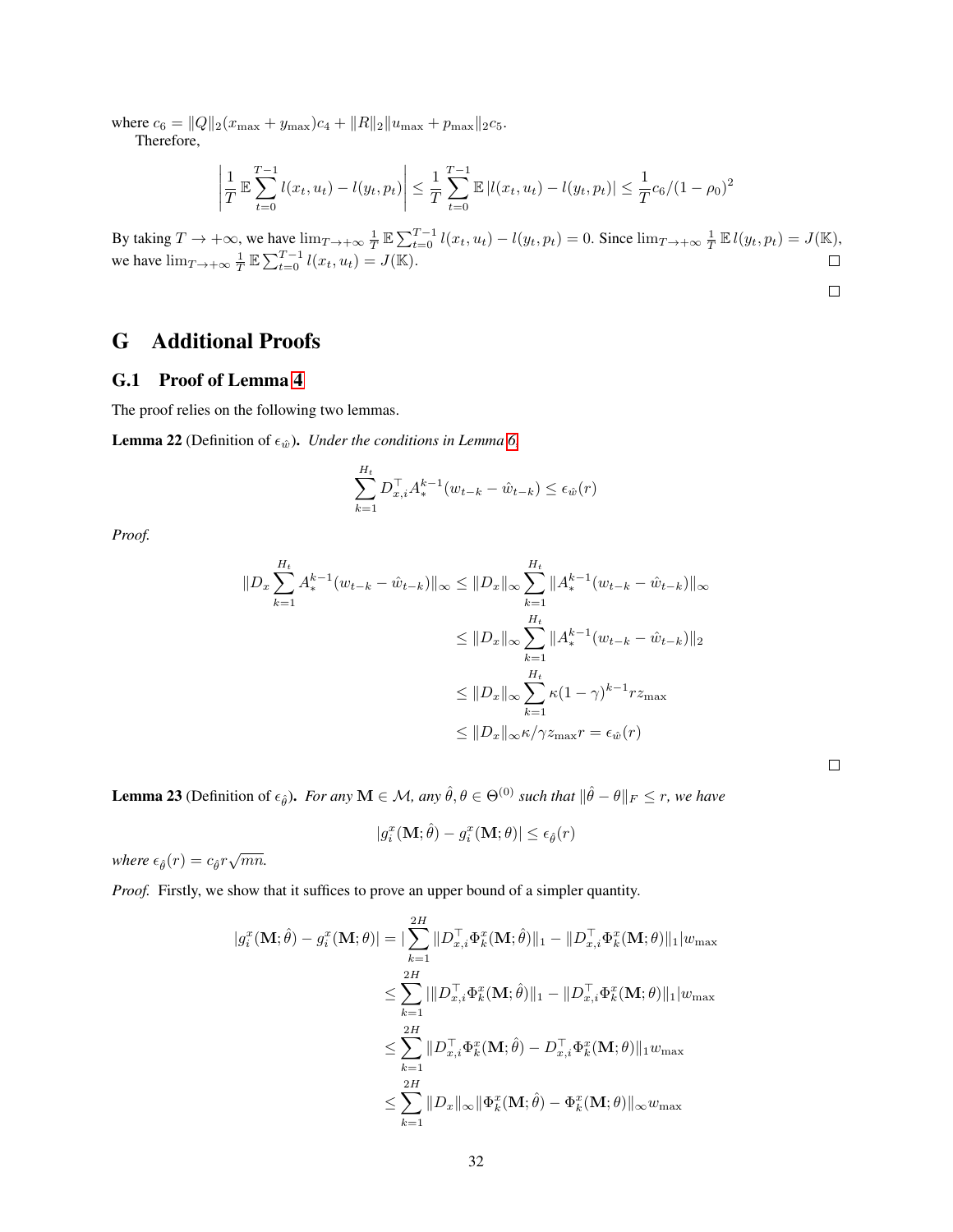where $c_6 = \|Q\|_2(x_{\max} + y_{\max})c_4 + \|R\|_2\|u_{\max} + p_{\max}\|_2 c_5$.

Therefore,

$$\left|\frac{1}{T}\mathbb{E}\sum_{t=0}^{T-1} l(x_t, u_t) - l(y_t, p_t)\right| \leq \frac{1}{T}\sum_{t=0}^{T-1}\mathbb{E}\,|l(x_t, u_t) - l(y_t, p_t)| \leq \frac{1}{T}c_6/(1-\rho_0)^2$$

By taking $T \to +\infty$, we have $\lim_{T\to+\infty}\frac{1}{T}\mathbb{E}\sum_{t=0}^{T-1} l(x_t, u_t) - l(y_t, p_t) = 0$. Since $\lim_{T\to+\infty}\frac{1}{T}\mathbb{E}\,l(y_t, p_t) = J(\mathbb{K})$, we have $\lim_{T\to+\infty}\frac{1}{T}\mathbb{E}\sum_{t=0}^{T-1} l(x_t, u_t) = J(\mathbb{K})$. □

□

# G Additional Proofs

## G.1 Proof of Lemma 4

The proof relies on the following two lemmas.

**Lemma 22** (Definition of $\epsilon_{\hat{w}}$). *Under the conditions in Lemma 6,*

$$\sum_{k=1}^{H_t} D_{x,i}^\top A_*^{k-1}(w_{t-k} - \hat{w}_{t-k}) \leq \epsilon_{\hat{w}}(r)$$

*Proof.*

$$\begin{aligned}
\|D_x\sum_{k=1}^{H_t} A_*^{k-1}(w_{t-k} - \hat{w}_{t-k})\|_\infty &\leq \|D_x\|_\infty\sum_{k=1}^{H_t}\|A_*^{k-1}(w_{t-k} - \hat{w}_{t-k})\|_\infty \\
&\leq \|D_x\|_\infty\sum_{k=1}^{H_t}\|A_*^{k-1}(w_{t-k} - \hat{w}_{t-k})\|_2 \\
&\leq \|D_x\|_\infty\sum_{k=1}^{H_t}\kappa(1-\gamma)^{k-1} r z_{\max} \\
&\leq \|D_x\|_\infty \kappa/\gamma z_{\max} r = \epsilon_{\hat{w}}(r)
\end{aligned}$$

□

**Lemma 23** (Definition of $\epsilon_{\hat{\theta}}$). *For any $\mathbf{M} \in \mathcal{M}$, any $\hat{\theta}, \theta \in \Theta^{(0)}$ such that $\|\hat{\theta} - \theta\|_F \leq r$, we have*

$$|g_i^x(\mathbf{M}; \hat{\theta}) - g_i^x(\mathbf{M}; \theta)| \leq \epsilon_{\hat{\theta}}(r)$$

*where $\epsilon_{\hat{\theta}}(r) = c_{\hat{\theta}} r\sqrt{mn}$.*

*Proof.* Firstly, we show that it suffices to prove an upper bound of a simpler quantity.

$$\begin{aligned}
|g_i^x(\mathbf{M}; \hat{\theta}) - g_i^x(\mathbf{M}; \theta)| &= |\sum_{k=1}^{2H}\|D_{x,i}^\top\Phi_k^x(\mathbf{M}; \hat{\theta})\|_1 - \|D_{x,i}^\top\Phi_k^x(\mathbf{M}; \theta)\|_1| w_{\max} \\
&\leq \sum_{k=1}^{2H}|\|D_{x,i}^\top\Phi_k^x(\mathbf{M}; \hat{\theta})\|_1 - \|D_{x,i}^\top\Phi_k^x(\mathbf{M}; \theta)\|_1| w_{\max} \\
&\leq \sum_{k=1}^{2H}\|D_{x,i}^\top\Phi_k^x(\mathbf{M}; \hat{\theta}) - D_{x,i}^\top\Phi_k^x(\mathbf{M}; \theta)\|_1 w_{\max} \\
&\leq \sum_{k=1}^{2H}\|D_x\|_\infty\|\Phi_k^x(\mathbf{M}; \hat{\theta}) - \Phi_k^x(\mathbf{M}; \theta)\|_\infty w_{\max}
\end{aligned}$$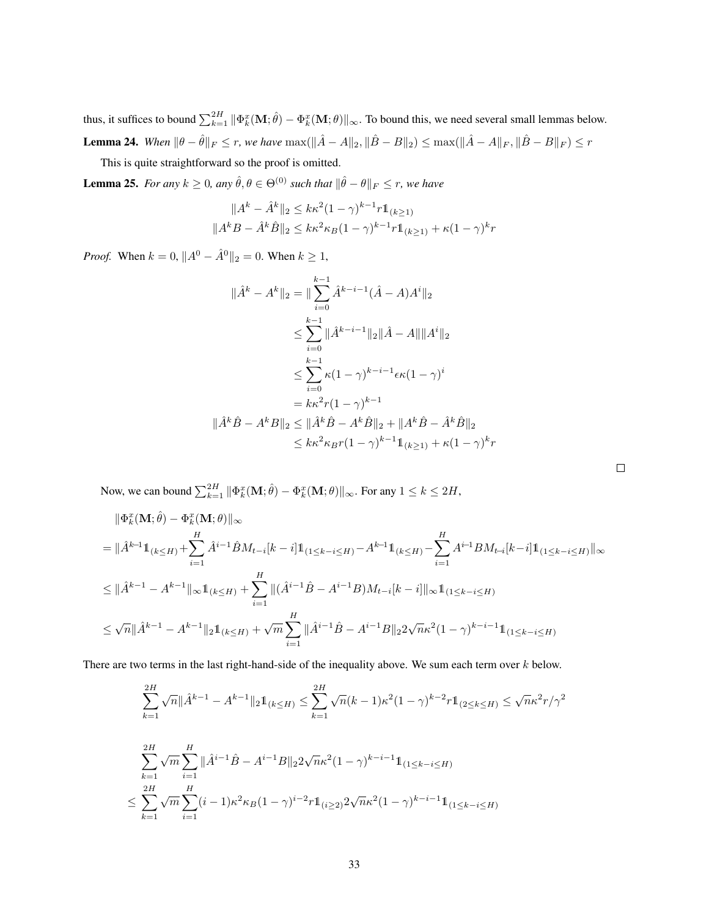thus, it suffices to bound $\sum_{k=1}^{2H} \|\Phi_k^x(\mathbf{M};\hat{\theta}) - \Phi_k^x(\mathbf{M};\theta)\|_\infty$. To bound this, we need several small lemmas below.

**Lemma 24.** *When $\|\theta - \hat{\theta}\|_F \leq r$, we have $\max(\|\hat{A} - A\|_2, \|\hat{B} - B\|_2) \leq \max(\|\hat{A} - A\|_F, \|\hat{B} - B\|_F) \leq r$*

This is quite straightforward so the proof is omitted.

**Lemma 25.** *For any $k \geq 0$, any $\hat{\theta}, \theta \in \Theta^{(0)}$ such that $\|\hat{\theta} - \theta\|_F \leq r$, we have*

$$\|A^k - \hat{A}^k\|_2 \leq k\kappa^2(1-\gamma)^{k-1} r \mathbb{1}_{(k \geq 1)}$$
$$\|A^k B - \hat{A}^k \hat{B}\|_2 \leq k\kappa^2 \kappa_B (1-\gamma)^{k-1} r \mathbb{1}_{(k\geq 1)} + \kappa(1-\gamma)^k r$$

*Proof.* When $k = 0$, $\|A^0 - \hat{A}^0\|_2 = 0$. When $k \geq 1$,

$$\begin{aligned}
\|\hat{A}^k - A^k\|_2 &= \|\sum_{i=0}^{k-1} \hat{A}^{k-i-1}(\hat{A} - A)A^i\|_2 \\
&\leq \sum_{i=0}^{k-1} \|\hat{A}^{k-i-1}\|_2 \|\hat{A} - A\| \|A^i\|_2 \\
&\leq \sum_{i=0}^{k-1} \kappa(1-\gamma)^{k-i-1} \epsilon \kappa (1-\gamma)^i \\
&= k\kappa^2 r (1-\gamma)^{k-1} \\
\|\hat{A}^k \hat{B} - A^k B\|_2 &\leq \|\hat{A}^k \hat{B} - A^k \hat{B}\|_2 + \|A^k \hat{B} - \hat{A}^k \hat{B}\|_2 \\
&\leq k\kappa^2 \kappa_B r (1-\gamma)^{k-1} \mathbb{1}_{(k\geq 1)} + \kappa(1-\gamma)^k r
\end{aligned}$$

$\square$

Now, we can bound $\sum_{k=1}^{2H} \|\Phi_k^x(\mathbf{M};\hat{\theta}) - \Phi_k^x(\mathbf{M};\theta)\|_\infty$. For any $1 \leq k \leq 2H$,

$$\begin{aligned}
&\|\Phi_k^x(\mathbf{M};\hat{\theta}) - \Phi_k^x(\mathbf{M};\theta)\|_\infty \\
&= \|\hat{A}^{k-1}\mathbb{1}_{(k\leq H)} + \sum_{i=1}^{H} \hat{A}^{i-1}\hat{B}M_{t-i}[k-i]\mathbb{1}_{(1\leq k-i\leq H)} - A^{k-1}\mathbb{1}_{(k\leq H)} - \sum_{i=1}^{H} A^{i-1}BM_{t-i}[k-i]\mathbb{1}_{(1\leq k-i\leq H)}\|_\infty \\
&\leq \|\hat{A}^{k-1} - A^{k-1}\|_\infty \mathbb{1}_{(k\leq H)} + \sum_{i=1}^{H} \|(\hat{A}^{i-1}\hat{B} - A^{i-1}B)M_{t-i}[k-i]\|_\infty \mathbb{1}_{(1\leq k-i\leq H)} \\
&\leq \sqrt{n}\|\hat{A}^{k-1} - A^{k-1}\|_2 \mathbb{1}_{(k\leq H)} + \sqrt{m}\sum_{i=1}^{H} \|\hat{A}^{i-1}\hat{B} - A^{i-1}B\|_2 2\sqrt{n}\kappa^2(1-\gamma)^{k-i-1}\mathbb{1}_{(1\leq k-i\leq H)}
\end{aligned}$$

There are two terms in the last right-hand-side of the inequality above. We sum each term over $k$ below.

$$\sum_{k=1}^{2H} \sqrt{n}\|\hat{A}^{k-1} - A^{k-1}\|_2 \mathbb{1}_{(k\leq H)} \leq \sum_{k=1}^{2H} \sqrt{n}(k-1)\kappa^2(1-\gamma)^{k-2} r \mathbb{1}_{(2\leq k\leq H)} \leq \sqrt{n}\kappa^2 r/\gamma^2$$

$$\begin{aligned}
&\sum_{k=1}^{2H} \sqrt{m}\sum_{i=1}^{H} \|\hat{A}^{i-1}\hat{B} - A^{i-1}B\|_2 2\sqrt{n}\kappa^2(1-\gamma)^{k-i-1}\mathbb{1}_{(1\leq k-i\leq H)} \\
\leq &\sum_{k=1}^{2H} \sqrt{m}\sum_{i=1}^{H} (i-1)\kappa^2\kappa_B(1-\gamma)^{i-2} r \mathbb{1}_{(i\geq 2)} 2\sqrt{n}\kappa^2(1-\gamma)^{k-i-1}\mathbb{1}_{(1\leq k-i\leq H)}
\end{aligned}$$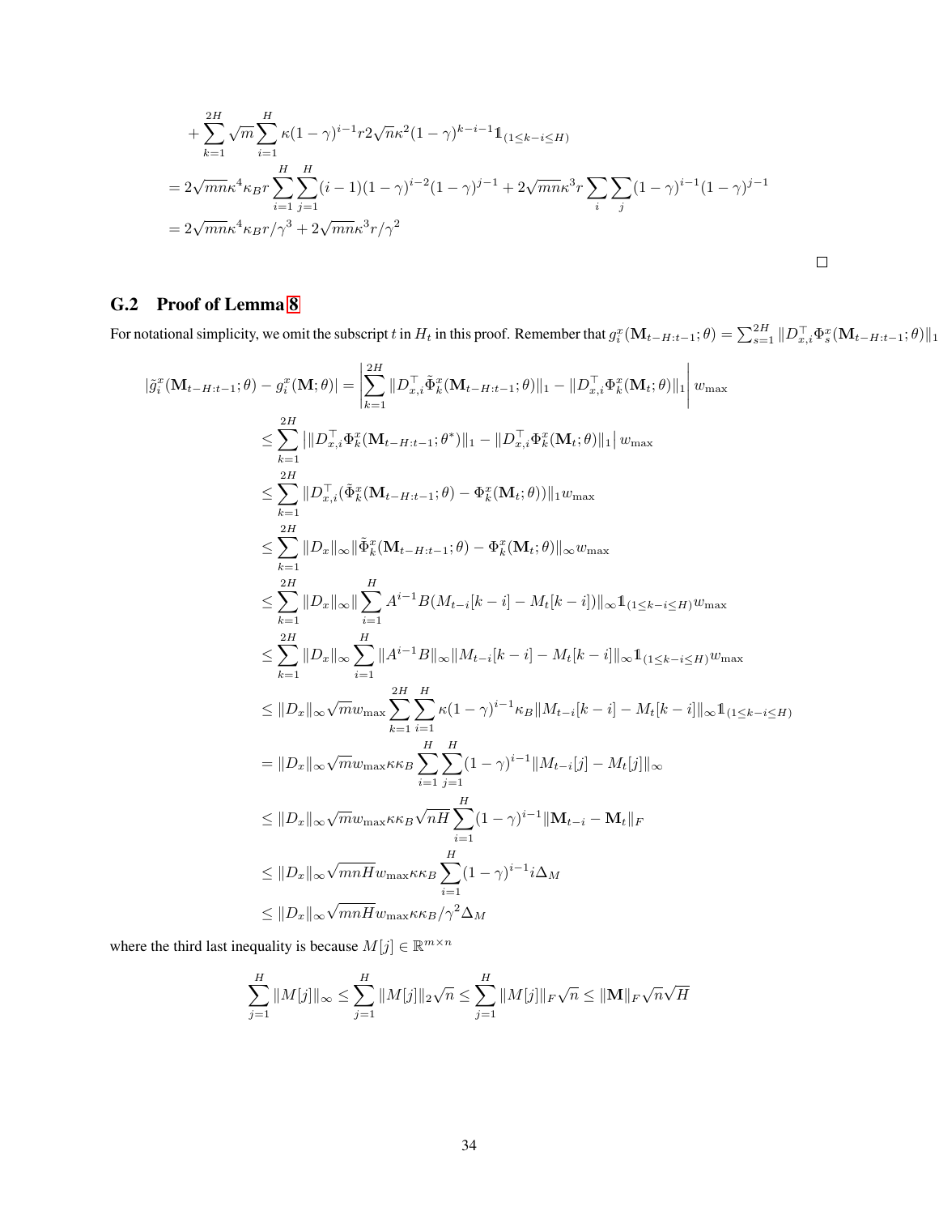$$
\begin{aligned}
&+\sum_{k=1}^{2H} \sqrt{m} \sum_{i=1}^{H} \kappa(1-\gamma)^{i-1} r 2\sqrt{n}\kappa^2 (1-\gamma)^{k-i-1} \mathbb{1}_{(1\leq k-i \leq H)} \\
&= 2\sqrt{mn}\kappa^4 \kappa_B r \sum_{i=1}^{H}\sum_{j=1}^{H} (i-1)(1-\gamma)^{i-2}(1-\gamma)^{j-1} + 2\sqrt{mn}\kappa^3 r \sum_i \sum_j (1-\gamma)^{i-1}(1-\gamma)^{j-1} \\
&= 2\sqrt{mn}\kappa^4\kappa_B r/\gamma^3 + 2\sqrt{mn}\kappa^3 r/\gamma^2
\end{aligned}
$$

□

## G.2 Proof of Lemma 8

For notational simplicity, we omit the subscript $t$ in $H_t$ in this proof. Remember that $g_i^x(\mathbf{M}_{t-H:t-1};\theta) = \sum_{s=1}^{2H} \|D_{x,i}^\top \Phi_s^x(\mathbf{M}_{t-H:t-1};\theta)\|_1$

$$
\begin{aligned}
|\tilde{g}_i^x(\mathbf{M}_{t-H:t-1};\theta) - g_i^x(\mathbf{M};\theta)| &= \left|\sum_{k=1}^{2H} \|D_{x,i}^\top \tilde{\Phi}_k^x(\mathbf{M}_{t-H:t-1};\theta)\|_1 - \|D_{x,i}^\top \Phi_k^x(\mathbf{M}_t;\theta)\|_1\right| w_{\max} \\
&\leq \sum_{k=1}^{2H} \left| \|D_{x,i}^\top \Phi_k^x(\mathbf{M}_{t-H:t-1};\theta^*)\|_1 - \|D_{x,i}^\top \Phi_k^x(\mathbf{M}_t;\theta)\|_1 \right| w_{\max} \\
&\leq \sum_{k=1}^{2H} \|D_{x,i}^\top (\tilde{\Phi}_k^x(\mathbf{M}_{t-H:t-1};\theta) - \Phi_k^x(\mathbf{M}_t;\theta))\|_1 w_{\max} \\
&\leq \sum_{k=1}^{2H} \|D_x\|_\infty \|\tilde{\Phi}_k^x(\mathbf{M}_{t-H:t-1};\theta) - \Phi_k^x(\mathbf{M}_t;\theta)\|_\infty w_{\max} \\
&\leq \sum_{k=1}^{2H} \|D_x\|_\infty \|\sum_{i=1}^{H} A^{i-1}B(M_{t-i}[k-i] - M_t[k-i])\|_\infty \mathbb{1}_{(1\leq k-i\leq H)} w_{\max} \\
&\leq \sum_{k=1}^{2H} \|D_x\|_\infty \sum_{i=1}^{H} \|A^{i-1}B\|_\infty \|M_{t-i}[k-i] - M_t[k-i]\|_\infty \mathbb{1}_{(1\leq k-i\leq H)} w_{\max} \\
&\leq \|D_x\|_\infty \sqrt{m} w_{\max} \sum_{k=1}^{2H}\sum_{i=1}^{H} \kappa(1-\gamma)^{i-1}\kappa_B \|M_{t-i}[k-i] - M_t[k-i]\|_\infty \mathbb{1}_{(1\leq k-i\leq H)} \\
&= \|D_x\|_\infty \sqrt{m} w_{\max}\kappa\kappa_B \sum_{i=1}^{H}\sum_{j=1}^{H} (1-\gamma)^{i-1} \|M_{t-i}[j] - M_t[j]\|_\infty \\
&\leq \|D_x\|_\infty \sqrt{m} w_{\max}\kappa\kappa_B \sqrt{nH} \sum_{i=1}^{H} (1-\gamma)^{i-1} \|\mathbf{M}_{t-i} - \mathbf{M}_t\|_F \\
&\leq \|D_x\|_\infty \sqrt{mnH} w_{\max}\kappa\kappa_B \sum_{i=1}^{H} (1-\gamma)^{i-1} i \Delta_M \\
&\leq \|D_x\|_\infty \sqrt{mnH} w_{\max}\kappa\kappa_B/\gamma^2 \Delta_M
\end{aligned}
$$

where the third last inequality is because $M[j] \in \mathbb{R}^{m\times n}$

$$
\sum_{j=1}^{H} \|M[j]\|_\infty \leq \sum_{j=1}^{H} \|M[j]\|_2 \sqrt{n} \leq \sum_{j=1}^{H} \|M[j]\|_F \sqrt{n} \leq \|\mathbf{M}\|_F \sqrt{n}\sqrt{H}
$$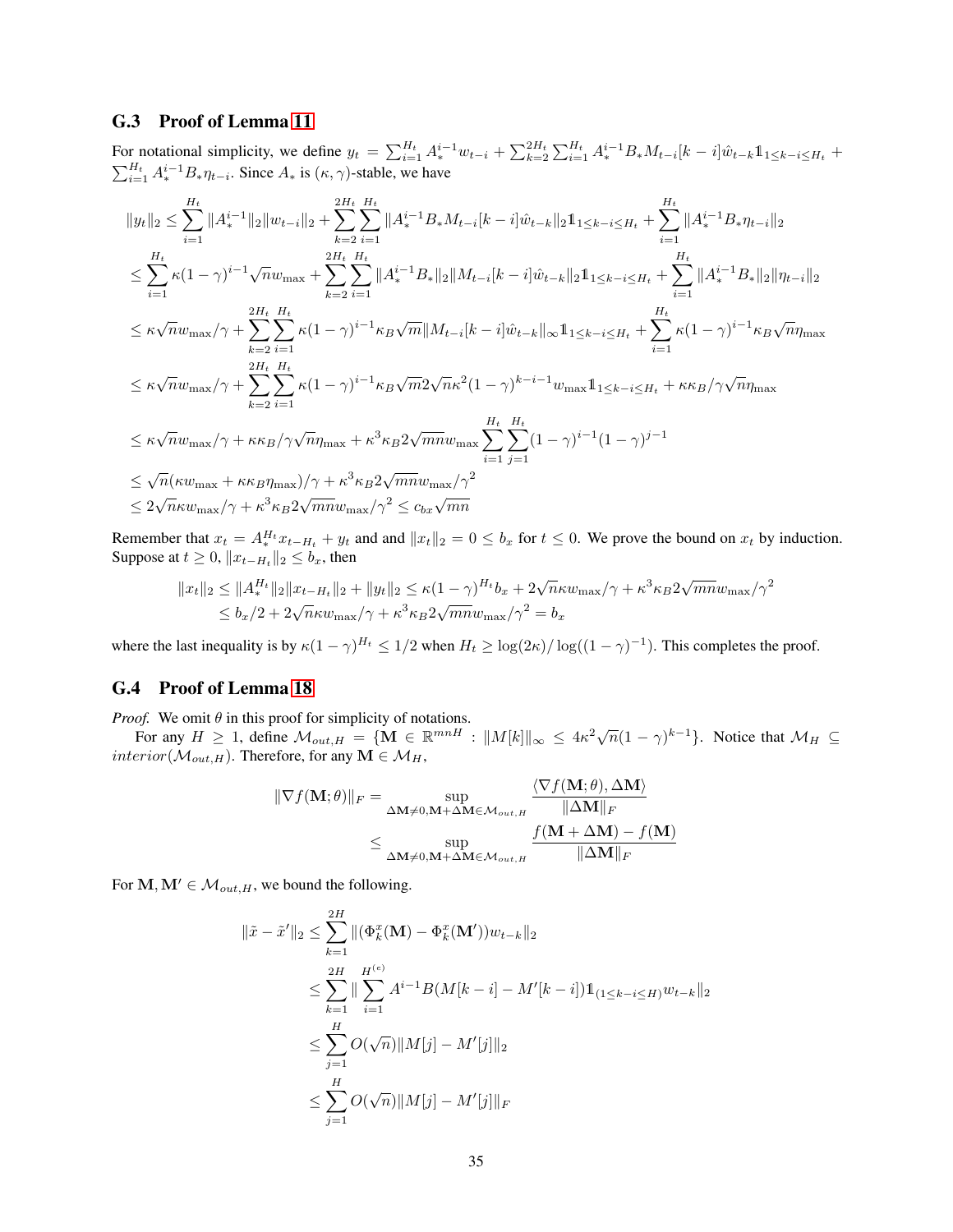## G.3 Proof of Lemma 11

For notational simplicity, we define $y_t = \sum_{i=1}^{H_t} A_*^{i-1} w_{t-i} + \sum_{k=2}^{2H_t} \sum_{i=1}^{H_t} A_*^{i-1} B_* M_{t-i}[k-i] \hat{w}_{t-k} \mathbb{1}_{1 \leq k-i \leq H_t} + \sum_{i=1}^{H_t} A_*^{i-1} B_* \eta_{t-i}$. Since $A_*$ is $(\kappa, \gamma)$-stable, we have

$$
\begin{aligned}
\|y_t\|_2 &\leq \sum_{i=1}^{H_t} \|A_*^{i-1}\|_2 \|w_{t-i}\|_2 + \sum_{k=2}^{2H_t} \sum_{i=1}^{H_t} \|A_*^{i-1} B_* M_{t-i}[k-i] \hat{w}_{t-k}\|_2 \mathbb{1}_{1 \leq k-i \leq H_t} + \sum_{i=1}^{H_t} \|A_*^{i-1} B_* \eta_{t-i}\|_2 \\
&\leq \sum_{i=1}^{H_t} \kappa(1-\gamma)^{i-1} \sqrt{n} w_{\max} + \sum_{k=2}^{2H_t} \sum_{i=1}^{H_t} \|A_*^{i-1} B_*\|_2 \|M_{t-i}[k-i] \hat{w}_{t-k}\|_2 \mathbb{1}_{1 \leq k-i \leq H_t} + \sum_{i=1}^{H_t} \|A_*^{i-1} B_*\|_2 \|\eta_{t-i}\|_2 \\
&\leq \kappa \sqrt{n} w_{\max}/\gamma + \sum_{k=2}^{2H_t} \sum_{i=1}^{H_t} \kappa(1-\gamma)^{i-1} \kappa_B \sqrt{m} \|M_{t-i}[k-i] \hat{w}_{t-k}\|_\infty \mathbb{1}_{1 \leq k-i \leq H_t} + \sum_{i=1}^{H_t} \kappa(1-\gamma)^{i-1} \kappa_B \sqrt{n} \eta_{\max} \\
&\leq \kappa \sqrt{n} w_{\max}/\gamma + \sum_{k=2}^{2H_t} \sum_{i=1}^{H_t} \kappa(1-\gamma)^{i-1} \kappa_B \sqrt{m} 2\sqrt{n} \kappa^2 (1-\gamma)^{k-i-1} w_{\max} \mathbb{1}_{1 \leq k-i \leq H_t} + \kappa \kappa_B/\gamma \sqrt{n} \eta_{\max} \\
&\leq \kappa \sqrt{n} w_{\max}/\gamma + \kappa \kappa_B/\gamma \sqrt{n} \eta_{\max} + \kappa^3 \kappa_B 2\sqrt{mn} w_{\max} \sum_{i=1}^{H_t} \sum_{j=1}^{H_t} (1-\gamma)^{i-1} (1-\gamma)^{j-1} \\
&\leq \sqrt{n}(\kappa w_{\max} + \kappa \kappa_B \eta_{\max})/\gamma + \kappa^3 \kappa_B 2\sqrt{mn} w_{\max}/\gamma^2 \\
&\leq 2\sqrt{n} \kappa w_{\max}/\gamma + \kappa^3 \kappa_B 2\sqrt{mn} w_{\max}/\gamma^2 \leq c_{bx} \sqrt{mn}
\end{aligned}
$$

Remember that $x_t = A_*^{H_t} x_{t-H_t} + y_t$ and and $\|x_t\|_2 = 0 \leq b_x$ for $t \leq 0$. We prove the bound on $x_t$ by induction. Suppose at $t \geq 0$, $\|x_{t-H_t}\|_2 \leq b_x$, then

$$
\begin{aligned}
\|x_t\|_2 \leq \|A_*^{H_t}\|_2 \|x_{t-H_t}\|_2 + \|y_t\|_2 &\leq \kappa(1-\gamma)^{H_t} b_x + 2\sqrt{n} \kappa w_{\max}/\gamma + \kappa^3 \kappa_B 2\sqrt{mn} w_{\max}/\gamma^2 \\
&\leq b_x/2 + 2\sqrt{n} \kappa w_{\max}/\gamma + \kappa^3 \kappa_B 2\sqrt{mn} w_{\max}/\gamma^2 = b_x
\end{aligned}
$$

where the last inequality is by $\kappa(1-\gamma)^{H_t} \leq 1/2$ when $H_t \geq \log(2\kappa)/\log((1-\gamma)^{-1})$. This completes the proof.

## G.4 Proof of Lemma 18

*Proof.* We omit $\theta$ in this proof for simplicity of notations.

For any $H \geq 1$, define $\mathcal{M}_{out,H} = \{\mathbf{M} \in \mathbb{R}^{mnH} : \|M[k]\|_\infty \leq 4\kappa^2 \sqrt{n}(1-\gamma)^{k-1}\}$. Notice that $\mathcal{M}_H \subseteq interior(\mathcal{M}_{out,H})$. Therefore, for any $\mathbf{M} \in \mathcal{M}_H$,

$$
\begin{aligned}
\|\nabla f(\mathbf{M}; \theta)\|_F &= \sup_{\Delta\mathbf{M} \neq 0, \mathbf{M} + \Delta\mathbf{M} \in \mathcal{M}_{out,H}} \frac{\langle \nabla f(\mathbf{M}; \theta), \Delta\mathbf{M} \rangle}{\|\Delta\mathbf{M}\|_F} \\
&\leq \sup_{\Delta\mathbf{M} \neq 0, \mathbf{M} + \Delta\mathbf{M} \in \mathcal{M}_{out,H}} \frac{f(\mathbf{M} + \Delta\mathbf{M}) - f(\mathbf{M})}{\|\Delta\mathbf{M}\|_F}
\end{aligned}
$$

For $\mathbf{M}, \mathbf{M}' \in \mathcal{M}_{out,H}$, we bound the following.

$$
\begin{aligned}
\|\tilde{x} - \tilde{x}'\|_2 &\leq \sum_{k=1}^{2H} \|(\Phi_k^x(\mathbf{M}) - \Phi_k^x(\mathbf{M}')) w_{t-k}\|_2 \\
&\leq \sum_{k=1}^{2H} \| \sum_{i=1}^{H^{(e)}} A^{i-1} B (M[k-i] - M'[k-i]) \mathbb{1}_{(1 \leq k-i \leq H)} w_{t-k} \|_2 \\
&\leq \sum_{j=1}^{H} O(\sqrt{n}) \|M[j] - M'[j]\|_2 \\
&\leq \sum_{j=1}^{H} O(\sqrt{n}) \|M[j] - M'[j]\|_F
\end{aligned}
$$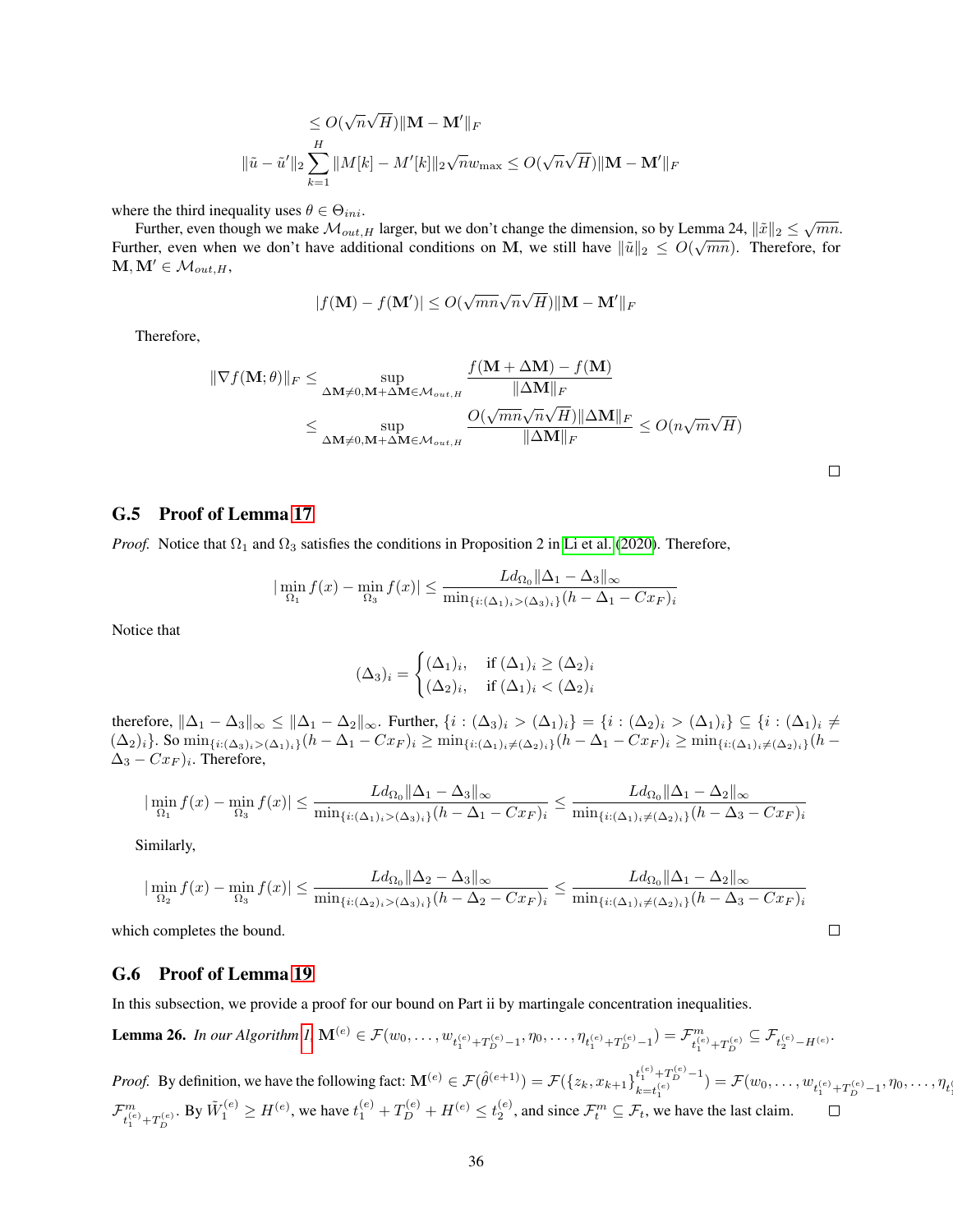$$\leq O(\sqrt{n}\sqrt{H})\|\mathbf{M}-\mathbf{M}'\|_F$$

$$\|\tilde{u}-\tilde{u}'\|_2 \sum_{k=1}^{H} \|M[k]-M'[k]\|_2 \sqrt{n} w_{\max} \leq O(\sqrt{n}\sqrt{H})\|\mathbf{M}-\mathbf{M}'\|_F$$

where the third inequality uses $\theta \in \Theta_{ini}$.

Further, even though we make $\mathcal{M}_{out,H}$ larger, but we don't change the dimension, so by Lemma 24, $\|\tilde{x}\|_2 \leq \sqrt{mn}$. Further, even when we don't have additional conditions on $\mathbf{M}$, we still have $\|\tilde{u}\|_2 \leq O(\sqrt{mn})$. Therefore, for $\mathbf{M}, \mathbf{M}' \in \mathcal{M}_{out,H}$,

$$|f(\mathbf{M}) - f(\mathbf{M}')| \leq O(\sqrt{mn}\sqrt{n}\sqrt{H})\|\mathbf{M}-\mathbf{M}'\|_F$$

Therefore,

$$\begin{aligned}
\|\nabla f(\mathbf{M};\theta)\|_F &\leq \sup_{\Delta\mathbf{M}\neq 0, \mathbf{M}+\Delta\mathbf{M}\in\mathcal{M}_{out,H}} \frac{f(\mathbf{M}+\Delta\mathbf{M}) - f(\mathbf{M})}{\|\Delta\mathbf{M}\|_F} \\
&\leq \sup_{\Delta\mathbf{M}\neq 0, \mathbf{M}+\Delta\mathbf{M}\in\mathcal{M}_{out,H}} \frac{O(\sqrt{mn}\sqrt{n}\sqrt{H})\|\Delta\mathbf{M}\|_F}{\|\Delta\mathbf{M}\|_F} \leq O(n\sqrt{m}\sqrt{H})
\end{aligned}$$

□

## G.5 Proof of Lemma 17

*Proof.* Notice that $\Omega_1$ and $\Omega_3$ satisfies the conditions in Proposition 2 in Li et al. (2020). Therefore,

$$|\min_{\Omega_1} f(x) - \min_{\Omega_3} f(x)| \leq \frac{L d_{\Omega_0} \|\Delta_1 - \Delta_3\|_\infty}{\min_{\{i:(\Delta_1)_i > (\Delta_3)_i\}} (h - \Delta_1 - C x_F)_i}$$

Notice that

$$(\Delta_3)_i = \begin{cases} (\Delta_1)_i, & \text{if } (\Delta_1)_i \geq (\Delta_2)_i \\ (\Delta_2)_i, & \text{if } (\Delta_1)_i < (\Delta_2)_i \end{cases}$$

therefore, $\|\Delta_1 - \Delta_3\|_\infty \leq \|\Delta_1 - \Delta_2\|_\infty$. Further, $\{i : (\Delta_3)_i > (\Delta_1)_i\} = \{i : (\Delta_2)_i > (\Delta_1)_i\} \subseteq \{i : (\Delta_1)_i \neq (\Delta_2)_i\}$. So $\min_{\{i:(\Delta_3)_i > (\Delta_1)_i\}} (h - \Delta_1 - C x_F)_i \geq \min_{\{i:(\Delta_1)_i \neq (\Delta_2)_i\}} (h - \Delta_1 - C x_F)_i \geq \min_{\{i:(\Delta_1)_i \neq (\Delta_2)_i\}} (h - \Delta_3 - C x_F)_i$. Therefore,

$$|\min_{\Omega_1} f(x) - \min_{\Omega_3} f(x)| \leq \frac{L d_{\Omega_0} \|\Delta_1 - \Delta_3\|_\infty}{\min_{\{i:(\Delta_1)_i > (\Delta_3)_i\}} (h - \Delta_1 - C x_F)_i} \leq \frac{L d_{\Omega_0} \|\Delta_1 - \Delta_2\|_\infty}{\min_{\{i:(\Delta_1)_i \neq (\Delta_2)_i\}} (h - \Delta_3 - C x_F)_i}$$

Similarly,

$$|\min_{\Omega_2} f(x) - \min_{\Omega_3} f(x)| \leq \frac{L d_{\Omega_0} \|\Delta_2 - \Delta_3\|_\infty}{\min_{\{i:(\Delta_2)_i > (\Delta_3)_i\}} (h - \Delta_2 - C x_F)_i} \leq \frac{L d_{\Omega_0} \|\Delta_1 - \Delta_2\|_\infty}{\min_{\{i:(\Delta_1)_i \neq (\Delta_2)_i\}} (h - \Delta_3 - C x_F)_i}$$

which completes the bound. □

## G.6 Proof of Lemma 19

In this subsection, we provide a proof for our bound on Part ii by martingale concentration inequalities.

**Lemma 26.** *In our Algorithm 1,* $\mathbf{M}^{(e)} \in \mathcal{F}(w_0, \ldots, w_{t_1^{(e)}+T_D^{(e)}-1}, \eta_0, \ldots, \eta_{t_1^{(e)}+T_D^{(e)}-1}) = \mathcal{F}^m_{t_1^{(e)}+T_D^{(e)}} \subseteq \mathcal{F}_{t_2^{(e)}-H^{(e)}}$.

*Proof.* By definition, we have the following fact: $\mathbf{M}^{(e)} \in \mathcal{F}(\hat{\theta}^{(e+1)}) = \mathcal{F}(\{z_k, x_{k+1}\}_{k=t_1^{(e)}}^{t_1^{(e)}+T_D^{(e)}-1}) = \mathcal{F}(w_0, \ldots, w_{t_1^{(e)}+T_D^{(e)}-1}, \eta_0, \ldots, \eta_{t_1^{(e)}+T_D^{(e)}-1}) =$ $\mathcal{F}^m_{t_1^{(e)}+T_D^{(e)}}$. By $\tilde{W}_1^{(e)} \geq H^{(e)}$, we have $t_1^{(e)} + T_D^{(e)} + H^{(e)} \leq t_2^{(e)}$, and since $\mathcal{F}_t^m \subseteq \mathcal{F}_t$, we have the last claim. □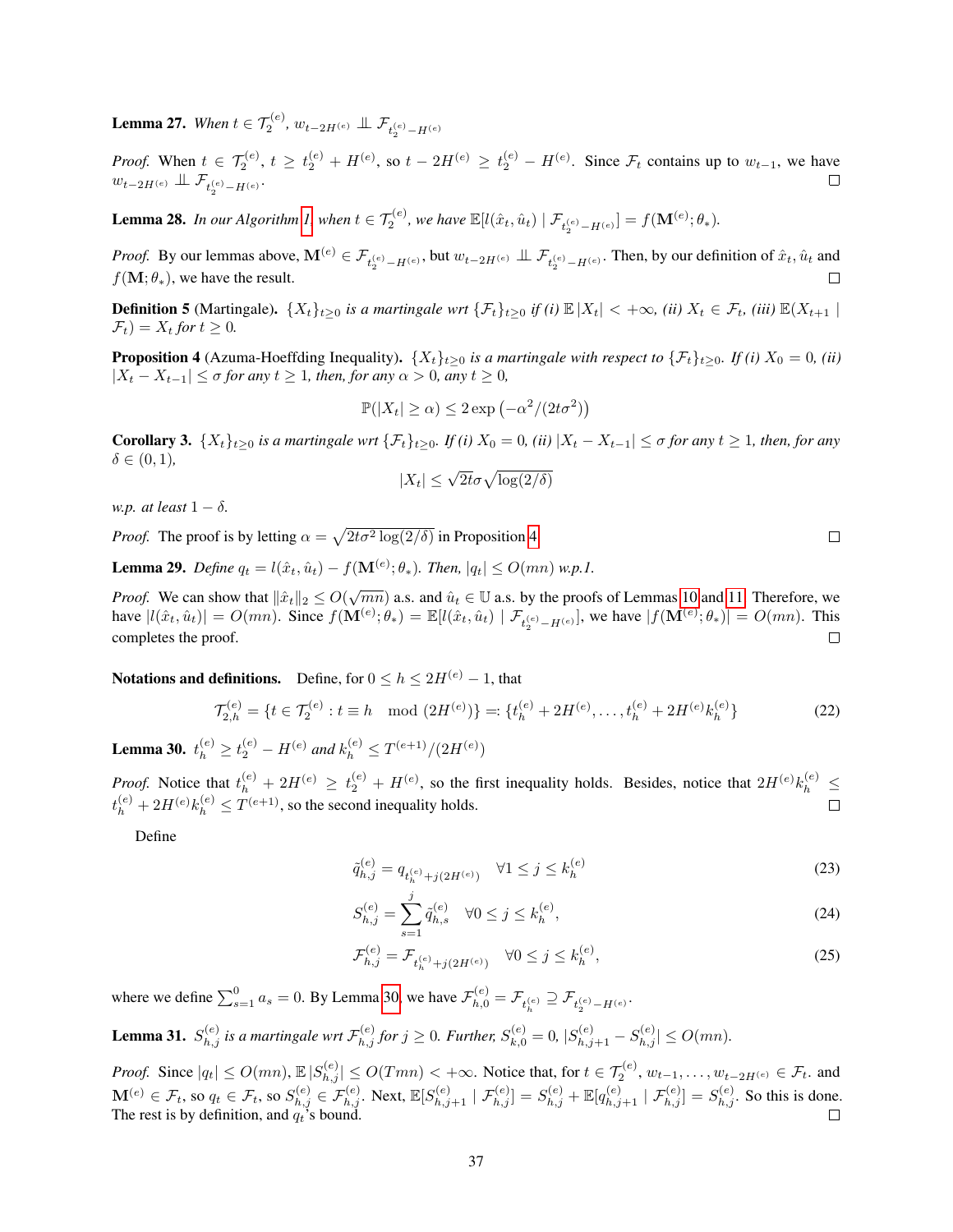**Lemma 27.** *When $t \in \mathcal{T}_2^{(e)}$, $w_{t-2H^{(e)}} \perp\!\!\!\perp \mathcal{F}_{t_2^{(e)}-H^{(e)}}$*

*Proof.* When $t \in \mathcal{T}_2^{(e)}$, $t \geq t_2^{(e)} + H^{(e)}$, so $t - 2H^{(e)} \geq t_2^{(e)} - H^{(e)}$. Since $\mathcal{F}_t$ contains up to $w_{t-1}$, we have $w_{t-2H^{(e)}} \perp\!\!\!\perp \mathcal{F}_{t_2^{(e)}-H^{(e)}}$. □

**Lemma 28.** *In our Algorithm 1, when $t \in \mathcal{T}_2^{(e)}$, we have $\mathbb{E}[l(\hat{x}_t, \hat{u}_t) \mid \mathcal{F}_{t_2^{(e)}-H^{(e)}}] = f(\mathbf{M}^{(e)}; \theta_*)$.*

*Proof.* By our lemmas above, $\mathbf{M}^{(e)} \in \mathcal{F}_{t_2^{(e)}-H^{(e)}}$, but $w_{t-2H^{(e)}} \perp\!\!\!\perp \mathcal{F}_{t_2^{(e)}-H^{(e)}}$. Then, by our definition of $\hat{x}_t, \hat{u}_t$ and $f(\mathbf{M}; \theta_*)$, we have the result. □

**Definition 5** (Martingale). *$\{X_t\}_{t\geq 0}$ is a martingale wrt $\{\mathcal{F}_t\}_{t\geq 0}$ if (i) $\mathbb{E}\,|X_t| < +\infty$, (ii) $X_t \in \mathcal{F}_t$, (iii) $\mathbb{E}(X_{t+1} \mid \mathcal{F}_t) = X_t$ for $t \geq 0$.*

**Proposition 4** (Azuma-Hoeffding Inequality). *$\{X_t\}_{t\geq 0}$ is a martingale with respect to $\{\mathcal{F}_t\}_{t\geq 0}$. If (i) $X_0 = 0$, (ii) $|X_t - X_{t-1}| \leq \sigma$ for any $t \geq 1$, then, for any $\alpha > 0$, any $t \geq 0$,*

$$\mathbb{P}(|X_t| \geq \alpha) \leq 2\exp\left(-\alpha^2/(2t\sigma^2)\right)$$

**Corollary 3.** *$\{X_t\}_{t\geq 0}$ is a martingale wrt $\{\mathcal{F}_t\}_{t\geq 0}$. If (i) $X_0 = 0$, (ii) $|X_t - X_{t-1}| \leq \sigma$ for any $t \geq 1$, then, for any $\delta \in (0, 1)$,*

$$|X_t| \leq \sqrt{2t}\sigma\sqrt{\log(2/\delta)}$$

*w.p. at least $1 - \delta$.*

*Proof.* The proof is by letting $\alpha = \sqrt{2t\sigma^2 \log(2/\delta)}$ in Proposition 4. □

**Lemma 29.** *Define $q_t = l(\hat{x}_t, \hat{u}_t) - f(\mathbf{M}^{(e)}; \theta_*)$. Then, $|q_t| \leq O(mn)$ w.p.1.*

*Proof.* We can show that $\|\hat{x}_t\|_2 \leq O(\sqrt{mn})$ a.s. and $\hat{u}_t \in \mathbb{U}$ a.s. by the proofs of Lemmas 10 and 11. Therefore, we have $|l(\hat{x}_t, \hat{u}_t)| = O(mn)$. Since $f(\mathbf{M}^{(e)}; \theta_*) = \mathbb{E}[l(\hat{x}_t, \hat{u}_t) \mid \mathcal{F}_{t_2^{(e)}-H^{(e)}}]$, we have $|f(\mathbf{M}^{(e)}; \theta_*)| = O(mn)$. This completes the proof. □

**Notations and definitions.** Define, for $0 \leq h \leq 2H^{(e)} - 1$, that

$$\mathcal{T}_{2,h}^{(e)} = \{t \in \mathcal{T}_2^{(e)} : t \equiv h \mod (2H^{(e)})\} =: \{t_h^{(e)} + 2H^{(e)}, \ldots, t_h^{(e)} + 2H^{(e)}k_h^{(e)}\} \tag{22}$$

**Lemma 30.** *$t_h^{(e)} \geq t_2^{(e)} - H^{(e)}$ and $k_h^{(e)} \leq T^{(e+1)}/(2H^{(e)})$*

*Proof.* Notice that $t_h^{(e)} + 2H^{(e)} \geq t_2^{(e)} + H^{(e)}$, so the first inequality holds. Besides, notice that $2H^{(e)}k_h^{(e)} \leq t_h^{(e)} + 2H^{(e)}k_h^{(e)} \leq T^{(e+1)}$, so the second inequality holds. □

Define

$$\tilde{q}_{h,j}^{(e)} = q_{t_h^{(e)}+j(2H^{(e)})} \quad \forall 1 \leq j \leq k_h^{(e)} \tag{23}$$

$$S_{h,j}^{(e)} = \sum_{s=1}^{j} \tilde{q}_{h,s}^{(e)} \quad \forall 0 \leq j \leq k_h^{(e)}, \tag{24}$$

$$\mathcal{F}_{h,j}^{(e)} = \mathcal{F}_{t_h^{(e)}+j(2H^{(e)})} \quad \forall 0 \leq j \leq k_h^{(e)}, \tag{25}$$

where we define $\sum_{s=1}^{0} a_s = 0$. By Lemma 30, we have $\mathcal{F}_{h,0}^{(e)} = \mathcal{F}_{t_h^{(e)}} \supseteq \mathcal{F}_{t_2^{(e)}-H^{(e)}}$.

**Lemma 31.** *$S_{h,j}^{(e)}$ is a martingale wrt $\mathcal{F}_{h,j}^{(e)}$ for $j \geq 0$. Further, $S_{k,0}^{(e)} = 0$, $|S_{h,j+1}^{(e)} - S_{h,j}^{(e)}| \leq O(mn)$.*

*Proof.* Since $|q_t| \leq O(mn)$, $\mathbb{E}\,|S_{h,j}^{(e)}| \leq O(Tmn) < +\infty$. Notice that, for $t \in \mathcal{T}_2^{(e)}$, $w_{t-1}, \ldots, w_{t-2H^{(e)}} \in \mathcal{F}_t$. and $\mathbf{M}^{(e)} \in \mathcal{F}_t$, so $q_t \in \mathcal{F}_t$, so $S_{h,j}^{(e)} \in \mathcal{F}_{h,j}^{(e)}$. Next, $\mathbb{E}[S_{h,j+1}^{(e)} \mid \mathcal{F}_{h,j}^{(e)}] = S_{h,j}^{(e)} + \mathbb{E}[q_{h,j+1}^{(e)} \mid \mathcal{F}_{h,j}^{(e)}] = S_{h,j}^{(e)}$. So this is done. The rest is by definition, and $q_t$'s bound. □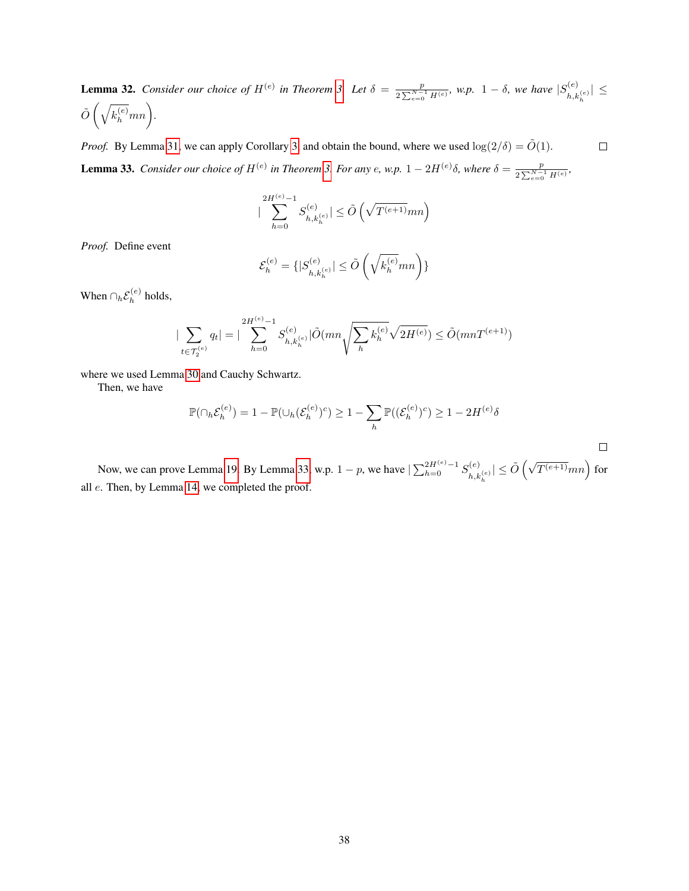**Lemma 32.** *Consider our choice of $H^{(e)}$ in Theorem 3. Let $\delta = \frac{p}{2\sum_{e=0}^{N-1} H^{(e)}}$, w.p. $1-\delta$, we have $|S^{(e)}_{h,k_h^{(e)}}| \leq \tilde{O}\left(\sqrt{k_h^{(e)}}mn\right)$.*

*Proof.* By Lemma 31, we can apply Corollary 3 and obtain the bound, where we used $\log(2/\delta) = \tilde{O}(1)$. □

**Lemma 33.** *Consider our choice of $H^{(e)}$ in Theorem 3. For any $e$, w.p. $1 - 2H^{(e)}\delta$, where $\delta = \frac{p}{2\sum_{e=0}^{N-1} H^{(e)}}$,*

$$|\sum_{h=0}^{2H^{(e)}-1} S^{(e)}_{h,k_h^{(e)}}| \leq \tilde{O}\left(\sqrt{T^{(e+1)}}mn\right)$$

*Proof.* Define event

$$\mathcal{E}_h^{(e)} = \{|S^{(e)}_{h,k_h^{(e)}}| \leq \tilde{O}\left(\sqrt{k_h^{(e)}}mn\right)\}$$

When $\cap_h \mathcal{E}_h^{(e)}$ holds,

$$|\sum_{t\in\mathcal{T}_2^{(e)}} q_t| = |\sum_{h=0}^{2H^{(e)}-1} S^{(e)}_{h,k_h^{(e)}}|\tilde{O}(mn\sqrt{\sum_h k_h^{(e)}}\sqrt{2H^{(e)}}) \leq \tilde{O}(mnT^{(e+1)})$$

where we used Lemma 30 and Cauchy Schwartz.

Then, we have

$$\mathbb{P}(\cap_h \mathcal{E}_h^{(e)}) = 1 - \mathbb{P}(\cup_h (\mathcal{E}_h^{(e)})^c) \geq 1 - \sum_h \mathbb{P}((\mathcal{E}_h^{(e)})^c) \geq 1 - 2H^{(e)}\delta$$

□

Now, we can prove Lemma 19. By Lemma 33, w.p. $1-p$, we have $|\sum_{h=0}^{2H^{(e)}-1} S^{(e)}_{h,k_h^{(e)}}| \leq \tilde{O}\left(\sqrt{T^{(e+1)}}mn\right)$ for all $e$. Then, by Lemma 14, we completed the proof.